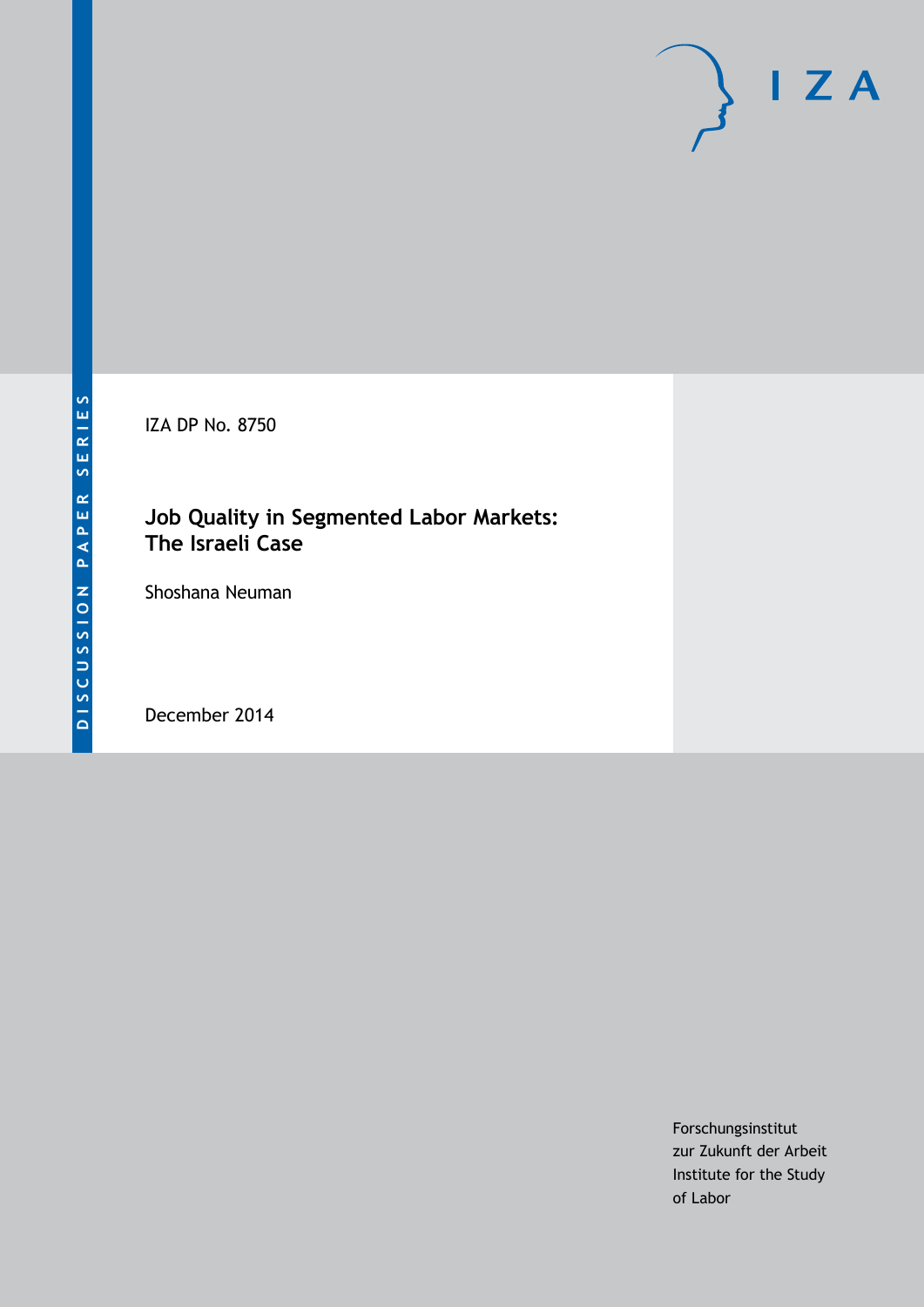DISCUSSION PAPER SERIES

IZA DP No. 8750

# Job Quality in Segmented Labor Markets: The Israeli Case

Shoshana Neuman

December 2014

Forschungsinstitut
zur Zukunft der Arbeit
Institute for the Study
of Labor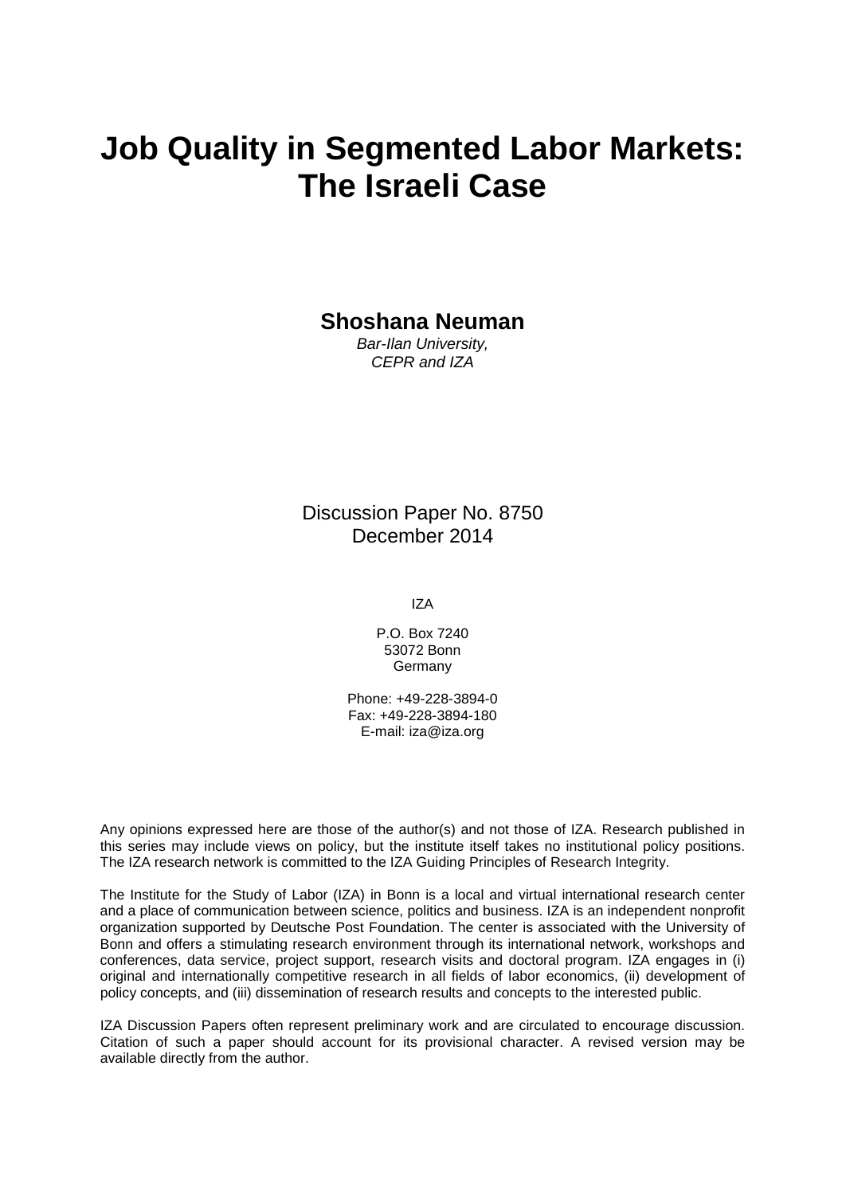# Job Quality in Segmented Labor Markets: The Israeli Case

**Shoshana Neuman**
*Bar-Ilan University, CEPR and IZA*

Discussion Paper No. 8750
December 2014

IZA

P.O. Box 7240
53072 Bonn
Germany

Phone: +49-228-3894-0
Fax: +49-228-3894-180
E-mail: iza@iza.org

Any opinions expressed here are those of the author(s) and not those of IZA. Research published in this series may include views on policy, but the institute itself takes no institutional policy positions. The IZA research network is committed to the IZA Guiding Principles of Research Integrity.

The Institute for the Study of Labor (IZA) in Bonn is a local and virtual international research center and a place of communication between science, politics and business. IZA is an independent nonprofit organization supported by Deutsche Post Foundation. The center is associated with the University of Bonn and offers a stimulating research environment through its international network, workshops and conferences, data service, project support, research visits and doctoral program. IZA engages in (i) original and internationally competitive research in all fields of labor economics, (ii) development of policy concepts, and (iii) dissemination of research results and concepts to the interested public.

IZA Discussion Papers often represent preliminary work and are circulated to encourage discussion. Citation of such a paper should account for its provisional character. A revised version may be available directly from the author.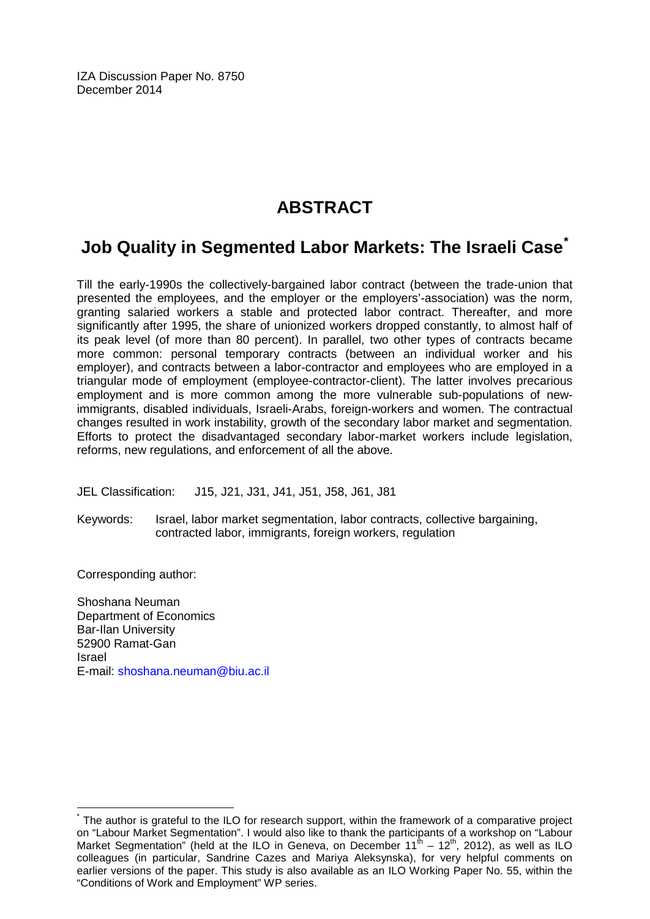IZA Discussion Paper No. 8750
December 2014

# ABSTRACT

## Job Quality in Segmented Labor Markets: The Israeli Case*

Till the early-1990s the collectively-bargained labor contract (between the trade-union that presented the employees, and the employer or the employers'-association) was the norm, granting salaried workers a stable and protected labor contract. Thereafter, and more significantly after 1995, the share of unionized workers dropped constantly, to almost half of its peak level (of more than 80 percent). In parallel, two other types of contracts became more common: personal temporary contracts (between an individual worker and his employer), and contracts between a labor-contractor and employees who are employed in a triangular mode of employment (employee-contractor-client). The latter involves precarious employment and is more common among the more vulnerable sub-populations of new-immigrants, disabled individuals, Israeli-Arabs, foreign-workers and women. The contractual changes resulted in work instability, growth of the secondary labor market and segmentation. Efforts to protect the disadvantaged secondary labor-market workers include legislation, reforms, new regulations, and enforcement of all the above.

JEL Classification: J15, J21, J31, J41, J51, J58, J61, J81

Keywords: Israel, labor market segmentation, labor contracts, collective bargaining, contracted labor, immigrants, foreign workers, regulation

Corresponding author:

Shoshana Neuman
Department of Economics
Bar-Ilan University
52900 Ramat-Gan
Israel
E-mail: shoshana.neuman@biu.ac.il

---

* The author is grateful to the ILO for research support, within the framework of a comparative project on "Labour Market Segmentation". I would also like to thank the participants of a workshop on "Labour Market Segmentation" (held at the ILO in Geneva, on December 11th – 12th, 2012), as well as ILO colleagues (in particular, Sandrine Cazes and Mariya Aleksynska), for very helpful comments on earlier versions of the paper. This study is also available as an ILO Working Paper No. 55, within the "Conditions of Work and Employment" WP series.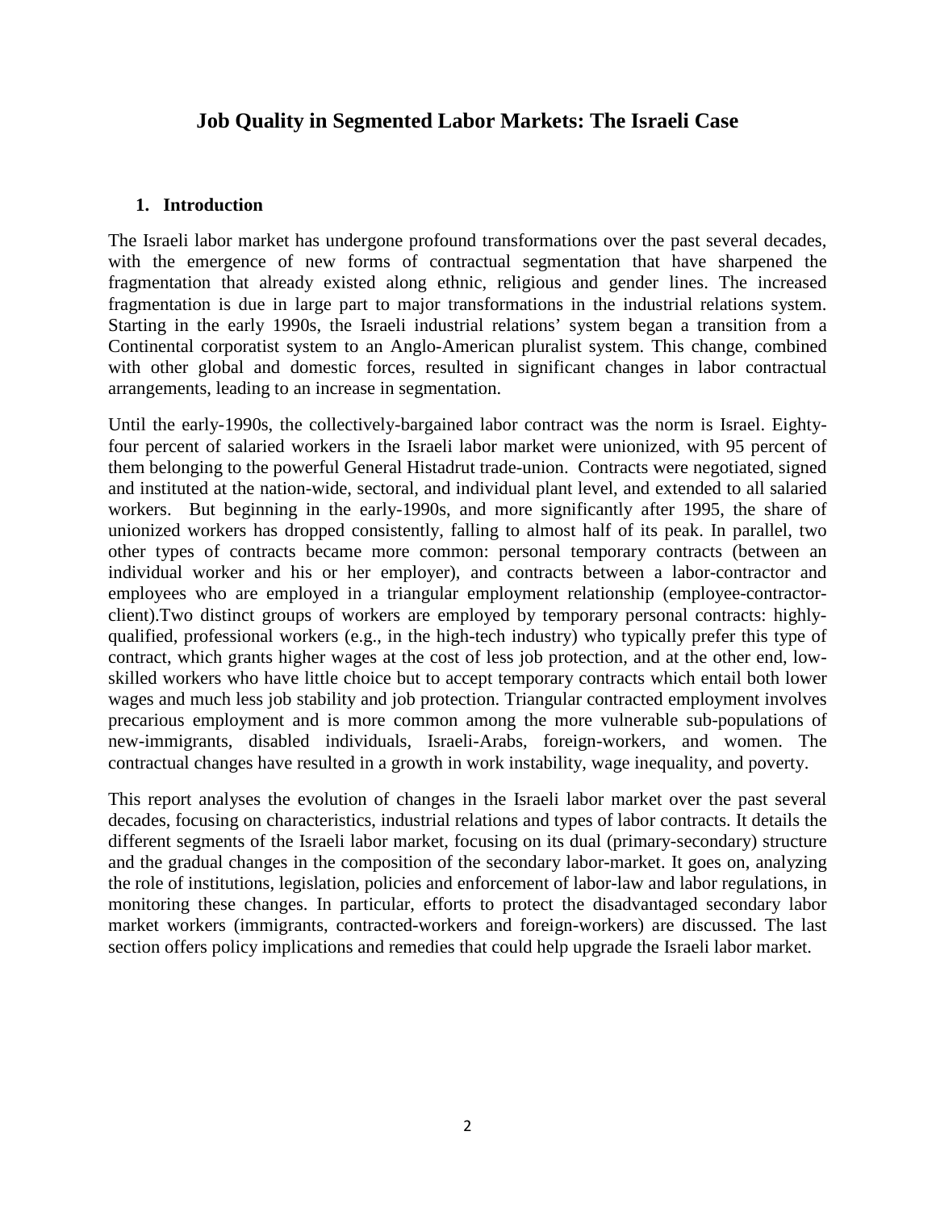# Job Quality in Segmented Labor Markets: The Israeli Case

## 1. Introduction

The Israeli labor market has undergone profound transformations over the past several decades, with the emergence of new forms of contractual segmentation that have sharpened the fragmentation that already existed along ethnic, religious and gender lines. The increased fragmentation is due in large part to major transformations in the industrial relations system. Starting in the early 1990s, the Israeli industrial relations' system began a transition from a Continental corporatist system to an Anglo-American pluralist system. This change, combined with other global and domestic forces, resulted in significant changes in labor contractual arrangements, leading to an increase in segmentation.

Until the early-1990s, the collectively-bargained labor contract was the norm is Israel. Eighty-four percent of salaried workers in the Israeli labor market were unionized, with 95 percent of them belonging to the powerful General Histadrut trade-union. Contracts were negotiated, signed and instituted at the nation-wide, sectoral, and individual plant level, and extended to all salaried workers. But beginning in the early-1990s, and more significantly after 1995, the share of unionized workers has dropped consistently, falling to almost half of its peak. In parallel, two other types of contracts became more common: personal temporary contracts (between an individual worker and his or her employer), and contracts between a labor-contractor and employees who are employed in a triangular employment relationship (employee-contractor-client).Two distinct groups of workers are employed by temporary personal contracts: highly-qualified, professional workers (e.g., in the high-tech industry) who typically prefer this type of contract, which grants higher wages at the cost of less job protection, and at the other end, low-skilled workers who have little choice but to accept temporary contracts which entail both lower wages and much less job stability and job protection. Triangular contracted employment involves precarious employment and is more common among the more vulnerable sub-populations of new-immigrants, disabled individuals, Israeli-Arabs, foreign-workers, and women. The contractual changes have resulted in a growth in work instability, wage inequality, and poverty.

This report analyses the evolution of changes in the Israeli labor market over the past several decades, focusing on characteristics, industrial relations and types of labor contracts. It details the different segments of the Israeli labor market, focusing on its dual (primary-secondary) structure and the gradual changes in the composition of the secondary labor-market. It goes on, analyzing the role of institutions, legislation, policies and enforcement of labor-law and labor regulations, in monitoring these changes. In particular, efforts to protect the disadvantaged secondary labor market workers (immigrants, contracted-workers and foreign-workers) are discussed. The last section offers policy implications and remedies that could help upgrade the Israeli labor market.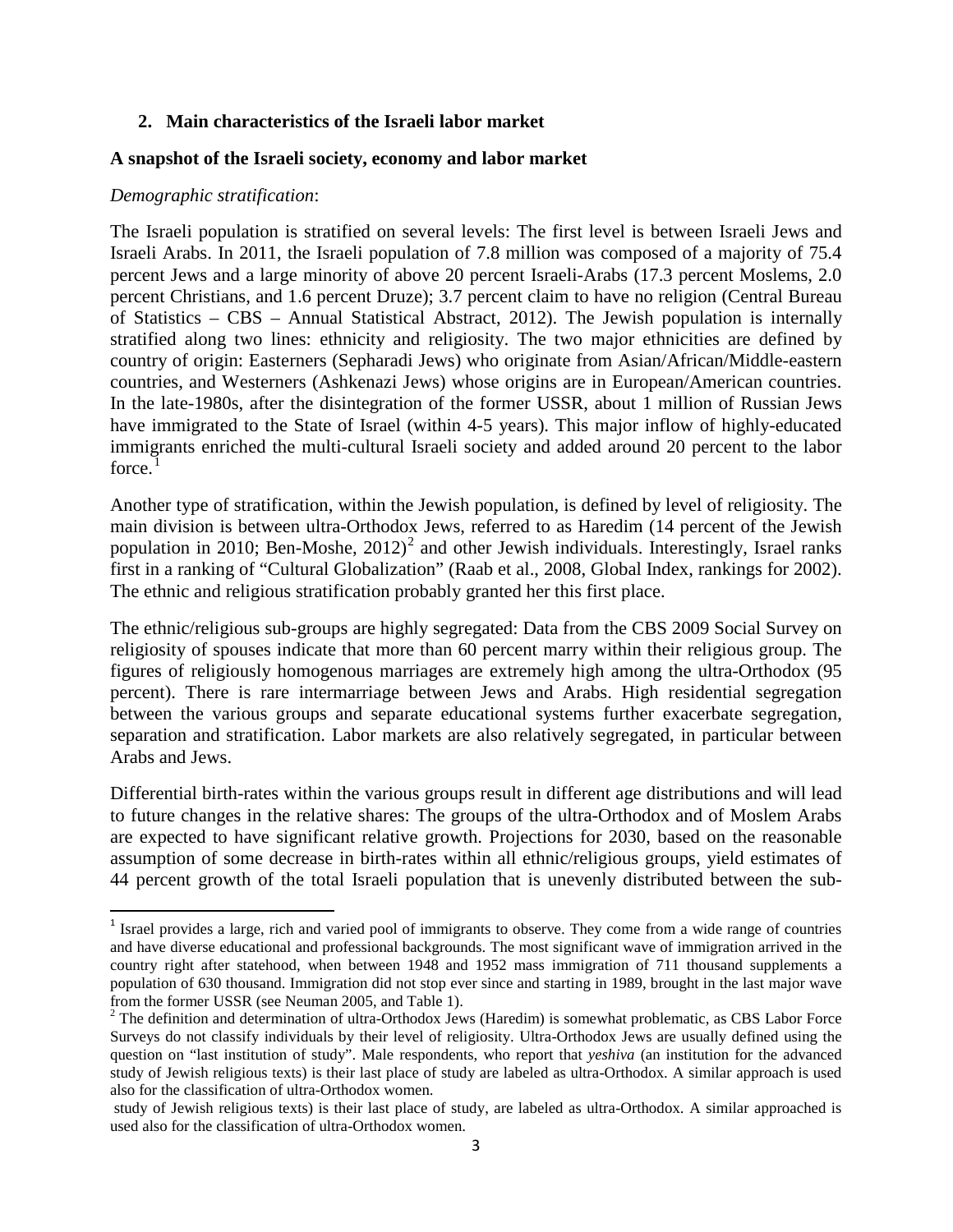## 2. Main characteristics of the Israeli labor market

### A snapshot of the Israeli society, economy and labor market

*Demographic stratification*:

The Israeli population is stratified on several levels: The first level is between Israeli Jews and Israeli Arabs. In 2011, the Israeli population of 7.8 million was composed of a majority of 75.4 percent Jews and a large minority of above 20 percent Israeli-Arabs (17.3 percent Moslems, 2.0 percent Christians, and 1.6 percent Druze); 3.7 percent claim to have no religion (Central Bureau of Statistics – CBS – Annual Statistical Abstract, 2012). The Jewish population is internally stratified along two lines: ethnicity and religiosity. The two major ethnicities are defined by country of origin: Easterners (Sepharadi Jews) who originate from Asian/African/Middle-eastern countries, and Westerners (Ashkenazi Jews) whose origins are in European/American countries. In the late-1980s, after the disintegration of the former USSR, about 1 million of Russian Jews have immigrated to the State of Israel (within 4-5 years). This major inflow of highly-educated immigrants enriched the multi-cultural Israeli society and added around 20 percent to the labor force.[1]

Another type of stratification, within the Jewish population, is defined by level of religiosity. The main division is between ultra-Orthodox Jews, referred to as Haredim (14 percent of the Jewish population in 2010; Ben-Moshe, 2012)[2] and other Jewish individuals. Interestingly, Israel ranks first in a ranking of "Cultural Globalization" (Raab et al., 2008, Global Index, rankings for 2002). The ethnic and religious stratification probably granted her this first place.

The ethnic/religious sub-groups are highly segregated: Data from the CBS 2009 Social Survey on religiosity of spouses indicate that more than 60 percent marry within their religious group. The figures of religiously homogenous marriages are extremely high among the ultra-Orthodox (95 percent). There is rare intermarriage between Jews and Arabs. High residential segregation between the various groups and separate educational systems further exacerbate segregation, separation and stratification. Labor markets are also relatively segregated, in particular between Arabs and Jews.

Differential birth-rates within the various groups result in different age distributions and will lead to future changes in the relative shares: The groups of the ultra-Orthodox and of Moslem Arabs are expected to have significant relative growth. Projections for 2030, based on the reasonable assumption of some decrease in birth-rates within all ethnic/religious groups, yield estimates of 44 percent growth of the total Israeli population that is unevenly distributed between the sub-

---

[1] Israel provides a large, rich and varied pool of immigrants to observe. They come from a wide range of countries and have diverse educational and professional backgrounds. The most significant wave of immigration arrived in the country right after statehood, when between 1948 and 1952 mass immigration of 711 thousand supplements a population of 630 thousand. Immigration did not stop ever since and starting in 1989, brought in the last major wave from the former USSR (see Neuman 2005, and Table 1).

[2] The definition and determination of ultra-Orthodox Jews (Haredim) is somewhat problematic, as CBS Labor Force Surveys do not classify individuals by their level of religiosity. Ultra-Orthodox Jews are usually defined using the question on "last institution of study". Male respondents, who report that *yeshiva* (an institution for the advanced study of Jewish religious texts) is their last place of study are labeled as ultra-Orthodox. A similar approach is used also for the classification of ultra-Orthodox women.

study of Jewish religious texts) is their last place of study, are labeled as ultra-Orthodox. A similar approached is used also for the classification of ultra-Orthodox women.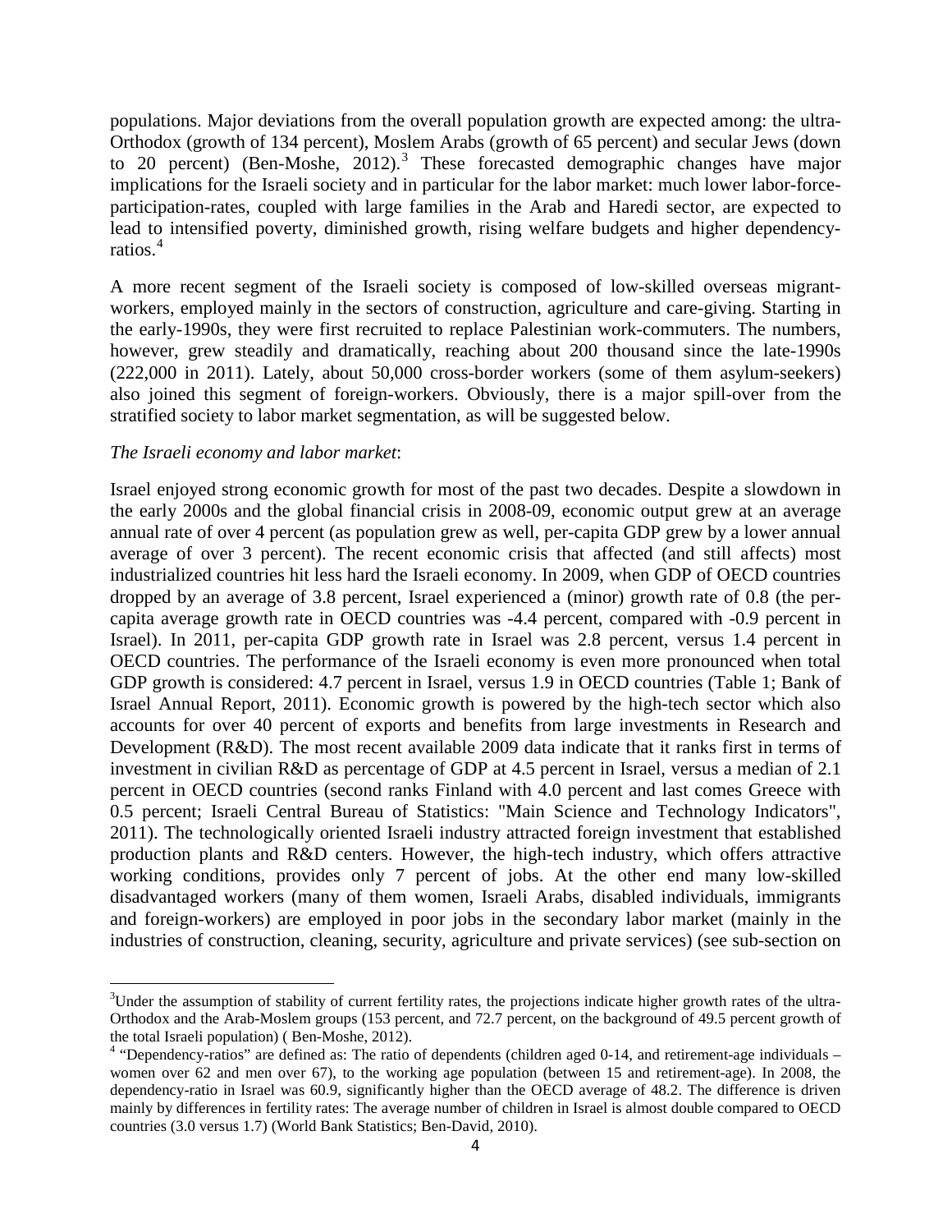populations. Major deviations from the overall population growth are expected among: the ultra-Orthodox (growth of 134 percent), Moslem Arabs (growth of 65 percent) and secular Jews (down to 20 percent) (Ben-Moshe, 2012).[3] These forecasted demographic changes have major implications for the Israeli society and in particular for the labor market: much lower labor-force-participation-rates, coupled with large families in the Arab and Haredi sector, are expected to lead to intensified poverty, diminished growth, rising welfare budgets and higher dependency-ratios.[4]

A more recent segment of the Israeli society is composed of low-skilled overseas migrant-workers, employed mainly in the sectors of construction, agriculture and care-giving. Starting in the early-1990s, they were first recruited to replace Palestinian work-commuters. The numbers, however, grew steadily and dramatically, reaching about 200 thousand since the late-1990s (222,000 in 2011). Lately, about 50,000 cross-border workers (some of them asylum-seekers) also joined this segment of foreign-workers. Obviously, there is a major spill-over from the stratified society to labor market segmentation, as will be suggested below.

*The Israeli economy and labor market*:

Israel enjoyed strong economic growth for most of the past two decades. Despite a slowdown in the early 2000s and the global financial crisis in 2008-09, economic output grew at an average annual rate of over 4 percent (as population grew as well, per-capita GDP grew by a lower annual average of over 3 percent). The recent economic crisis that affected (and still affects) most industrialized countries hit less hard the Israeli economy. In 2009, when GDP of OECD countries dropped by an average of 3.8 percent, Israel experienced a (minor) growth rate of 0.8 (the per-capita average growth rate in OECD countries was -4.4 percent, compared with -0.9 percent in Israel). In 2011, per-capita GDP growth rate in Israel was 2.8 percent, versus 1.4 percent in OECD countries. The performance of the Israeli economy is even more pronounced when total GDP growth is considered: 4.7 percent in Israel, versus 1.9 in OECD countries (Table 1; Bank of Israel Annual Report, 2011). Economic growth is powered by the high-tech sector which also accounts for over 40 percent of exports and benefits from large investments in Research and Development (R&D). The most recent available 2009 data indicate that it ranks first in terms of investment in civilian R&D as percentage of GDP at 4.5 percent in Israel, versus a median of 2.1 percent in OECD countries (second ranks Finland with 4.0 percent and last comes Greece with 0.5 percent; Israeli Central Bureau of Statistics: "Main Science and Technology Indicators", 2011). The technologically oriented Israeli industry attracted foreign investment that established production plants and R&D centers. However, the high-tech industry, which offers attractive working conditions, provides only 7 percent of jobs. At the other end many low-skilled disadvantaged workers (many of them women, Israeli Arabs, disabled individuals, immigrants and foreign-workers) are employed in poor jobs in the secondary labor market (mainly in the industries of construction, cleaning, security, agriculture and private services) (see sub-section on

---

[3] Under the assumption of stability of current fertility rates, the projections indicate higher growth rates of the ultra-Orthodox and the Arab-Moslem groups (153 percent, and 72.7 percent, on the background of 49.5 percent growth of the total Israeli population) ( Ben-Moshe, 2012).

[4] "Dependency-ratios" are defined as: The ratio of dependents (children aged 0-14, and retirement-age individuals – women over 62 and men over 67), to the working age population (between 15 and retirement-age). In 2008, the dependency-ratio in Israel was 60.9, significantly higher than the OECD average of 48.2. The difference is driven mainly by differences in fertility rates: The average number of children in Israel is almost double compared to OECD countries (3.0 versus 1.7) (World Bank Statistics; Ben-David, 2010).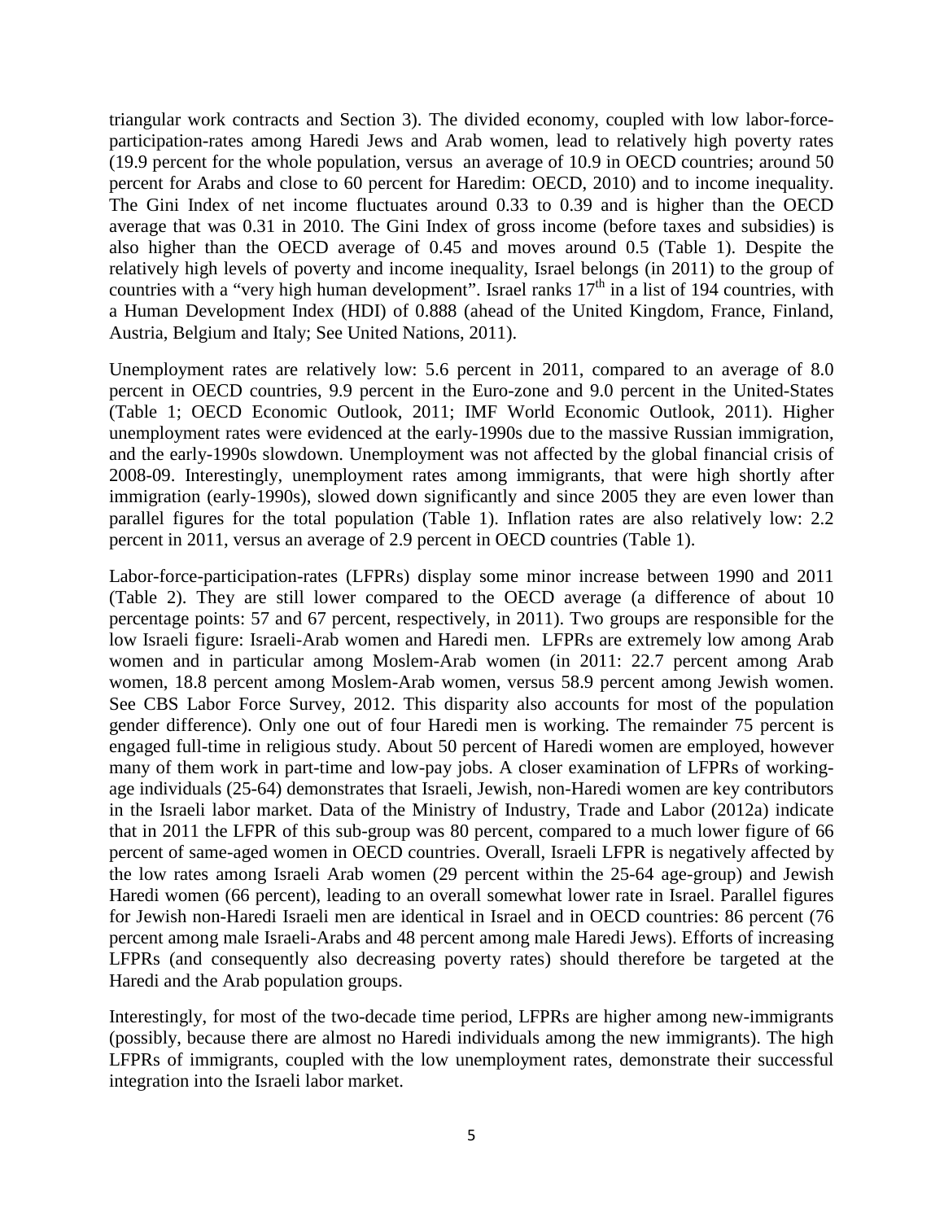triangular work contracts and Section 3). The divided economy, coupled with low labor-force-participation-rates among Haredi Jews and Arab women, lead to relatively high poverty rates (19.9 percent for the whole population, versus an average of 10.9 in OECD countries; around 50 percent for Arabs and close to 60 percent for Haredim: OECD, 2010) and to income inequality. The Gini Index of net income fluctuates around 0.33 to 0.39 and is higher than the OECD average that was 0.31 in 2010. The Gini Index of gross income (before taxes and subsidies) is also higher than the OECD average of 0.45 and moves around 0.5 (Table 1). Despite the relatively high levels of poverty and income inequality, Israel belongs (in 2011) to the group of countries with a "very high human development". Israel ranks 17th in a list of 194 countries, with a Human Development Index (HDI) of 0.888 (ahead of the United Kingdom, France, Finland, Austria, Belgium and Italy; See United Nations, 2011).

Unemployment rates are relatively low: 5.6 percent in 2011, compared to an average of 8.0 percent in OECD countries, 9.9 percent in the Euro-zone and 9.0 percent in the United-States (Table 1; OECD Economic Outlook, 2011; IMF World Economic Outlook, 2011). Higher unemployment rates were evidenced at the early-1990s due to the massive Russian immigration, and the early-1990s slowdown. Unemployment was not affected by the global financial crisis of 2008-09. Interestingly, unemployment rates among immigrants, that were high shortly after immigration (early-1990s), slowed down significantly and since 2005 they are even lower than parallel figures for the total population (Table 1). Inflation rates are also relatively low: 2.2 percent in 2011, versus an average of 2.9 percent in OECD countries (Table 1).

Labor-force-participation-rates (LFPRs) display some minor increase between 1990 and 2011 (Table 2). They are still lower compared to the OECD average (a difference of about 10 percentage points: 57 and 67 percent, respectively, in 2011). Two groups are responsible for the low Israeli figure: Israeli-Arab women and Haredi men. LFPRs are extremely low among Arab women and in particular among Moslem-Arab women (in 2011: 22.7 percent among Arab women, 18.8 percent among Moslem-Arab women, versus 58.9 percent among Jewish women. See CBS Labor Force Survey, 2012. This disparity also accounts for most of the population gender difference). Only one out of four Haredi men is working. The remainder 75 percent is engaged full-time in religious study. About 50 percent of Haredi women are employed, however many of them work in part-time and low-pay jobs. A closer examination of LFPRs of working-age individuals (25-64) demonstrates that Israeli, Jewish, non-Haredi women are key contributors in the Israeli labor market. Data of the Ministry of Industry, Trade and Labor (2012a) indicate that in 2011 the LFPR of this sub-group was 80 percent, compared to a much lower figure of 66 percent of same-aged women in OECD countries. Overall, Israeli LFPR is negatively affected by the low rates among Israeli Arab women (29 percent within the 25-64 age-group) and Jewish Haredi women (66 percent), leading to an overall somewhat lower rate in Israel. Parallel figures for Jewish non-Haredi Israeli men are identical in Israel and in OECD countries: 86 percent (76 percent among male Israeli-Arabs and 48 percent among male Haredi Jews). Efforts of increasing LFPRs (and consequently also decreasing poverty rates) should therefore be targeted at the Haredi and the Arab population groups.

Interestingly, for most of the two-decade time period, LFPRs are higher among new-immigrants (possibly, because there are almost no Haredi individuals among the new immigrants). The high LFPRs of immigrants, coupled with the low unemployment rates, demonstrate their successful integration into the Israeli labor market.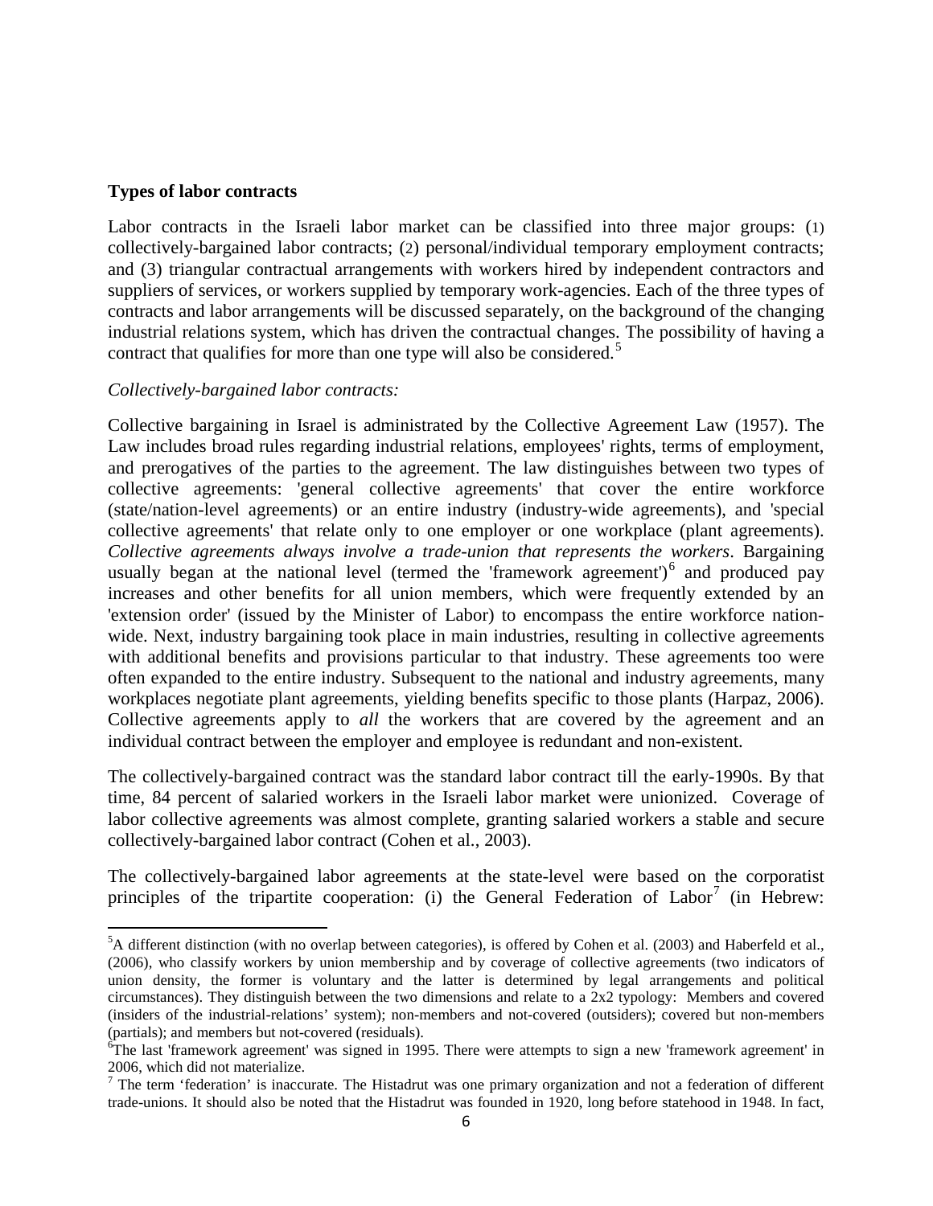**Types of labor contracts**

Labor contracts in the Israeli labor market can be classified into three major groups: (1) collectively-bargained labor contracts; (2) personal/individual temporary employment contracts; and (3) triangular contractual arrangements with workers hired by independent contractors and suppliers of services, or workers supplied by temporary work-agencies. Each of the three types of contracts and labor arrangements will be discussed separately, on the background of the changing industrial relations system, which has driven the contractual changes. The possibility of having a contract that qualifies for more than one type will also be considered.[5]

*Collectively-bargained labor contracts:*

Collective bargaining in Israel is administrated by the Collective Agreement Law (1957). The Law includes broad rules regarding industrial relations, employees' rights, terms of employment, and prerogatives of the parties to the agreement. The law distinguishes between two types of collective agreements: 'general collective agreements' that cover the entire workforce (state/nation-level agreements) or an entire industry (industry-wide agreements), and 'special collective agreements' that relate only to one employer or one workplace (plant agreements). *Collective agreements always involve a trade-union that represents the workers*. Bargaining usually began at the national level (termed the 'framework agreement')[6] and produced pay increases and other benefits for all union members, which were frequently extended by an 'extension order' (issued by the Minister of Labor) to encompass the entire workforce nation-wide. Next, industry bargaining took place in main industries, resulting in collective agreements with additional benefits and provisions particular to that industry. These agreements too were often expanded to the entire industry. Subsequent to the national and industry agreements, many workplaces negotiate plant agreements, yielding benefits specific to those plants (Harpaz, 2006). Collective agreements apply to *all* the workers that are covered by the agreement and an individual contract between the employer and employee is redundant and non-existent.

The collectively-bargained contract was the standard labor contract till the early-1990s. By that time, 84 percent of salaried workers in the Israeli labor market were unionized. Coverage of labor collective agreements was almost complete, granting salaried workers a stable and secure collectively-bargained labor contract (Cohen et al., 2003).

The collectively-bargained labor agreements at the state-level were based on the corporatist principles of the tripartite cooperation: (i) the General Federation of Labor[7] (in Hebrew:

---

[5] A different distinction (with no overlap between categories), is offered by Cohen et al. (2003) and Haberfeld et al., (2006), who classify workers by union membership and by coverage of collective agreements (two indicators of union density, the former is voluntary and the latter is determined by legal arrangements and political circumstances). They distinguish between the two dimensions and relate to a 2x2 typology: Members and covered (insiders of the industrial-relations' system); non-members and not-covered (outsiders); covered but non-members (partials); and members but not-covered (residuals).

[6] The last 'framework agreement' was signed in 1995. There were attempts to sign a new 'framework agreement' in 2006, which did not materialize.

[7] The term 'federation' is inaccurate. The Histadrut was one primary organization and not a federation of different trade-unions. It should also be noted that the Histadrut was founded in 1920, long before statehood in 1948. In fact,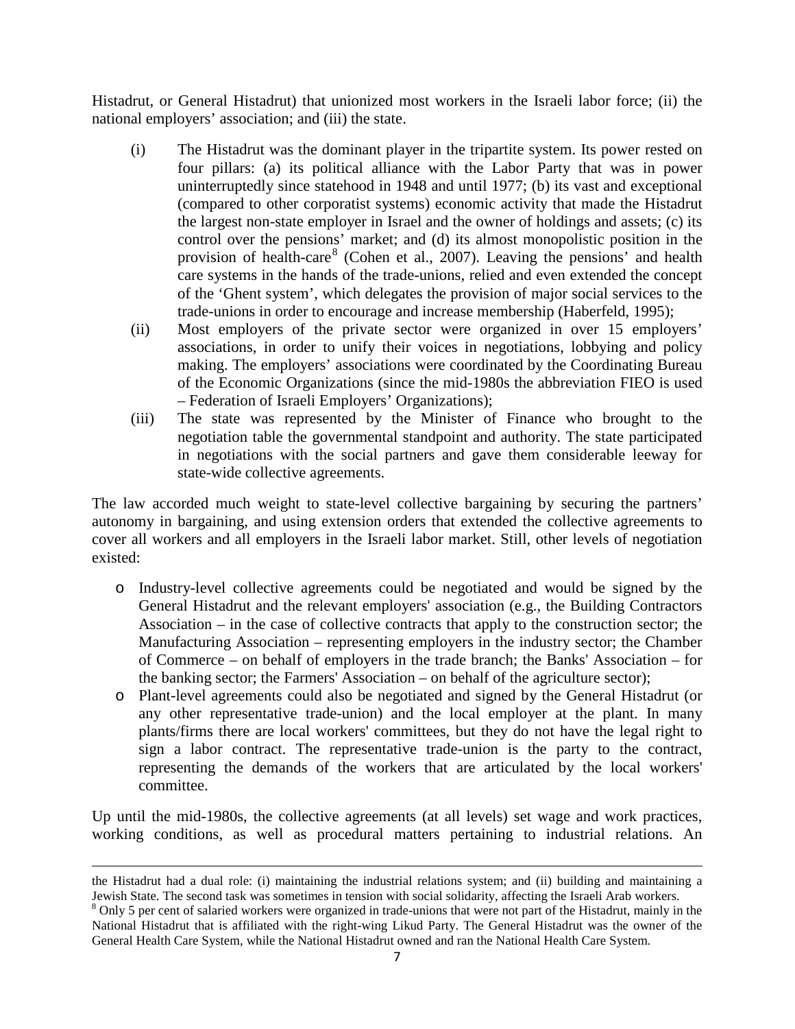Histadrut, or General Histadrut) that unionized most workers in the Israeli labor force; (ii) the national employers' association; and (iii) the state.

(i) The Histadrut was the dominant player in the tripartite system. Its power rested on four pillars: (a) its political alliance with the Labor Party that was in power uninterruptedly since statehood in 1948 and until 1977; (b) its vast and exceptional (compared to other corporatist systems) economic activity that made the Histadrut the largest non-state employer in Israel and the owner of holdings and assets; (c) its control over the pensions' market; and (d) its almost monopolistic position in the provision of health-care[8] (Cohen et al., 2007). Leaving the pensions' and health care systems in the hands of the trade-unions, relied and even extended the concept of the 'Ghent system', which delegates the provision of major social services to the trade-unions in order to encourage and increase membership (Haberfeld, 1995);

(ii) Most employers of the private sector were organized in over 15 employers' associations, in order to unify their voices in negotiations, lobbying and policy making. The employers' associations were coordinated by the Coordinating Bureau of the Economic Organizations (since the mid-1980s the abbreviation FIEO is used – Federation of Israeli Employers' Organizations);

(iii) The state was represented by the Minister of Finance who brought to the negotiation table the governmental standpoint and authority. The state participated in negotiations with the social partners and gave them considerable leeway for state-wide collective agreements.

The law accorded much weight to state-level collective bargaining by securing the partners' autonomy in bargaining, and using extension orders that extended the collective agreements to cover all workers and all employers in the Israeli labor market. Still, other levels of negotiation existed:

- Industry-level collective agreements could be negotiated and would be signed by the General Histadrut and the relevant employers' association (e.g., the Building Contractors Association – in the case of collective contracts that apply to the construction sector; the Manufacturing Association – representing employers in the industry sector; the Chamber of Commerce – on behalf of employers in the trade branch; the Banks' Association – for the banking sector; the Farmers' Association – on behalf of the agriculture sector);
- Plant-level agreements could also be negotiated and signed by the General Histadrut (or any other representative trade-union) and the local employer at the plant. In many plants/firms there are local workers' committees, but they do not have the legal right to sign a labor contract. The representative trade-union is the party to the contract, representing the demands of the workers that are articulated by the local workers' committee.

Up until the mid-1980s, the collective agreements (at all levels) set wage and work practices, working conditions, as well as procedural matters pertaining to industrial relations. An

---

the Histadrut had a dual role: (i) maintaining the industrial relations system; and (ii) building and maintaining a Jewish State. The second task was sometimes in tension with social solidarity, affecting the Israeli Arab workers.

[8] Only 5 per cent of salaried workers were organized in trade-unions that were not part of the Histadrut, mainly in the National Histadrut that is affiliated with the right-wing Likud Party. The General Histadrut was the owner of the General Health Care System, while the National Histadrut owned and ran the National Health Care System.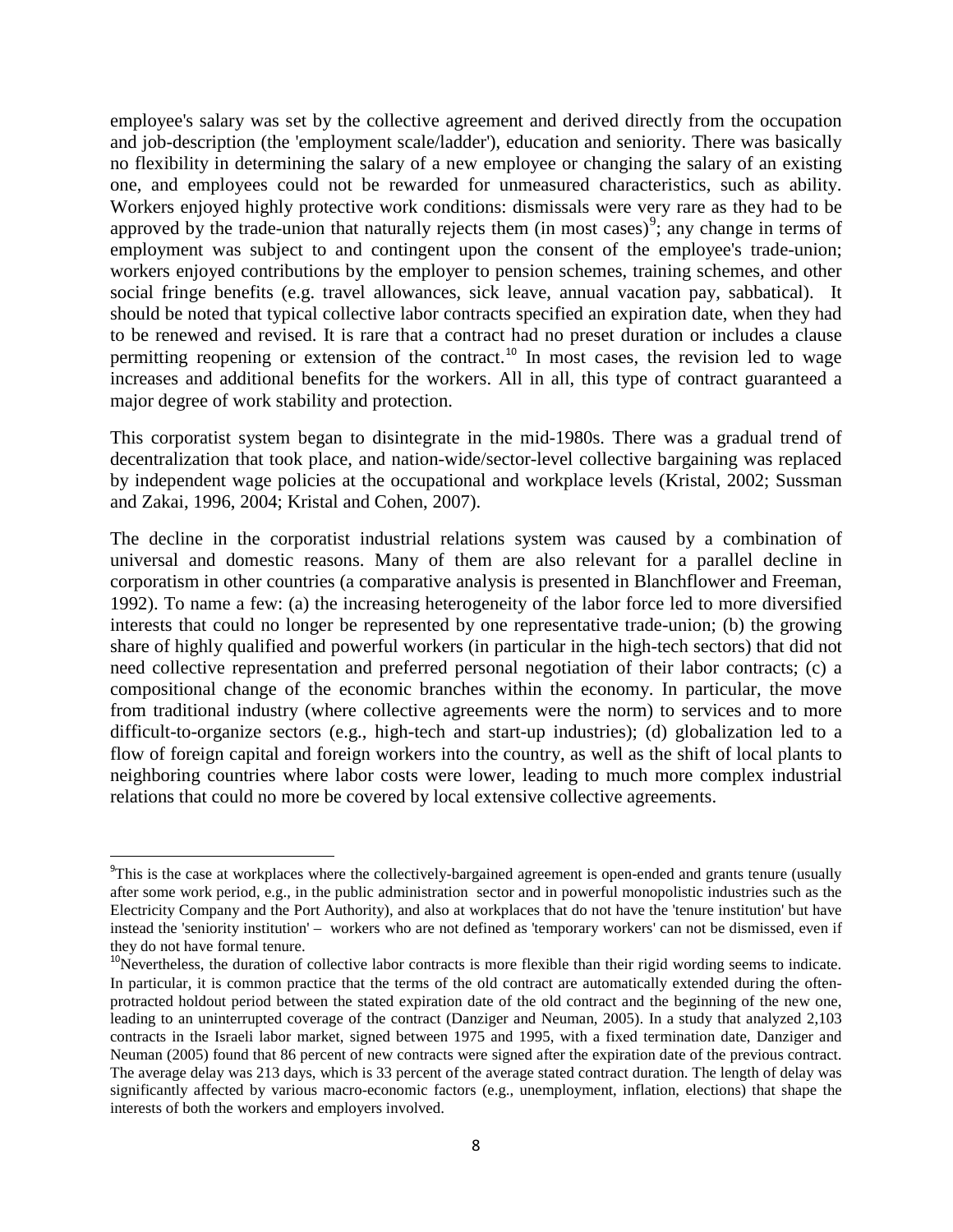employee's salary was set by the collective agreement and derived directly from the occupation and job-description (the 'employment scale/ladder'), education and seniority. There was basically no flexibility in determining the salary of a new employee or changing the salary of an existing one, and employees could not be rewarded for unmeasured characteristics, such as ability. Workers enjoyed highly protective work conditions: dismissals were very rare as they had to be approved by the trade-union that naturally rejects them (in most cases)[9]; any change in terms of employment was subject to and contingent upon the consent of the employee's trade-union; workers enjoyed contributions by the employer to pension schemes, training schemes, and other social fringe benefits (e.g. travel allowances, sick leave, annual vacation pay, sabbatical). It should be noted that typical collective labor contracts specified an expiration date, when they had to be renewed and revised. It is rare that a contract had no preset duration or includes a clause permitting reopening or extension of the contract.[10] In most cases, the revision led to wage increases and additional benefits for the workers. All in all, this type of contract guaranteed a major degree of work stability and protection.

This corporatist system began to disintegrate in the mid-1980s. There was a gradual trend of decentralization that took place, and nation-wide/sector-level collective bargaining was replaced by independent wage policies at the occupational and workplace levels (Kristal, 2002; Sussman and Zakai, 1996, 2004; Kristal and Cohen, 2007).

The decline in the corporatist industrial relations system was caused by a combination of universal and domestic reasons. Many of them are also relevant for a parallel decline in corporatism in other countries (a comparative analysis is presented in Blanchflower and Freeman, 1992). To name a few: (a) the increasing heterogeneity of the labor force led to more diversified interests that could no longer be represented by one representative trade-union; (b) the growing share of highly qualified and powerful workers (in particular in the high-tech sectors) that did not need collective representation and preferred personal negotiation of their labor contracts; (c) a compositional change of the economic branches within the economy. In particular, the move from traditional industry (where collective agreements were the norm) to services and to more difficult-to-organize sectors (e.g., high-tech and start-up industries); (d) globalization led to a flow of foreign capital and foreign workers into the country, as well as the shift of local plants to neighboring countries where labor costs were lower, leading to much more complex industrial relations that could no more be covered by local extensive collective agreements.

---

[9] This is the case at workplaces where the collectively-bargained agreement is open-ended and grants tenure (usually after some work period, e.g., in the public administration sector and in powerful monopolistic industries such as the Electricity Company and the Port Authority), and also at workplaces that do not have the 'tenure institution' but have instead the 'seniority institution' – workers who are not defined as 'temporary workers' can not be dismissed, even if they do not have formal tenure.

[10] Nevertheless, the duration of collective labor contracts is more flexible than their rigid wording seems to indicate. In particular, it is common practice that the terms of the old contract are automatically extended during the often-protracted holdout period between the stated expiration date of the old contract and the beginning of the new one, leading to an uninterrupted coverage of the contract (Danziger and Neuman, 2005). In a study that analyzed 2,103 contracts in the Israeli labor market, signed between 1975 and 1995, with a fixed termination date, Danziger and Neuman (2005) found that 86 percent of new contracts were signed after the expiration date of the previous contract. The average delay was 213 days, which is 33 percent of the average stated contract duration. The length of delay was significantly affected by various macro-economic factors (e.g., unemployment, inflation, elections) that shape the interests of both the workers and employers involved.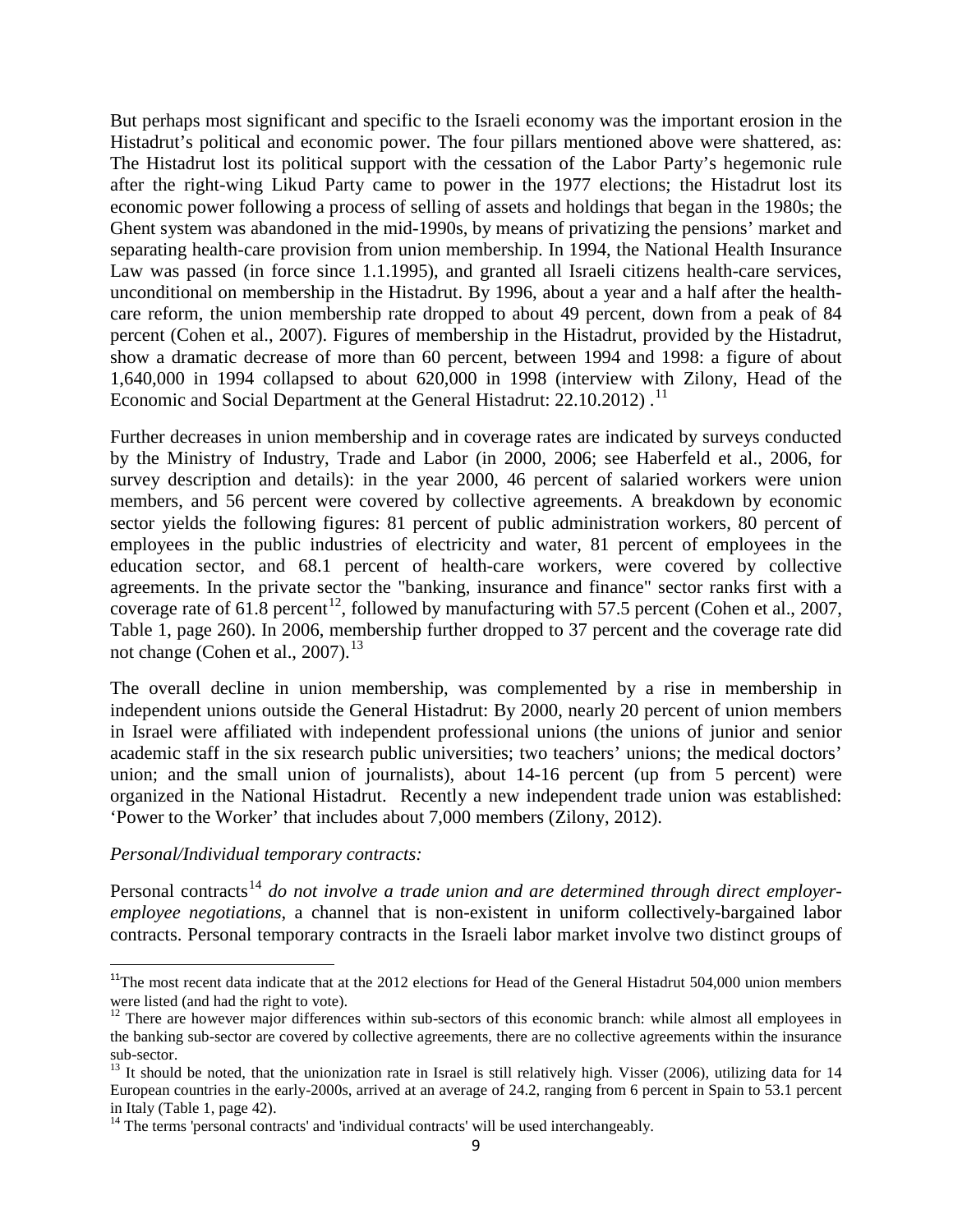But perhaps most significant and specific to the Israeli economy was the important erosion in the Histadrut's political and economic power. The four pillars mentioned above were shattered, as: The Histadrut lost its political support with the cessation of the Labor Party's hegemonic rule after the right-wing Likud Party came to power in the 1977 elections; the Histadrut lost its economic power following a process of selling of assets and holdings that began in the 1980s; the Ghent system was abandoned in the mid-1990s, by means of privatizing the pensions' market and separating health-care provision from union membership. In 1994, the National Health Insurance Law was passed (in force since 1.1.1995), and granted all Israeli citizens health-care services, unconditional on membership in the Histadrut. By 1996, about a year and a half after the health-care reform, the union membership rate dropped to about 49 percent, down from a peak of 84 percent (Cohen et al., 2007). Figures of membership in the Histadrut, provided by the Histadrut, show a dramatic decrease of more than 60 percent, between 1994 and 1998: a figure of about 1,640,000 in 1994 collapsed to about 620,000 in 1998 (interview with Zilony, Head of the Economic and Social Department at the General Histadrut: 22.10.2012) .[11]

Further decreases in union membership and in coverage rates are indicated by surveys conducted by the Ministry of Industry, Trade and Labor (in 2000, 2006; see Haberfeld et al., 2006, for survey description and details): in the year 2000, 46 percent of salaried workers were union members, and 56 percent were covered by collective agreements. A breakdown by economic sector yields the following figures: 81 percent of public administration workers, 80 percent of employees in the public industries of electricity and water, 81 percent of employees in the education sector, and 68.1 percent of health-care workers, were covered by collective agreements. In the private sector the "banking, insurance and finance" sector ranks first with a coverage rate of 61.8 percent[12], followed by manufacturing with 57.5 percent (Cohen et al., 2007, Table 1, page 260). In 2006, membership further dropped to 37 percent and the coverage rate did not change (Cohen et al., 2007).[13]

The overall decline in union membership, was complemented by a rise in membership in independent unions outside the General Histadrut: By 2000, nearly 20 percent of union members in Israel were affiliated with independent professional unions (the unions of junior and senior academic staff in the six research public universities; two teachers' unions; the medical doctors' union; and the small union of journalists), about 14-16 percent (up from 5 percent) were organized in the National Histadrut. Recently a new independent trade union was established: 'Power to the Worker' that includes about 7,000 members (Zilony, 2012).

*Personal/Individual temporary contracts:*

Personal contracts[14] *do not involve a trade union and are determined through direct employer-employee negotiations*, a channel that is non-existent in uniform collectively-bargained labor contracts. Personal temporary contracts in the Israeli labor market involve two distinct groups of

---

[11] The most recent data indicate that at the 2012 elections for Head of the General Histadrut 504,000 union members were listed (and had the right to vote).

[12] There are however major differences within sub-sectors of this economic branch: while almost all employees in the banking sub-sector are covered by collective agreements, there are no collective agreements within the insurance sub-sector.

[13] It should be noted, that the unionization rate in Israel is still relatively high. Visser (2006), utilizing data for 14 European countries in the early-2000s, arrived at an average of 24.2, ranging from 6 percent in Spain to 53.1 percent in Italy (Table 1, page 42).

[14] The terms 'personal contracts' and 'individual contracts' will be used interchangeably.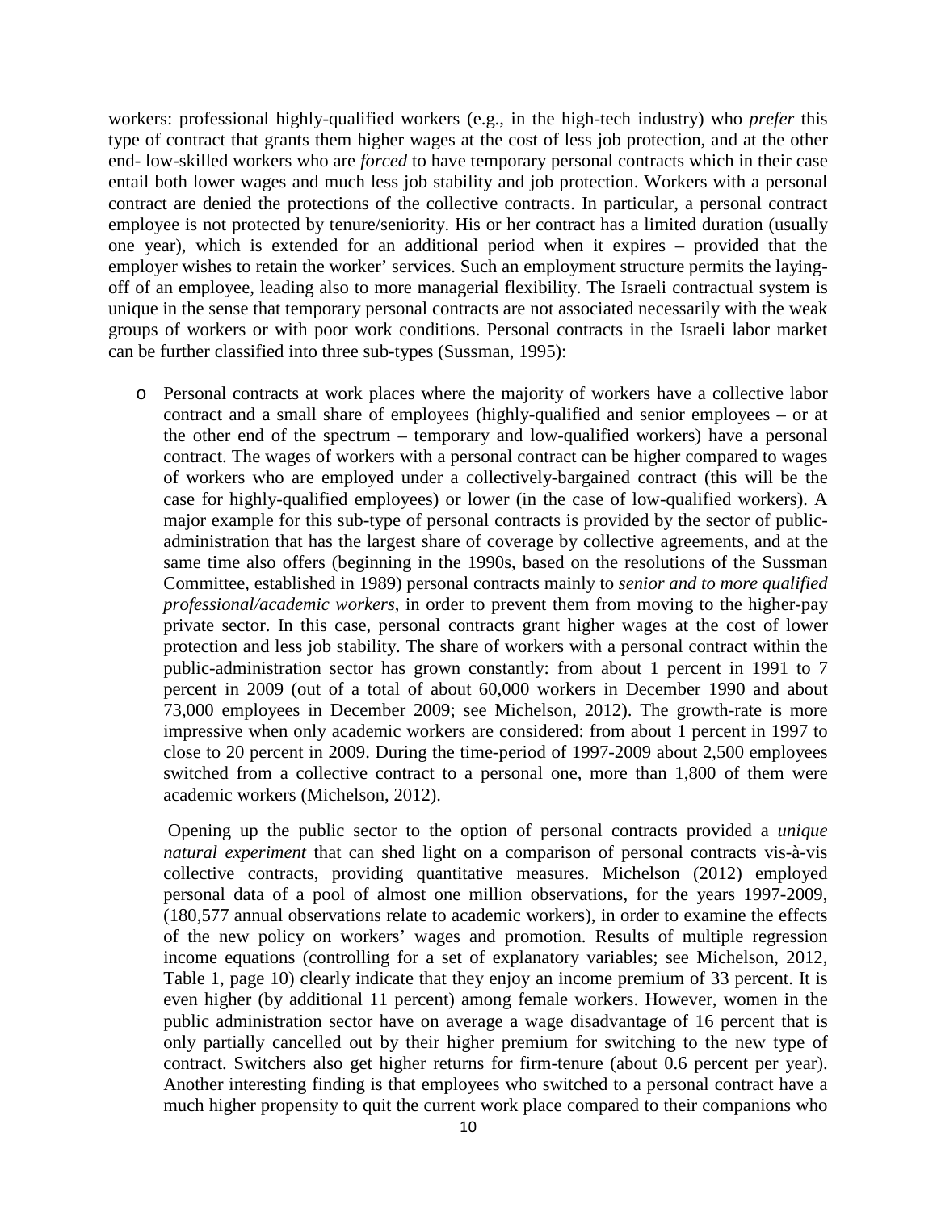workers: professional highly-qualified workers (e.g., in the high-tech industry) who *prefer* this type of contract that grants them higher wages at the cost of less job protection, and at the other end- low-skilled workers who are *forced* to have temporary personal contracts which in their case entail both lower wages and much less job stability and job protection. Workers with a personal contract are denied the protections of the collective contracts. In particular, a personal contract employee is not protected by tenure/seniority. His or her contract has a limited duration (usually one year), which is extended for an additional period when it expires – provided that the employer wishes to retain the worker' services. Such an employment structure permits the laying-off of an employee, leading also to more managerial flexibility. The Israeli contractual system is unique in the sense that temporary personal contracts are not associated necessarily with the weak groups of workers or with poor work conditions. Personal contracts in the Israeli labor market can be further classified into three sub-types (Sussman, 1995):

- Personal contracts at work places where the majority of workers have a collective labor contract and a small share of employees (highly-qualified and senior employees – or at the other end of the spectrum – temporary and low-qualified workers) have a personal contract. The wages of workers with a personal contract can be higher compared to wages of workers who are employed under a collectively-bargained contract (this will be the case for highly-qualified employees) or lower (in the case of low-qualified workers). A major example for this sub-type of personal contracts is provided by the sector of public-administration that has the largest share of coverage by collective agreements, and at the same time also offers (beginning in the 1990s, based on the resolutions of the Sussman Committee, established in 1989) personal contracts mainly to *senior and to more qualified professional/academic workers*, in order to prevent them from moving to the higher-pay private sector. In this case, personal contracts grant higher wages at the cost of lower protection and less job stability. The share of workers with a personal contract within the public-administration sector has grown constantly: from about 1 percent in 1991 to 7 percent in 2009 (out of a total of about 60,000 workers in December 1990 and about 73,000 employees in December 2009; see Michelson, 2012). The growth-rate is more impressive when only academic workers are considered: from about 1 percent in 1997 to close to 20 percent in 2009. During the time-period of 1997-2009 about 2,500 employees switched from a collective contract to a personal one, more than 1,800 of them were academic workers (Michelson, 2012).

  Opening up the public sector to the option of personal contracts provided a *unique natural experiment* that can shed light on a comparison of personal contracts vis-à-vis collective contracts, providing quantitative measures. Michelson (2012) employed personal data of a pool of almost one million observations, for the years 1997-2009, (180,577 annual observations relate to academic workers), in order to examine the effects of the new policy on workers' wages and promotion. Results of multiple regression income equations (controlling for a set of explanatory variables; see Michelson, 2012, Table 1, page 10) clearly indicate that they enjoy an income premium of 33 percent. It is even higher (by additional 11 percent) among female workers. However, women in the public administration sector have on average a wage disadvantage of 16 percent that is only partially cancelled out by their higher premium for switching to the new type of contract. Switchers also get higher returns for firm-tenure (about 0.6 percent per year). Another interesting finding is that employees who switched to a personal contract have a much higher propensity to quit the current work place compared to their companions who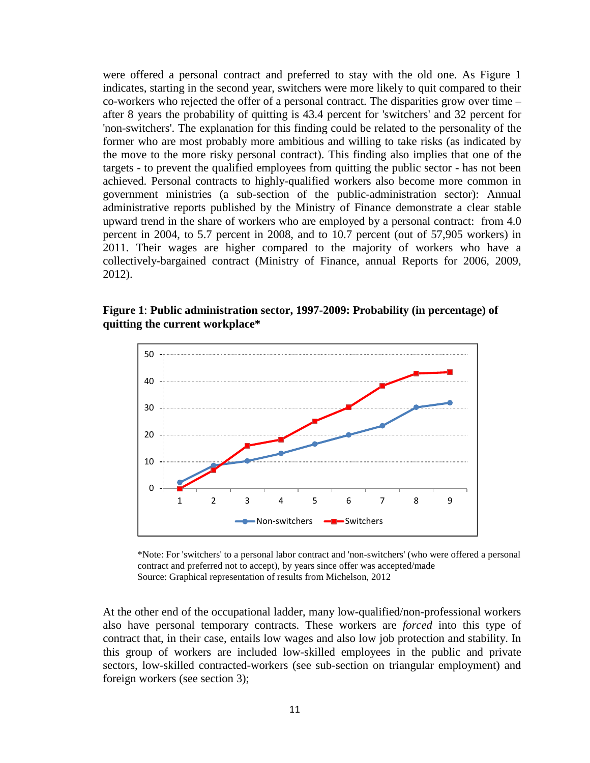were offered a personal contract and preferred to stay with the old one. As Figure 1 indicates, starting in the second year, switchers were more likely to quit compared to their co-workers who rejected the offer of a personal contract. The disparities grow over time – after 8 years the probability of quitting is 43.4 percent for 'switchers' and 32 percent for 'non-switchers'. The explanation for this finding could be related to the personality of the former who are most probably more ambitious and willing to take risks (as indicated by the move to the more risky personal contract). This finding also implies that one of the targets - to prevent the qualified employees from quitting the public sector - has not been achieved. Personal contracts to highly-qualified workers also become more common in government ministries (a sub-section of the public-administration sector): Annual administrative reports published by the Ministry of Finance demonstrate a clear stable upward trend in the share of workers who are employed by a personal contract: from 4.0 percent in 2004, to 5.7 percent in 2008, and to 10.7 percent (out of 57,905 workers) in 2011. Their wages are higher compared to the majority of workers who have a collectively-bargained contract (Ministry of Finance, annual Reports for 2006, 2009, 2012).

**Figure 1**: **Public administration sector, 1997-2009: Probability (in percentage) of quitting the current workplace***

*Note: For 'switchers' to a personal labor contract and 'non-switchers' (who were offered a personal contract and preferred not to accept), by years since offer was accepted/made
Source: Graphical representation of results from Michelson, 2012

At the other end of the occupational ladder, many low-qualified/non-professional workers also have personal temporary contracts. These workers are *forced* into this type of contract that, in their case, entails low wages and also low job protection and stability. In this group of workers are included low-skilled employees in the public and private sectors, low-skilled contracted-workers (see sub-section on triangular employment) and foreign workers (see section 3);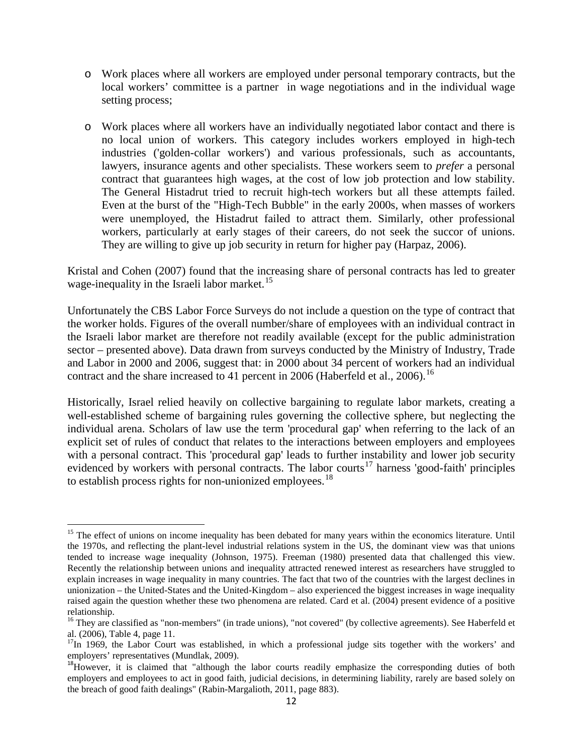- Work places where all workers are employed under personal temporary contracts, but the local workers' committee is a partner in wage negotiations and in the individual wage setting process;

- Work places where all workers have an individually negotiated labor contact and there is no local union of workers. This category includes workers employed in high-tech industries ('golden-collar workers') and various professionals, such as accountants, lawyers, insurance agents and other specialists. These workers seem to *prefer* a personal contract that guarantees high wages, at the cost of low job protection and low stability. The General Histadrut tried to recruit high-tech workers but all these attempts failed. Even at the burst of the "High-Tech Bubble" in the early 2000s, when masses of workers were unemployed, the Histadrut failed to attract them. Similarly, other professional workers, particularly at early stages of their careers, do not seek the succor of unions. They are willing to give up job security in return for higher pay (Harpaz, 2006).

Kristal and Cohen (2007) found that the increasing share of personal contracts has led to greater wage-inequality in the Israeli labor market.[15]

Unfortunately the CBS Labor Force Surveys do not include a question on the type of contract that the worker holds. Figures of the overall number/share of employees with an individual contract in the Israeli labor market are therefore not readily available (except for the public administration sector – presented above). Data drawn from surveys conducted by the Ministry of Industry, Trade and Labor in 2000 and 2006, suggest that: in 2000 about 34 percent of workers had an individual contract and the share increased to 41 percent in 2006 (Haberfeld et al., 2006).[16]

Historically, Israel relied heavily on collective bargaining to regulate labor markets, creating a well-established scheme of bargaining rules governing the collective sphere, but neglecting the individual arena. Scholars of law use the term 'procedural gap' when referring to the lack of an explicit set of rules of conduct that relates to the interactions between employers and employees with a personal contract. This 'procedural gap' leads to further instability and lower job security evidenced by workers with personal contracts. The labor courts[17] harness 'good-faith' principles to establish process rights for non-unionized employees.[18]

---

[15] The effect of unions on income inequality has been debated for many years within the economics literature. Until the 1970s, and reflecting the plant-level industrial relations system in the US, the dominant view was that unions tended to increase wage inequality (Johnson, 1975). Freeman (1980) presented data that challenged this view. Recently the relationship between unions and inequality attracted renewed interest as researchers have struggled to explain increases in wage inequality in many countries. The fact that two of the countries with the largest declines in unionization – the United-States and the United-Kingdom – also experienced the biggest increases in wage inequality raised again the question whether these two phenomena are related. Card et al. (2004) present evidence of a positive relationship.

[16] They are classified as "non-members" (in trade unions), "not covered" (by collective agreements). See Haberfeld et al. (2006), Table 4, page 11.

[17] In 1969, the Labor Court was established, in which a professional judge sits together with the workers' and employers' representatives (Mundlak, 2009).

[18] However, it is claimed that "although the labor courts readily emphasize the corresponding duties of both employers and employees to act in good faith, judicial decisions, in determining liability, rarely are based solely on the breach of good faith dealings" (Rabin-Margalioth, 2011, page 883).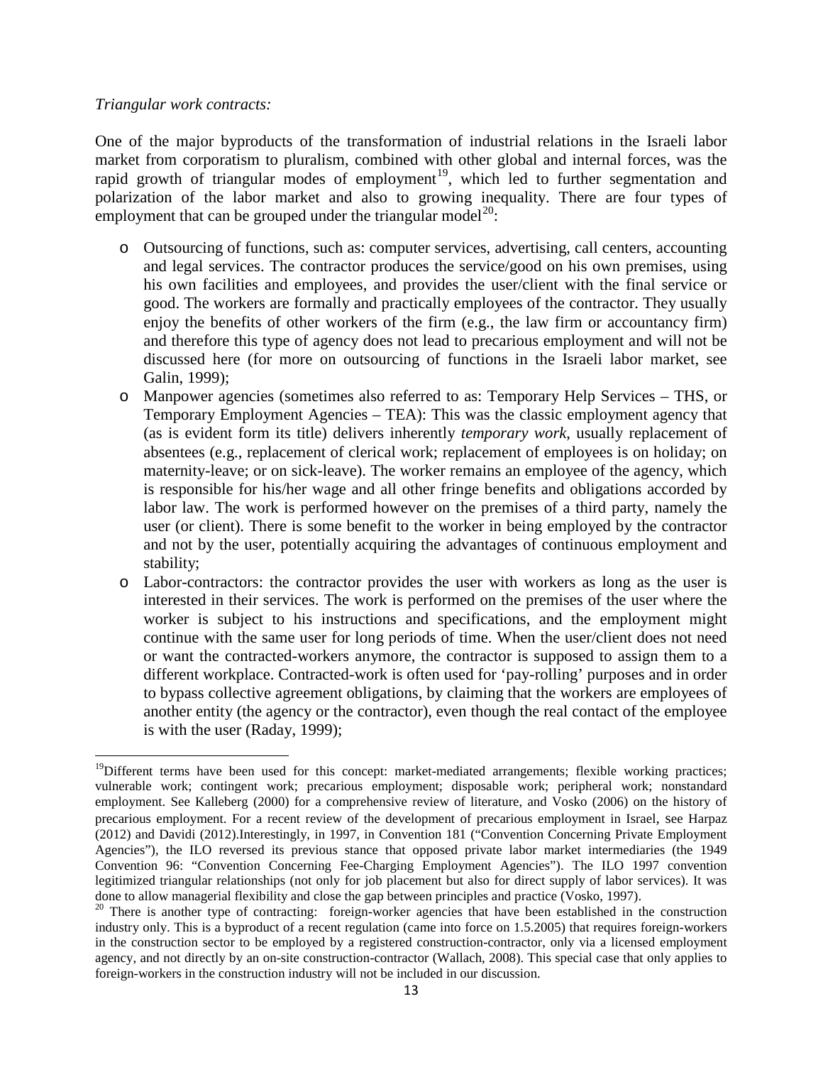*Triangular work contracts:*

One of the major byproducts of the transformation of industrial relations in the Israeli labor market from corporatism to pluralism, combined with other global and internal forces, was the rapid growth of triangular modes of employment[19], which led to further segmentation and polarization of the labor market and also to growing inequality. There are four types of employment that can be grouped under the triangular model[20]:

- Outsourcing of functions, such as: computer services, advertising, call centers, accounting and legal services. The contractor produces the service/good on his own premises, using his own facilities and employees, and provides the user/client with the final service or good. The workers are formally and practically employees of the contractor. They usually enjoy the benefits of other workers of the firm (e.g., the law firm or accountancy firm) and therefore this type of agency does not lead to precarious employment and will not be discussed here (for more on outsourcing of functions in the Israeli labor market, see Galin, 1999);
- Manpower agencies (sometimes also referred to as: Temporary Help Services – THS, or Temporary Employment Agencies – TEA): This was the classic employment agency that (as is evident form its title) delivers inherently *temporary work*, usually replacement of absentees (e.g., replacement of clerical work; replacement of employees is on holiday; on maternity-leave; or on sick-leave). The worker remains an employee of the agency, which is responsible for his/her wage and all other fringe benefits and obligations accorded by labor law. The work is performed however on the premises of a third party, namely the user (or client). There is some benefit to the worker in being employed by the contractor and not by the user, potentially acquiring the advantages of continuous employment and stability;
- Labor-contractors: the contractor provides the user with workers as long as the user is interested in their services. The work is performed on the premises of the user where the worker is subject to his instructions and specifications, and the employment might continue with the same user for long periods of time. When the user/client does not need or want the contracted-workers anymore, the contractor is supposed to assign them to a different workplace. Contracted-work is often used for 'pay-rolling' purposes and in order to bypass collective agreement obligations, by claiming that the workers are employees of another entity (the agency or the contractor), even though the real contact of the employee is with the user (Raday, 1999);

---

[19]Different terms have been used for this concept: market-mediated arrangements; flexible working practices; vulnerable work; contingent work; precarious employment; disposable work; peripheral work; nonstandard employment. See Kalleberg (2000) for a comprehensive review of literature, and Vosko (2006) on the history of precarious employment. For a recent review of the development of precarious employment in Israel, see Harpaz (2012) and Davidi (2012).Interestingly, in 1997, in Convention 181 ("Convention Concerning Private Employment Agencies"), the ILO reversed its previous stance that opposed private labor market intermediaries (the 1949 Convention 96: "Convention Concerning Fee-Charging Employment Agencies"). The ILO 1997 convention legitimized triangular relationships (not only for job placement but also for direct supply of labor services). It was done to allow managerial flexibility and close the gap between principles and practice (Vosko, 1997).

[20] There is another type of contracting: foreign-worker agencies that have been established in the construction industry only. This is a byproduct of a recent regulation (came into force on 1.5.2005) that requires foreign-workers in the construction sector to be employed by a registered construction-contractor, only via a licensed employment agency, and not directly by an on-site construction-contractor (Wallach, 2008). This special case that only applies to foreign-workers in the construction industry will not be included in our discussion.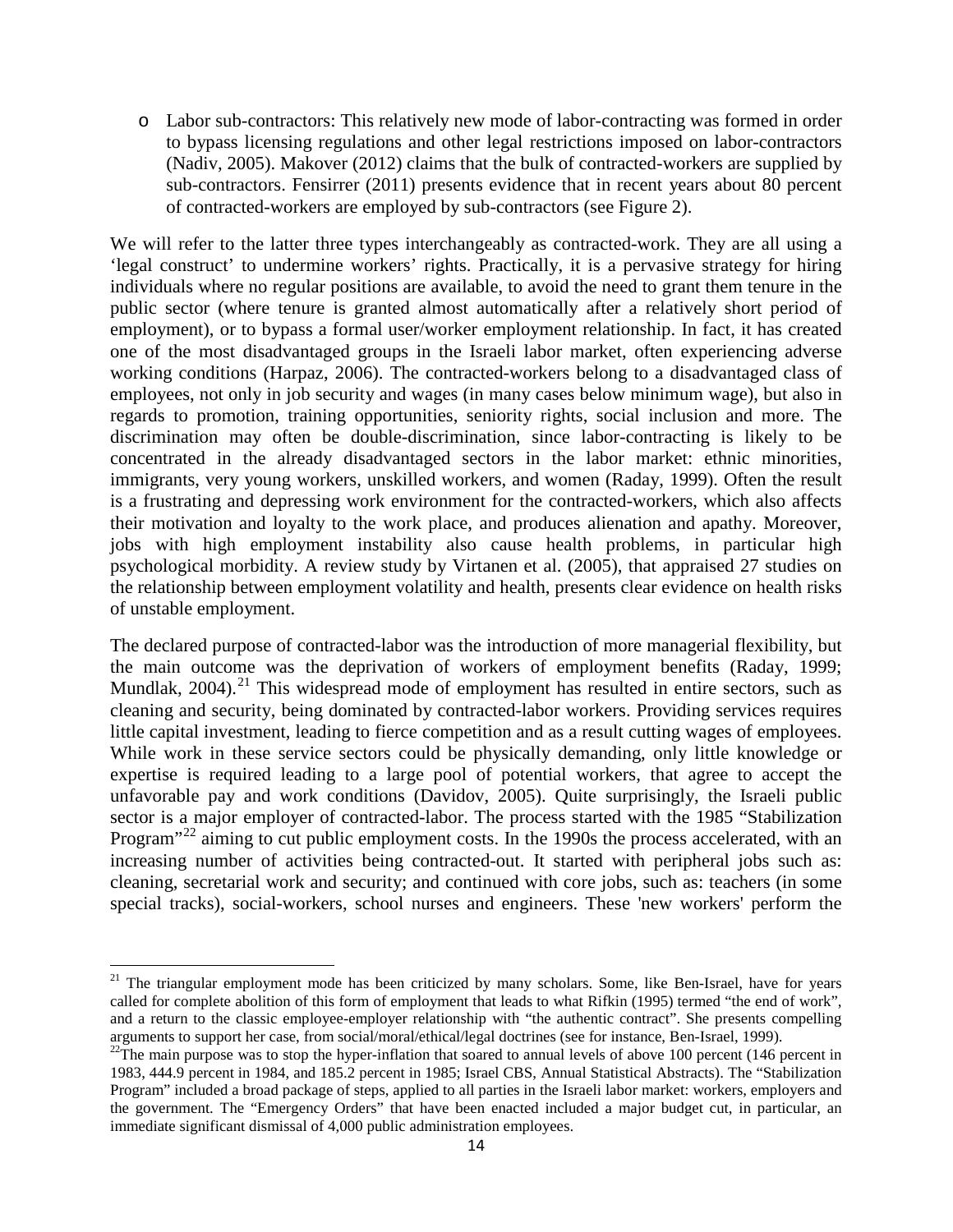- Labor sub-contractors: This relatively new mode of labor-contracting was formed in order to bypass licensing regulations and other legal restrictions imposed on labor-contractors (Nadiv, 2005). Makover (2012) claims that the bulk of contracted-workers are supplied by sub-contractors. Fensirrer (2011) presents evidence that in recent years about 80 percent of contracted-workers are employed by sub-contractors (see Figure 2).

We will refer to the latter three types interchangeably as contracted-work. They are all using a 'legal construct' to undermine workers' rights. Practically, it is a pervasive strategy for hiring individuals where no regular positions are available, to avoid the need to grant them tenure in the public sector (where tenure is granted almost automatically after a relatively short period of employment), or to bypass a formal user/worker employment relationship. In fact, it has created one of the most disadvantaged groups in the Israeli labor market, often experiencing adverse working conditions (Harpaz, 2006). The contracted-workers belong to a disadvantaged class of employees, not only in job security and wages (in many cases below minimum wage), but also in regards to promotion, training opportunities, seniority rights, social inclusion and more. The discrimination may often be double-discrimination, since labor-contracting is likely to be concentrated in the already disadvantaged sectors in the labor market: ethnic minorities, immigrants, very young workers, unskilled workers, and women (Raday, 1999). Often the result is a frustrating and depressing work environment for the contracted-workers, which also affects their motivation and loyalty to the work place, and produces alienation and apathy. Moreover, jobs with high employment instability also cause health problems, in particular high psychological morbidity. A review study by Virtanen et al. (2005), that appraised 27 studies on the relationship between employment volatility and health, presents clear evidence on health risks of unstable employment.

The declared purpose of contracted-labor was the introduction of more managerial flexibility, but the main outcome was the deprivation of workers of employment benefits (Raday, 1999; Mundlak, 2004).[21] This widespread mode of employment has resulted in entire sectors, such as cleaning and security, being dominated by contracted-labor workers. Providing services requires little capital investment, leading to fierce competition and as a result cutting wages of employees. While work in these service sectors could be physically demanding, only little knowledge or expertise is required leading to a large pool of potential workers, that agree to accept the unfavorable pay and work conditions (Davidov, 2005). Quite surprisingly, the Israeli public sector is a major employer of contracted-labor. The process started with the 1985 "Stabilization Program"[22] aiming to cut public employment costs. In the 1990s the process accelerated, with an increasing number of activities being contracted-out. It started with peripheral jobs such as: cleaning, secretarial work and security; and continued with core jobs, such as: teachers (in some special tracks), social-workers, school nurses and engineers. These 'new workers' perform the

---

[21] The triangular employment mode has been criticized by many scholars. Some, like Ben-Israel, have for years called for complete abolition of this form of employment that leads to what Rifkin (1995) termed "the end of work", and a return to the classic employee-employer relationship with "the authentic contract". She presents compelling arguments to support her case, from social/moral/ethical/legal doctrines (see for instance, Ben-Israel, 1999).

[22] The main purpose was to stop the hyper-inflation that soared to annual levels of above 100 percent (146 percent in 1983, 444.9 percent in 1984, and 185.2 percent in 1985; Israel CBS, Annual Statistical Abstracts). The "Stabilization Program" included a broad package of steps, applied to all parties in the Israeli labor market: workers, employers and the government. The "Emergency Orders" that have been enacted included a major budget cut, in particular, an immediate significant dismissal of 4,000 public administration employees.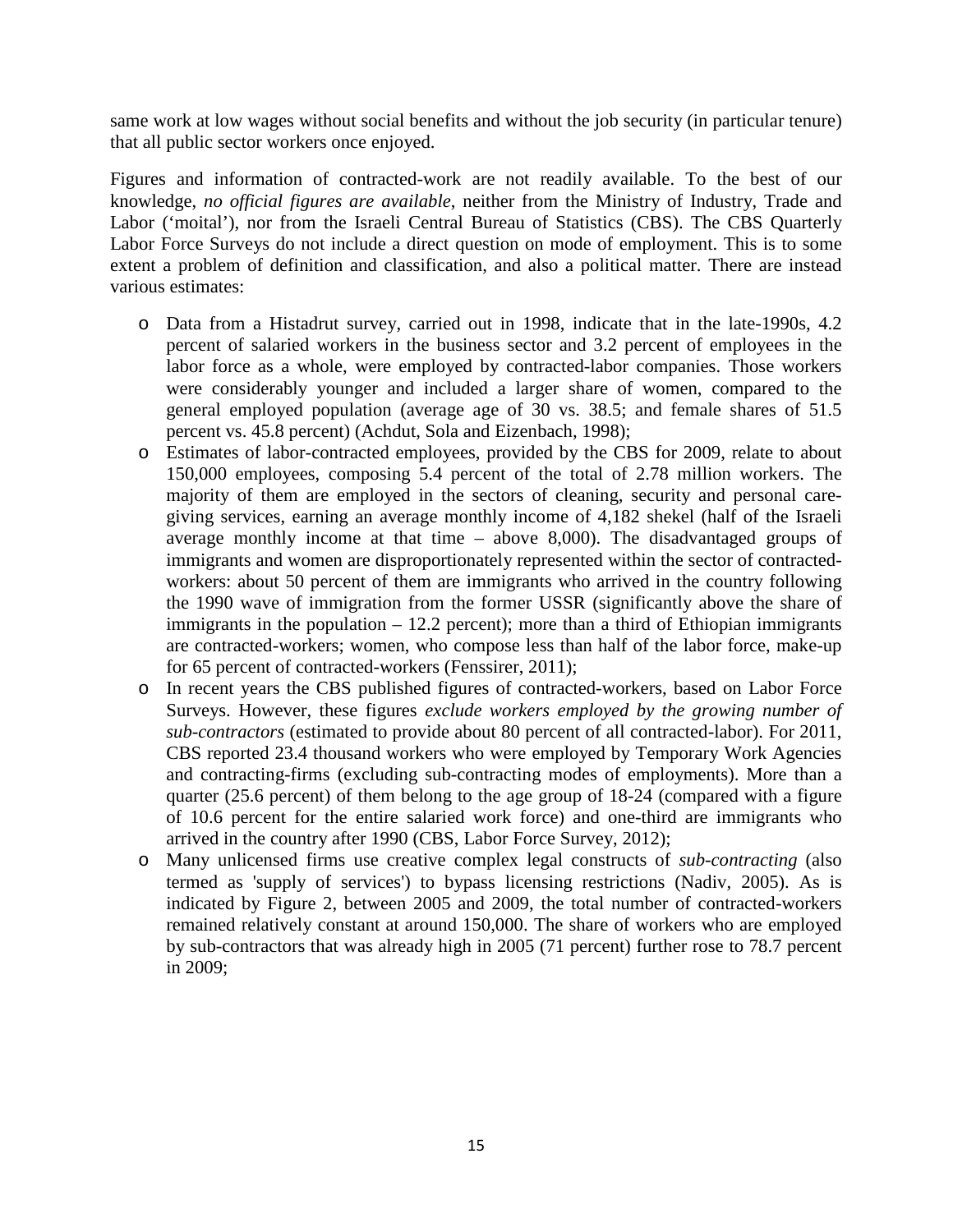same work at low wages without social benefits and without the job security (in particular tenure) that all public sector workers once enjoyed.

Figures and information of contracted-work are not readily available. To the best of our knowledge, *no official figures are available*, neither from the Ministry of Industry, Trade and Labor ('moital'), nor from the Israeli Central Bureau of Statistics (CBS). The CBS Quarterly Labor Force Surveys do not include a direct question on mode of employment. This is to some extent a problem of definition and classification, and also a political matter. There are instead various estimates:

- Data from a Histadrut survey, carried out in 1998, indicate that in the late-1990s, 4.2 percent of salaried workers in the business sector and 3.2 percent of employees in the labor force as a whole, were employed by contracted-labor companies. Those workers were considerably younger and included a larger share of women, compared to the general employed population (average age of 30 vs. 38.5; and female shares of 51.5 percent vs. 45.8 percent) (Achdut, Sola and Eizenbach, 1998);
- Estimates of labor-contracted employees, provided by the CBS for 2009, relate to about 150,000 employees, composing 5.4 percent of the total of 2.78 million workers. The majority of them are employed in the sectors of cleaning, security and personal care-giving services, earning an average monthly income of 4,182 shekel (half of the Israeli average monthly income at that time – above 8,000). The disadvantaged groups of immigrants and women are disproportionately represented within the sector of contracted-workers: about 50 percent of them are immigrants who arrived in the country following the 1990 wave of immigration from the former USSR (significantly above the share of immigrants in the population – 12.2 percent); more than a third of Ethiopian immigrants are contracted-workers; women, who compose less than half of the labor force, make-up for 65 percent of contracted-workers (Fenssirer, 2011);
- In recent years the CBS published figures of contracted-workers, based on Labor Force Surveys. However, these figures *exclude workers employed by the growing number of sub-contractors* (estimated to provide about 80 percent of all contracted-labor). For 2011, CBS reported 23.4 thousand workers who were employed by Temporary Work Agencies and contracting-firms (excluding sub-contracting modes of employments). More than a quarter (25.6 percent) of them belong to the age group of 18-24 (compared with a figure of 10.6 percent for the entire salaried work force) and one-third are immigrants who arrived in the country after 1990 (CBS, Labor Force Survey, 2012);
- Many unlicensed firms use creative complex legal constructs of *sub-contracting* (also termed as 'supply of services') to bypass licensing restrictions (Nadiv, 2005). As is indicated by Figure 2, between 2005 and 2009, the total number of contracted-workers remained relatively constant at around 150,000. The share of workers who are employed by sub-contractors that was already high in 2005 (71 percent) further rose to 78.7 percent in 2009;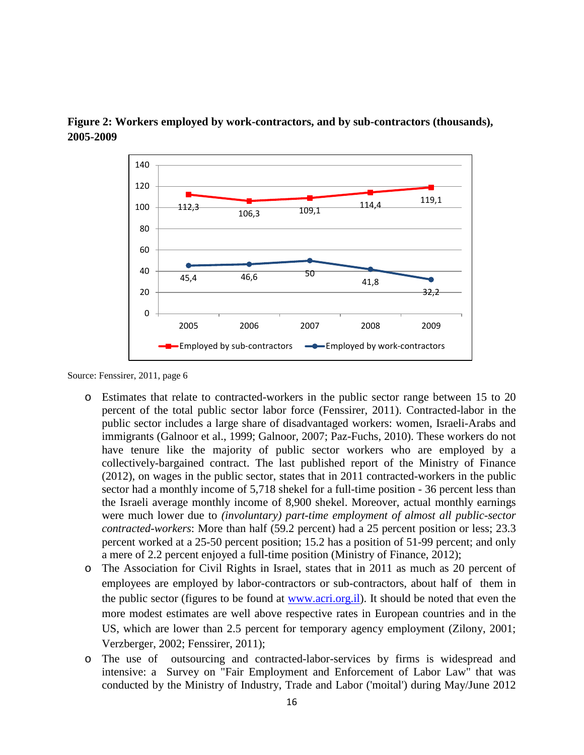**Figure 2: Workers employed by work-contractors, and by sub-contractors (thousands), 2005-2009**

| Year | Employed by sub-contractors | Employed by work-contractors |
|---|---|---|
| 2005 | 112,3 | 45,4 |
| 2006 | 106,3 | 46,6 |
| 2007 | 109,1 | 50 |
| 2008 | 114,4 | 41,8 |
| 2009 | 119,1 | 32,2 |

Source: Fenssirer, 2011, page 6

- Estimates that relate to contracted-workers in the public sector range between 15 to 20 percent of the total public sector labor force (Fenssirer, 2011). Contracted-labor in the public sector includes a large share of disadvantaged workers: women, Israeli-Arabs and immigrants (Galnoor et al., 1999; Galnoor, 2007; Paz-Fuchs, 2010). These workers do not have tenure like the majority of public sector workers who are employed by a collectively-bargained contract. The last published report of the Ministry of Finance (2012), on wages in the public sector, states that in 2011 contracted-workers in the public sector had a monthly income of 5,718 shekel for a full-time position - 36 percent less than the Israeli average monthly income of 8,900 shekel. Moreover, actual monthly earnings were much lower due to *(involuntary) part-time employment of almost all public-sector contracted-workers*: More than half (59.2 percent) had a 25 percent position or less; 23.3 percent worked at a 25-50 percent position; 15.2 has a position of 51-99 percent; and only a mere of 2.2 percent enjoyed a full-time position (Ministry of Finance, 2012);
- The Association for Civil Rights in Israel, states that in 2011 as much as 20 percent of employees are employed by labor-contractors or sub-contractors, about half of them in the public sector (figures to be found at www.acri.org.il). It should be noted that even the more modest estimates are well above respective rates in European countries and in the US, which are lower than 2.5 percent for temporary agency employment (Zilony, 2001; Verzberger, 2002; Fenssirer, 2011);
- The use of outsourcing and contracted-labor-services by firms is widespread and intensive: a Survey on "Fair Employment and Enforcement of Labor Law" that was conducted by the Ministry of Industry, Trade and Labor ('moital') during May/June 2012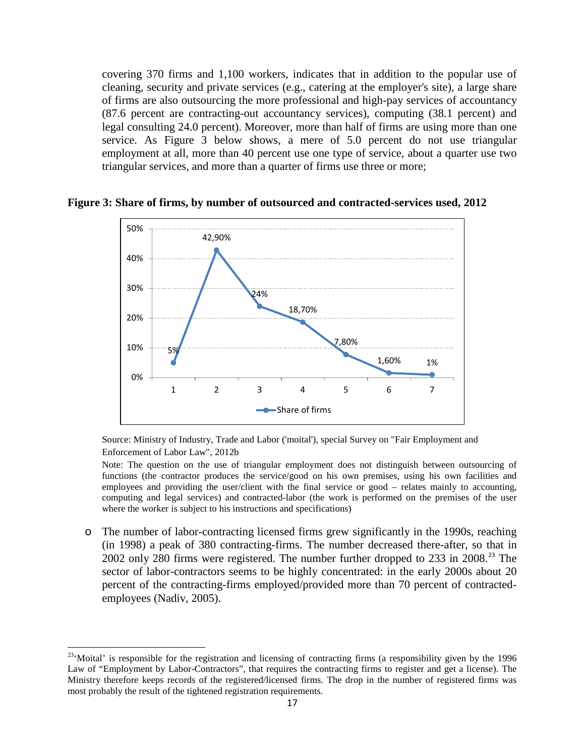covering 370 firms and 1,100 workers, indicates that in addition to the popular use of cleaning, security and private services (e.g., catering at the employer's site), a large share of firms are also outsourcing the more professional and high-pay services of accountancy (87.6 percent are contracting-out accountancy services), computing (38.1 percent) and legal consulting 24.0 percent). Moreover, more than half of firms are using more than one service. As Figure 3 below shows, a mere of 5.0 percent do not use triangular employment at all, more than 40 percent use one type of service, about a quarter use two triangular services, and more than a quarter of firms use three or more;

**Figure 3: Share of firms, by number of outsourced and contracted-services used, 2012**

| | 1 | 2 | 3 | 4 | 5 | 6 | 7 |
|---|---|---|---|---|---|---|---|
| Share of firms | 5% | 42,90% | 24% | 18,70% | 7,80% | 1,60% | 1% |

Source: Ministry of Industry, Trade and Labor ('moital'), special Survey on "Fair Employment and Enforcement of Labor Law", 2012b

Note: The question on the use of triangular employment does not distinguish between outsourcing of functions (the contractor produces the service/good on his own premises, using his own facilities and employees and providing the user/client with the final service or good – relates mainly to accounting, computing and legal services) and contracted-labor (the work is performed on the premises of the user where the worker is subject to his instructions and specifications)

- The number of labor-contracting licensed firms grew significantly in the 1990s, reaching (in 1998) a peak of 380 contracting-firms. The number decreased there-after, so that in 2002 only 280 firms were registered. The number further dropped to 233 in 2008.[23] The sector of labor-contractors seems to be highly concentrated: in the early 2000s about 20 percent of the contracting-firms employed/provided more than 70 percent of contracted-employees (Nadiv, 2005).

[23] 'Moital' is responsible for the registration and licensing of contracting firms (a responsibility given by the 1996 Law of "Employment by Labor-Contractors", that requires the contracting firms to register and get a license). The Ministry therefore keeps records of the registered/licensed firms. The drop in the number of registered firms was most probably the result of the tightened registration requirements.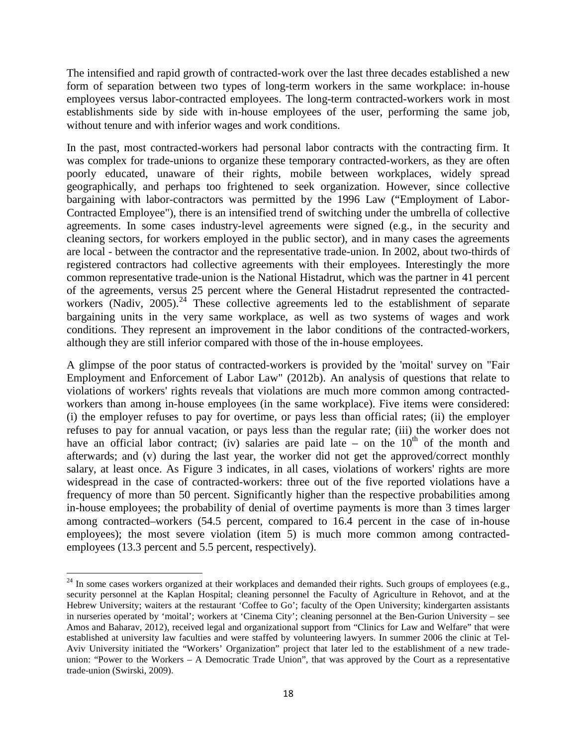The intensified and rapid growth of contracted-work over the last three decades established a new form of separation between two types of long-term workers in the same workplace: in-house employees versus labor-contracted employees. The long-term contracted-workers work in most establishments side by side with in-house employees of the user, performing the same job, without tenure and with inferior wages and work conditions.

In the past, most contracted-workers had personal labor contracts with the contracting firm. It was complex for trade-unions to organize these temporary contracted-workers, as they are often poorly educated, unaware of their rights, mobile between workplaces, widely spread geographically, and perhaps too frightened to seek organization. However, since collective bargaining with labor-contractors was permitted by the 1996 Law ("Employment of Labor-Contracted Employee"), there is an intensified trend of switching under the umbrella of collective agreements. In some cases industry-level agreements were signed (e.g., in the security and cleaning sectors, for workers employed in the public sector), and in many cases the agreements are local - between the contractor and the representative trade-union. In 2002, about two-thirds of registered contractors had collective agreements with their employees. Interestingly the more common representative trade-union is the National Histadrut, which was the partner in 41 percent of the agreements, versus 25 percent where the General Histadrut represented the contracted-workers (Nadiv, 2005).[24] These collective agreements led to the establishment of separate bargaining units in the very same workplace, as well as two systems of wages and work conditions. They represent an improvement in the labor conditions of the contracted-workers, although they are still inferior compared with those of the in-house employees.

A glimpse of the poor status of contracted-workers is provided by the 'moital' survey on "Fair Employment and Enforcement of Labor Law" (2012b). An analysis of questions that relate to violations of workers' rights reveals that violations are much more common among contracted-workers than among in-house employees (in the same workplace). Five items were considered: (i) the employer refuses to pay for overtime, or pays less than official rates; (ii) the employer refuses to pay for annual vacation, or pays less than the regular rate; (iii) the worker does not have an official labor contract; (iv) salaries are paid late – on the 10th of the month and afterwards; and (v) during the last year, the worker did not get the approved/correct monthly salary, at least once. As Figure 3 indicates, in all cases, violations of workers' rights are more widespread in the case of contracted-workers: three out of the five reported violations have a frequency of more than 50 percent. Significantly higher than the respective probabilities among in-house employees; the probability of denial of overtime payments is more than 3 times larger among contracted–workers (54.5 percent, compared to 16.4 percent in the case of in-house employees); the most severe violation (item 5) is much more common among contracted-employees (13.3 percent and 5.5 percent, respectively).

---

[24] In some cases workers organized at their workplaces and demanded their rights. Such groups of employees (e.g., security personnel at the Kaplan Hospital; cleaning personnel the Faculty of Agriculture in Rehovot, and at the Hebrew University; waiters at the restaurant 'Coffee to Go'; faculty of the Open University; kindergarten assistants in nurseries operated by 'moital'; workers at 'Cinema City'; cleaning personnel at the Ben-Gurion University – see Amos and Baharav, 2012), received legal and organizational support from "Clinics for Law and Welfare" that were established at university law faculties and were staffed by volunteering lawyers. In summer 2006 the clinic at Tel-Aviv University initiated the "Workers' Organization" project that later led to the establishment of a new trade-union: "Power to the Workers – A Democratic Trade Union", that was approved by the Court as a representative trade-union (Swirski, 2009).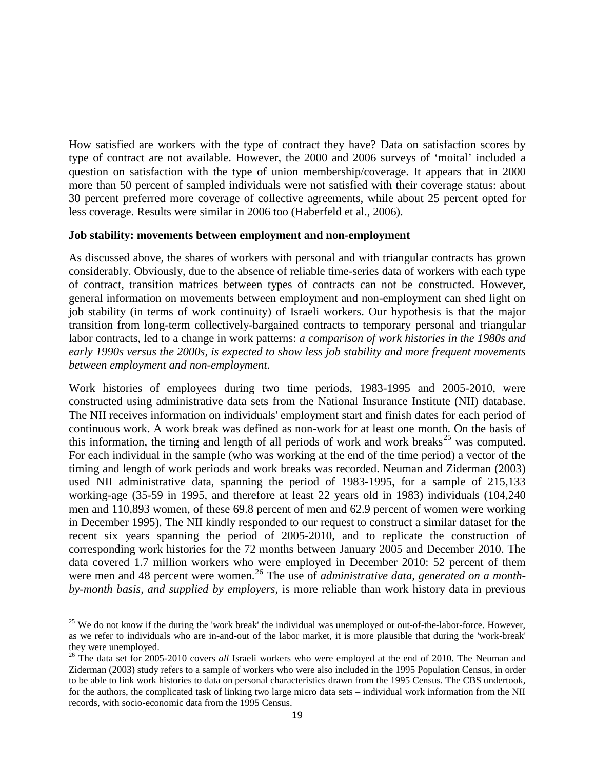How satisfied are workers with the type of contract they have? Data on satisfaction scores by type of contract are not available. However, the 2000 and 2006 surveys of 'moital' included a question on satisfaction with the type of union membership/coverage. It appears that in 2000 more than 50 percent of sampled individuals were not satisfied with their coverage status: about 30 percent preferred more coverage of collective agreements, while about 25 percent opted for less coverage. Results were similar in 2006 too (Haberfeld et al., 2006).

**Job stability: movements between employment and non-employment**

As discussed above, the shares of workers with personal and with triangular contracts has grown considerably. Obviously, due to the absence of reliable time-series data of workers with each type of contract, transition matrices between types of contracts can not be constructed. However, general information on movements between employment and non-employment can shed light on job stability (in terms of work continuity) of Israeli workers. Our hypothesis is that the major transition from long-term collectively-bargained contracts to temporary personal and triangular labor contracts, led to a change in work patterns: *a comparison of work histories in the 1980s and early 1990s versus the 2000s, is expected to show less job stability and more frequent movements between employment and non-employment*.

Work histories of employees during two time periods, 1983-1995 and 2005-2010, were constructed using administrative data sets from the National Insurance Institute (NII) database. The NII receives information on individuals' employment start and finish dates for each period of continuous work. A work break was defined as non-work for at least one month. On the basis of this information, the timing and length of all periods of work and work breaks[25] was computed. For each individual in the sample (who was working at the end of the time period) a vector of the timing and length of work periods and work breaks was recorded. Neuman and Ziderman (2003) used NII administrative data, spanning the period of 1983-1995, for a sample of 215,133 working-age (35-59 in 1995, and therefore at least 22 years old in 1983) individuals (104,240 men and 110,893 women, of these 69.8 percent of men and 62.9 percent of women were working in December 1995). The NII kindly responded to our request to construct a similar dataset for the recent six years spanning the period of 2005-2010, and to replicate the construction of corresponding work histories for the 72 months between January 2005 and December 2010. The data covered 1.7 million workers who were employed in December 2010: 52 percent of them were men and 48 percent were women.[26] The use of *administrative data, generated on a month-by-month basis, and supplied by employers*, is more reliable than work history data in previous

---

[25] We do not know if the during the 'work break' the individual was unemployed or out-of-the-labor-force. However, as we refer to individuals who are in-and-out of the labor market, it is more plausible that during the 'work-break' they were unemployed.

[26] The data set for 2005-2010 covers *all* Israeli workers who were employed at the end of 2010. The Neuman and Ziderman (2003) study refers to a sample of workers who were also included in the 1995 Population Census, in order to be able to link work histories to data on personal characteristics drawn from the 1995 Census. The CBS undertook, for the authors, the complicated task of linking two large micro data sets – individual work information from the NII records, with socio-economic data from the 1995 Census.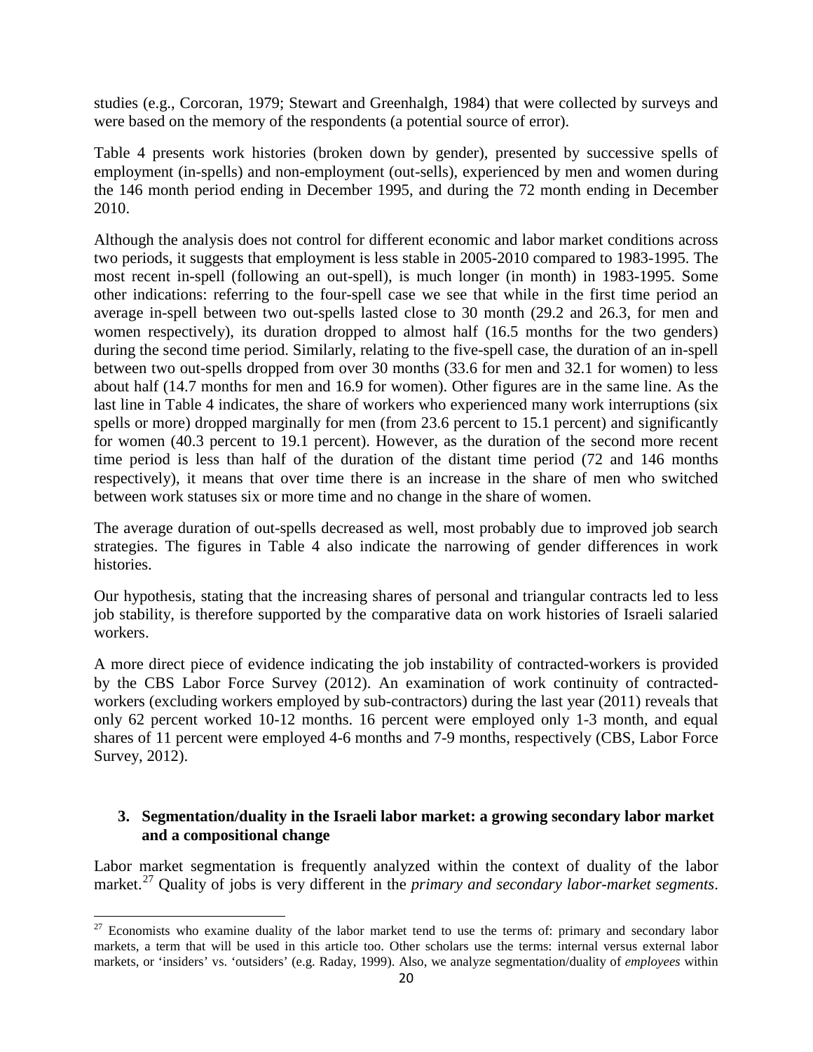studies (e.g., Corcoran, 1979; Stewart and Greenhalgh, 1984) that were collected by surveys and were based on the memory of the respondents (a potential source of error).

Table 4 presents work histories (broken down by gender), presented by successive spells of employment (in-spells) and non-employment (out-sells), experienced by men and women during the 146 month period ending in December 1995, and during the 72 month ending in December 2010.

Although the analysis does not control for different economic and labor market conditions across two periods, it suggests that employment is less stable in 2005-2010 compared to 1983-1995. The most recent in-spell (following an out-spell), is much longer (in month) in 1983-1995. Some other indications: referring to the four-spell case we see that while in the first time period an average in-spell between two out-spells lasted close to 30 month (29.2 and 26.3, for men and women respectively), its duration dropped to almost half (16.5 months for the two genders) during the second time period. Similarly, relating to the five-spell case, the duration of an in-spell between two out-spells dropped from over 30 months (33.6 for men and 32.1 for women) to less about half (14.7 months for men and 16.9 for women). Other figures are in the same line. As the last line in Table 4 indicates, the share of workers who experienced many work interruptions (six spells or more) dropped marginally for men (from 23.6 percent to 15.1 percent) and significantly for women (40.3 percent to 19.1 percent). However, as the duration of the second more recent time period is less than half of the duration of the distant time period (72 and 146 months respectively), it means that over time there is an increase in the share of men who switched between work statuses six or more time and no change in the share of women.

The average duration of out-spells decreased as well, most probably due to improved job search strategies. The figures in Table 4 also indicate the narrowing of gender differences in work histories.

Our hypothesis, stating that the increasing shares of personal and triangular contracts led to less job stability, is therefore supported by the comparative data on work histories of Israeli salaried workers.

A more direct piece of evidence indicating the job instability of contracted-workers is provided by the CBS Labor Force Survey (2012). An examination of work continuity of contracted-workers (excluding workers employed by sub-contractors) during the last year (2011) reveals that only 62 percent worked 10-12 months. 16 percent were employed only 1-3 month, and equal shares of 11 percent were employed 4-6 months and 7-9 months, respectively (CBS, Labor Force Survey, 2012).

### 3. Segmentation/duality in the Israeli labor market: a growing secondary labor market and a compositional change

Labor market segmentation is frequently analyzed within the context of duality of the labor market.[27] Quality of jobs is very different in the *primary and secondary labor-market segments*.

[27] Economists who examine duality of the labor market tend to use the terms of: primary and secondary labor markets, a term that will be used in this article too. Other scholars use the terms: internal versus external labor markets, or 'insiders' vs. 'outsiders' (e.g. Raday, 1999). Also, we analyze segmentation/duality of *employees* within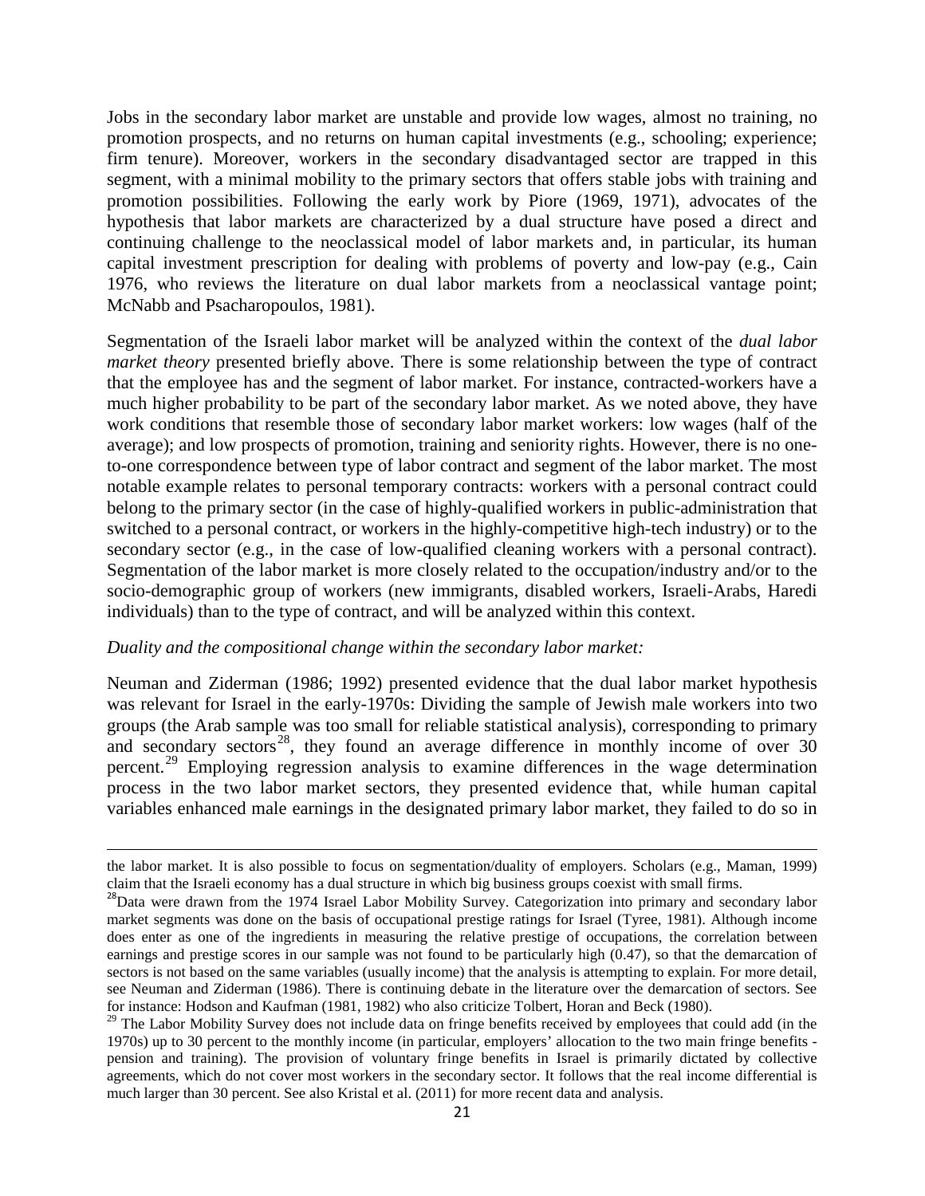Jobs in the secondary labor market are unstable and provide low wages, almost no training, no promotion prospects, and no returns on human capital investments (e.g., schooling; experience; firm tenure). Moreover, workers in the secondary disadvantaged sector are trapped in this segment, with a minimal mobility to the primary sectors that offers stable jobs with training and promotion possibilities. Following the early work by Piore (1969, 1971), advocates of the hypothesis that labor markets are characterized by a dual structure have posed a direct and continuing challenge to the neoclassical model of labor markets and, in particular, its human capital investment prescription for dealing with problems of poverty and low-pay (e.g., Cain 1976, who reviews the literature on dual labor markets from a neoclassical vantage point; McNabb and Psacharopoulos, 1981).

Segmentation of the Israeli labor market will be analyzed within the context of the *dual labor market theory* presented briefly above. There is some relationship between the type of contract that the employee has and the segment of labor market. For instance, contracted-workers have a much higher probability to be part of the secondary labor market. As we noted above, they have work conditions that resemble those of secondary labor market workers: low wages (half of the average); and low prospects of promotion, training and seniority rights. However, there is no one-to-one correspondence between type of labor contract and segment of the labor market. The most notable example relates to personal temporary contracts: workers with a personal contract could belong to the primary sector (in the case of highly-qualified workers in public-administration that switched to a personal contract, or workers in the highly-competitive high-tech industry) or to the secondary sector (e.g., in the case of low-qualified cleaning workers with a personal contract). Segmentation of the labor market is more closely related to the occupation/industry and/or to the socio-demographic group of workers (new immigrants, disabled workers, Israeli-Arabs, Haredi individuals) than to the type of contract, and will be analyzed within this context.

*Duality and the compositional change within the secondary labor market:*

Neuman and Ziderman (1986; 1992) presented evidence that the dual labor market hypothesis was relevant for Israel in the early-1970s: Dividing the sample of Jewish male workers into two groups (the Arab sample was too small for reliable statistical analysis), corresponding to primary and secondary sectors[28], they found an average difference in monthly income of over 30 percent.[29] Employing regression analysis to examine differences in the wage determination process in the two labor market sectors, they presented evidence that, while human capital variables enhanced male earnings in the designated primary labor market, they failed to do so in

---

the labor market. It is also possible to focus on segmentation/duality of employers. Scholars (e.g., Maman, 1999) claim that the Israeli economy has a dual structure in which big business groups coexist with small firms.

[28] Data were drawn from the 1974 Israel Labor Mobility Survey. Categorization into primary and secondary labor market segments was done on the basis of occupational prestige ratings for Israel (Tyree, 1981). Although income does enter as one of the ingredients in measuring the relative prestige of occupations, the correlation between earnings and prestige scores in our sample was not found to be particularly high (0.47), so that the demarcation of sectors is not based on the same variables (usually income) that the analysis is attempting to explain. For more detail, see Neuman and Ziderman (1986). There is continuing debate in the literature over the demarcation of sectors. See for instance: Hodson and Kaufman (1981, 1982) who also criticize Tolbert, Horan and Beck (1980).

[29] The Labor Mobility Survey does not include data on fringe benefits received by employees that could add (in the 1970s) up to 30 percent to the monthly income (in particular, employers' allocation to the two main fringe benefits - pension and training). The provision of voluntary fringe benefits in Israel is primarily dictated by collective agreements, which do not cover most workers in the secondary sector. It follows that the real income differential is much larger than 30 percent. See also Kristal et al. (2011) for more recent data and analysis.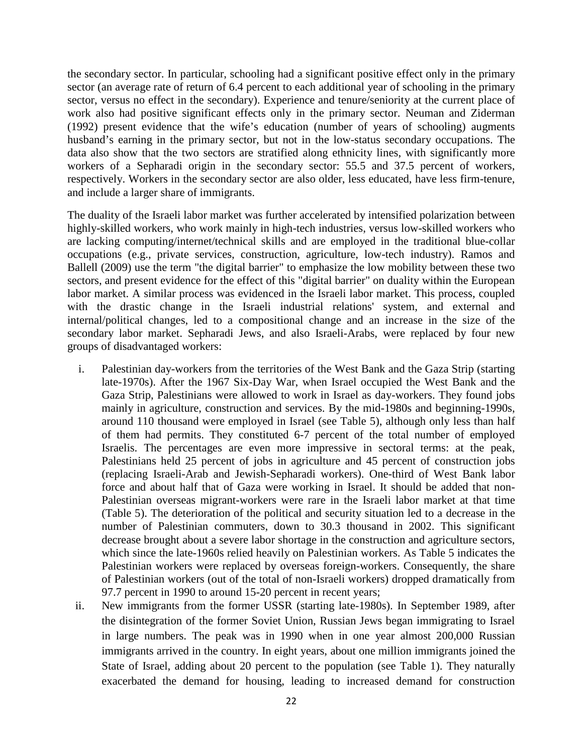the secondary sector. In particular, schooling had a significant positive effect only in the primary sector (an average rate of return of 6.4 percent to each additional year of schooling in the primary sector, versus no effect in the secondary). Experience and tenure/seniority at the current place of work also had positive significant effects only in the primary sector. Neuman and Ziderman (1992) present evidence that the wife's education (number of years of schooling) augments husband's earning in the primary sector, but not in the low-status secondary occupations. The data also show that the two sectors are stratified along ethnicity lines, with significantly more workers of a Sepharadi origin in the secondary sector: 55.5 and 37.5 percent of workers, respectively. Workers in the secondary sector are also older, less educated, have less firm-tenure, and include a larger share of immigrants.

The duality of the Israeli labor market was further accelerated by intensified polarization between highly-skilled workers, who work mainly in high-tech industries, versus low-skilled workers who are lacking computing/internet/technical skills and are employed in the traditional blue-collar occupations (e.g., private services, construction, agriculture, low-tech industry). Ramos and Ballell (2009) use the term "the digital barrier" to emphasize the low mobility between these two sectors, and present evidence for the effect of this "digital barrier" on duality within the European labor market. A similar process was evidenced in the Israeli labor market. This process, coupled with the drastic change in the Israeli industrial relations' system, and external and internal/political changes, led to a compositional change and an increase in the size of the secondary labor market. Sepharadi Jews, and also Israeli-Arabs, were replaced by four new groups of disadvantaged workers:

i. Palestinian day-workers from the territories of the West Bank and the Gaza Strip (starting late-1970s). After the 1967 Six-Day War, when Israel occupied the West Bank and the Gaza Strip, Palestinians were allowed to work in Israel as day-workers. They found jobs mainly in agriculture, construction and services. By the mid-1980s and beginning-1990s, around 110 thousand were employed in Israel (see Table 5), although only less than half of them had permits. They constituted 6-7 percent of the total number of employed Israelis. The percentages are even more impressive in sectoral terms: at the peak, Palestinians held 25 percent of jobs in agriculture and 45 percent of construction jobs (replacing Israeli-Arab and Jewish-Sepharadi workers). One-third of West Bank labor force and about half that of Gaza were working in Israel. It should be added that non-Palestinian overseas migrant-workers were rare in the Israeli labor market at that time (Table 5). The deterioration of the political and security situation led to a decrease in the number of Palestinian commuters, down to 30.3 thousand in 2002. This significant decrease brought about a severe labor shortage in the construction and agriculture sectors, which since the late-1960s relied heavily on Palestinian workers. As Table 5 indicates the Palestinian workers were replaced by overseas foreign-workers. Consequently, the share of Palestinian workers (out of the total of non-Israeli workers) dropped dramatically from 97.7 percent in 1990 to around 15-20 percent in recent years;

ii. New immigrants from the former USSR (starting late-1980s). In September 1989, after the disintegration of the former Soviet Union, Russian Jews began immigrating to Israel in large numbers. The peak was in 1990 when in one year almost 200,000 Russian immigrants arrived in the country. In eight years, about one million immigrants joined the State of Israel, adding about 20 percent to the population (see Table 1). They naturally exacerbated the demand for housing, leading to increased demand for construction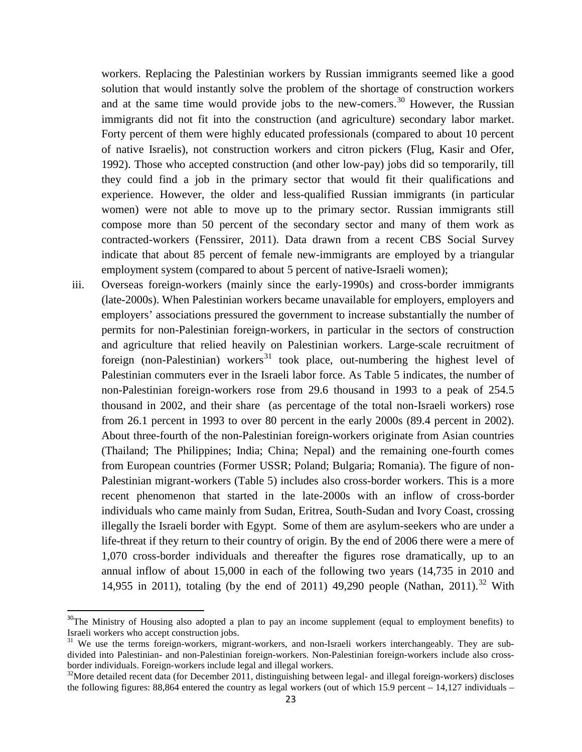workers. Replacing the Palestinian workers by Russian immigrants seemed like a good solution that would instantly solve the problem of the shortage of construction workers and at the same time would provide jobs to the new-comers.[30] However, the Russian immigrants did not fit into the construction (and agriculture) secondary labor market. Forty percent of them were highly educated professionals (compared to about 10 percent of native Israelis), not construction workers and citron pickers (Flug, Kasir and Ofer, 1992). Those who accepted construction (and other low-pay) jobs did so temporarily, till they could find a job in the primary sector that would fit their qualifications and experience. However, the older and less-qualified Russian immigrants (in particular women) were not able to move up to the primary sector. Russian immigrants still compose more than 50 percent of the secondary sector and many of them work as contracted-workers (Fenssirer, 2011). Data drawn from a recent CBS Social Survey indicate that about 85 percent of female new-immigrants are employed by a triangular employment system (compared to about 5 percent of native-Israeli women);

iii. Overseas foreign-workers (mainly since the early-1990s) and cross-border immigrants (late-2000s). When Palestinian workers became unavailable for employers, employers and employers' associations pressured the government to increase substantially the number of permits for non-Palestinian foreign-workers, in particular in the sectors of construction and agriculture that relied heavily on Palestinian workers. Large-scale recruitment of foreign (non-Palestinian) workers[31] took place, out-numbering the highest level of Palestinian commuters ever in the Israeli labor force. As Table 5 indicates, the number of non-Palestinian foreign-workers rose from 29.6 thousand in 1993 to a peak of 254.5 thousand in 2002, and their share (as percentage of the total non-Israeli workers) rose from 26.1 percent in 1993 to over 80 percent in the early 2000s (89.4 percent in 2002). About three-fourth of the non-Palestinian foreign-workers originate from Asian countries (Thailand; The Philippines; India; China; Nepal) and the remaining one-fourth comes from European countries (Former USSR; Poland; Bulgaria; Romania). The figure of non-Palestinian migrant-workers (Table 5) includes also cross-border workers. This is a more recent phenomenon that started in the late-2000s with an inflow of cross-border individuals who came mainly from Sudan, Eritrea, South-Sudan and Ivory Coast, crossing illegally the Israeli border with Egypt. Some of them are asylum-seekers who are under a life-threat if they return to their country of origin. By the end of 2006 there were a mere of 1,070 cross-border individuals and thereafter the figures rose dramatically, up to an annual inflow of about 15,000 in each of the following two years (14,735 in 2010 and 14,955 in 2011), totaling (by the end of 2011) 49,290 people (Nathan, 2011).[32] With

---

[30] The Ministry of Housing also adopted a plan to pay an income supplement (equal to employment benefits) to Israeli workers who accept construction jobs.

[31] We use the terms foreign-workers, migrant-workers, and non-Israeli workers interchangeably. They are sub-divided into Palestinian- and non-Palestinian foreign-workers. Non-Palestinian foreign-workers include also cross-border individuals. Foreign-workers include legal and illegal workers.

[32] More detailed recent data (for December 2011, distinguishing between legal- and illegal foreign-workers) discloses the following figures: 88,864 entered the country as legal workers (out of which 15.9 percent – 14,127 individuals –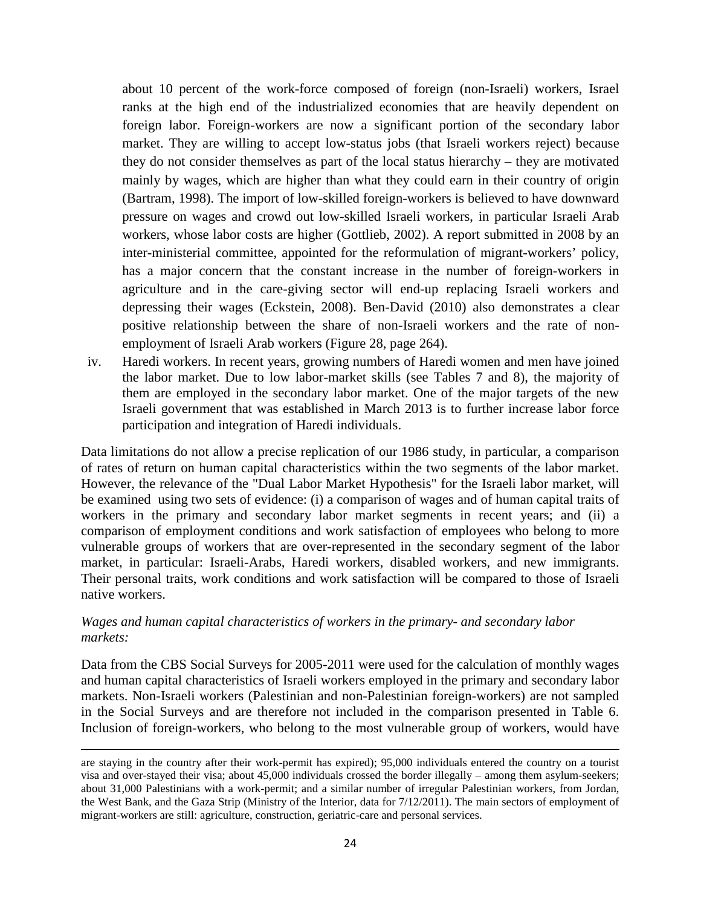about 10 percent of the work-force composed of foreign (non-Israeli) workers, Israel ranks at the high end of the industrialized economies that are heavily dependent on foreign labor. Foreign-workers are now a significant portion of the secondary labor market. They are willing to accept low-status jobs (that Israeli workers reject) because they do not consider themselves as part of the local status hierarchy – they are motivated mainly by wages, which are higher than what they could earn in their country of origin (Bartram, 1998). The import of low-skilled foreign-workers is believed to have downward pressure on wages and crowd out low-skilled Israeli workers, in particular Israeli Arab workers, whose labor costs are higher (Gottlieb, 2002). A report submitted in 2008 by an inter-ministerial committee, appointed for the reformulation of migrant-workers' policy, has a major concern that the constant increase in the number of foreign-workers in agriculture and in the care-giving sector will end-up replacing Israeli workers and depressing their wages (Eckstein, 2008). Ben-David (2010) also demonstrates a clear positive relationship between the share of non-Israeli workers and the rate of non-employment of Israeli Arab workers (Figure 28, page 264).

iv. Haredi workers. In recent years, growing numbers of Haredi women and men have joined the labor market. Due to low labor-market skills (see Tables 7 and 8), the majority of them are employed in the secondary labor market. One of the major targets of the new Israeli government that was established in March 2013 is to further increase labor force participation and integration of Haredi individuals.

Data limitations do not allow a precise replication of our 1986 study, in particular, a comparison of rates of return on human capital characteristics within the two segments of the labor market. However, the relevance of the "Dual Labor Market Hypothesis" for the Israeli labor market, will be examined using two sets of evidence: (i) a comparison of wages and of human capital traits of workers in the primary and secondary labor market segments in recent years; and (ii) a comparison of employment conditions and work satisfaction of employees who belong to more vulnerable groups of workers that are over-represented in the secondary segment of the labor market, in particular: Israeli-Arabs, Haredi workers, disabled workers, and new immigrants. Their personal traits, work conditions and work satisfaction will be compared to those of Israeli native workers.

*Wages and human capital characteristics of workers in the primary- and secondary labor markets:*

Data from the CBS Social Surveys for 2005-2011 were used for the calculation of monthly wages and human capital characteristics of Israeli workers employed in the primary and secondary labor markets. Non-Israeli workers (Palestinian and non-Palestinian foreign-workers) are not sampled in the Social Surveys and are therefore not included in the comparison presented in Table 6. Inclusion of foreign-workers, who belong to the most vulnerable group of workers, would have

---

are staying in the country after their work-permit has expired); 95,000 individuals entered the country on a tourist visa and over-stayed their visa; about 45,000 individuals crossed the border illegally – among them asylum-seekers; about 31,000 Palestinians with a work-permit; and a similar number of irregular Palestinian workers, from Jordan, the West Bank, and the Gaza Strip (Ministry of the Interior, data for 7/12/2011). The main sectors of employment of migrant-workers are still: agriculture, construction, geriatric-care and personal services.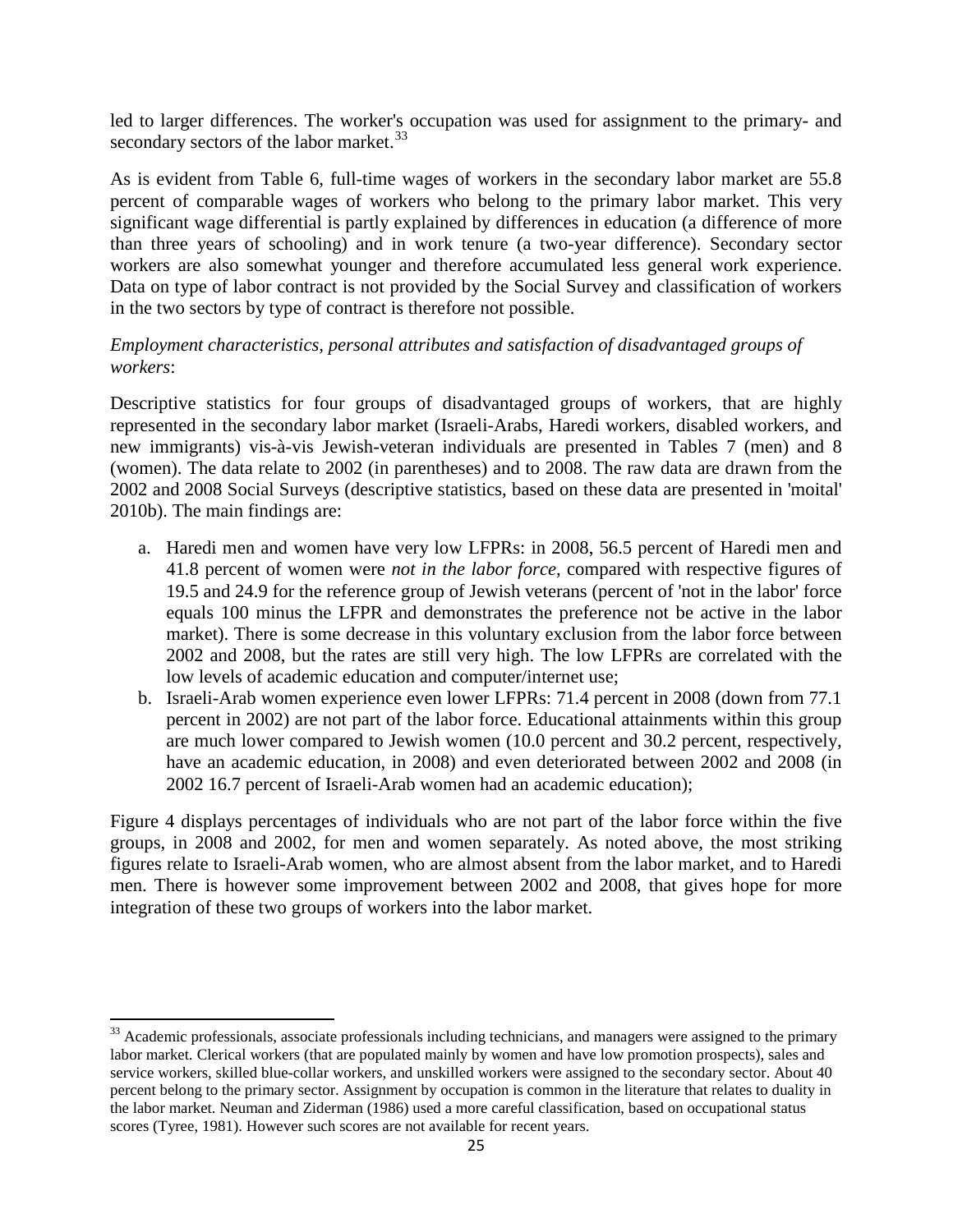led to larger differences. The worker's occupation was used for assignment to the primary- and secondary sectors of the labor market.[33]

As is evident from Table 6, full-time wages of workers in the secondary labor market are 55.8 percent of comparable wages of workers who belong to the primary labor market. This very significant wage differential is partly explained by differences in education (a difference of more than three years of schooling) and in work tenure (a two-year difference). Secondary sector workers are also somewhat younger and therefore accumulated less general work experience. Data on type of labor contract is not provided by the Social Survey and classification of workers in the two sectors by type of contract is therefore not possible.

*Employment characteristics, personal attributes and satisfaction of disadvantaged groups of workers*:

Descriptive statistics for four groups of disadvantaged groups of workers, that are highly represented in the secondary labor market (Israeli-Arabs, Haredi workers, disabled workers, and new immigrants) vis-à-vis Jewish-veteran individuals are presented in Tables 7 (men) and 8 (women). The data relate to 2002 (in parentheses) and to 2008. The raw data are drawn from the 2002 and 2008 Social Surveys (descriptive statistics, based on these data are presented in 'moital' 2010b). The main findings are:

a. Haredi men and women have very low LFPRs: in 2008, 56.5 percent of Haredi men and 41.8 percent of women were *not in the labor force*, compared with respective figures of 19.5 and 24.9 for the reference group of Jewish veterans (percent of 'not in the labor' force equals 100 minus the LFPR and demonstrates the preference not be active in the labor market). There is some decrease in this voluntary exclusion from the labor force between 2002 and 2008, but the rates are still very high. The low LFPRs are correlated with the low levels of academic education and computer/internet use;
b. Israeli-Arab women experience even lower LFPRs: 71.4 percent in 2008 (down from 77.1 percent in 2002) are not part of the labor force. Educational attainments within this group are much lower compared to Jewish women (10.0 percent and 30.2 percent, respectively, have an academic education, in 2008) and even deteriorated between 2002 and 2008 (in 2002 16.7 percent of Israeli-Arab women had an academic education);

Figure 4 displays percentages of individuals who are not part of the labor force within the five groups, in 2008 and 2002, for men and women separately. As noted above, the most striking figures relate to Israeli-Arab women, who are almost absent from the labor market, and to Haredi men. There is however some improvement between 2002 and 2008, that gives hope for more integration of these two groups of workers into the labor market.

[33] Academic professionals, associate professionals including technicians, and managers were assigned to the primary labor market. Clerical workers (that are populated mainly by women and have low promotion prospects), sales and service workers, skilled blue-collar workers, and unskilled workers were assigned to the secondary sector. About 40 percent belong to the primary sector. Assignment by occupation is common in the literature that relates to duality in the labor market. Neuman and Ziderman (1986) used a more careful classification, based on occupational status scores (Tyree, 1981). However such scores are not available for recent years.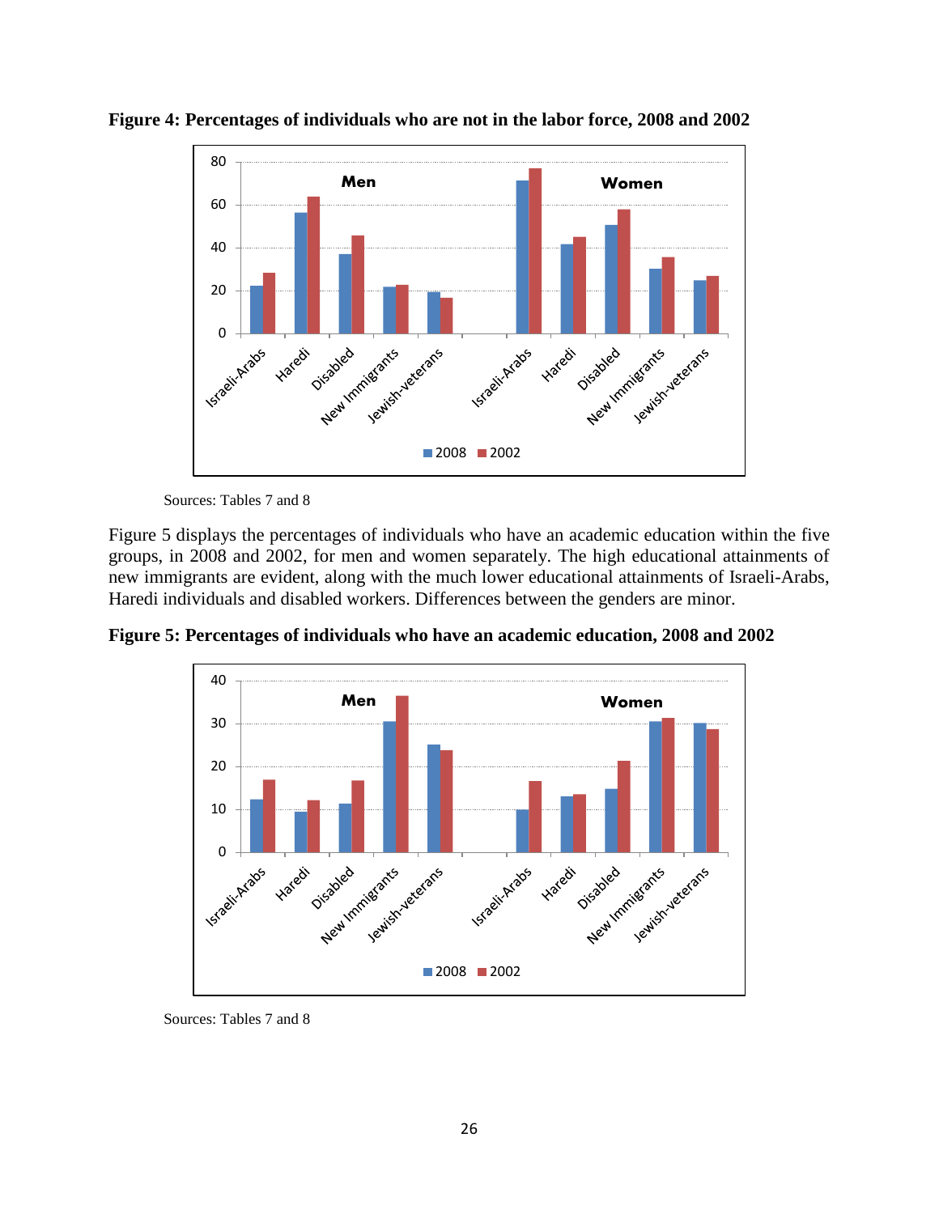**Figure 4: Percentages of individuals who are not in the labor force, 2008 and 2002**

Sources: Tables 7 and 8

Figure 5 displays the percentages of individuals who have an academic education within the five groups, in 2008 and 2002, for men and women separately. The high educational attainments of new immigrants are evident, along with the much lower educational attainments of Israeli-Arabs, Haredi individuals and disabled workers. Differences between the genders are minor.

**Figure 5: Percentages of individuals who have an academic education, 2008 and 2002**

Sources: Tables 7 and 8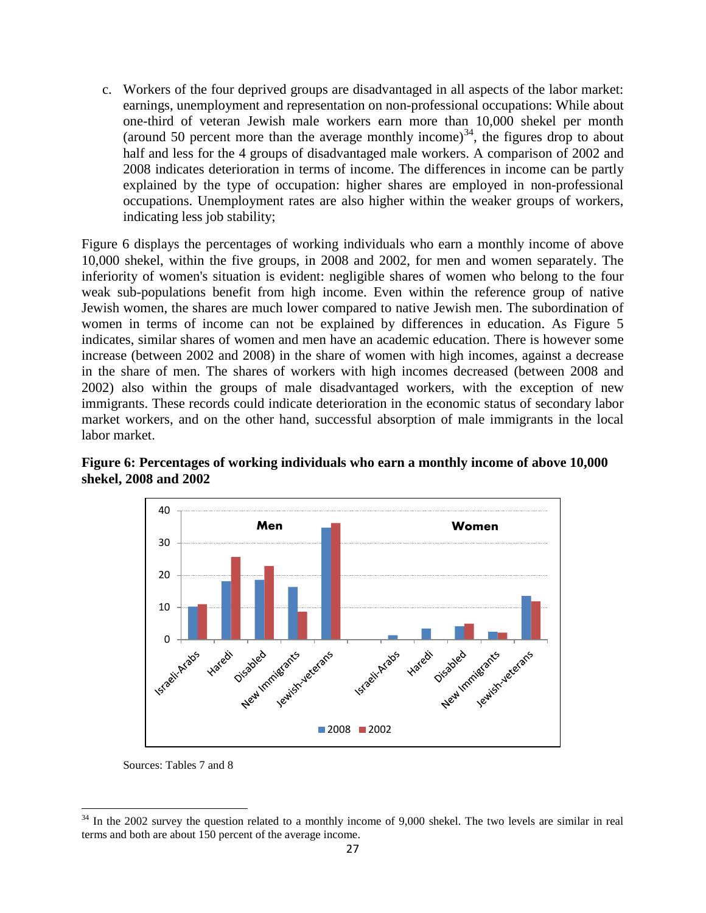c. Workers of the four deprived groups are disadvantaged in all aspects of the labor market: earnings, unemployment and representation on non-professional occupations: While about one-third of veteran Jewish male workers earn more than 10,000 shekel per month (around 50 percent more than the average monthly income)[34], the figures drop to about half and less for the 4 groups of disadvantaged male workers. A comparison of 2002 and 2008 indicates deterioration in terms of income. The differences in income can be partly explained by the type of occupation: higher shares are employed in non-professional occupations. Unemployment rates are also higher within the weaker groups of workers, indicating less job stability;

Figure 6 displays the percentages of working individuals who earn a monthly income of above 10,000 shekel, within the five groups, in 2008 and 2002, for men and women separately. The inferiority of women's situation is evident: negligible shares of women who belong to the four weak sub-populations benefit from high income. Even within the reference group of native Jewish women, the shares are much lower compared to native Jewish men. The subordination of women in terms of income can not be explained by differences in education. As Figure 5 indicates, similar shares of women and men have an academic education. There is however some increase (between 2002 and 2008) in the share of women with high incomes, against a decrease in the share of men. The shares of workers with high incomes decreased (between 2008 and 2002) also within the groups of male disadvantaged workers, with the exception of new immigrants. These records could indicate deterioration in the economic status of secondary labor market workers, and on the other hand, successful absorption of male immigrants in the local labor market.

**Figure 6: Percentages of working individuals who earn a monthly income of above 10,000 shekel, 2008 and 2002**

Sources: Tables 7 and 8

[34] In the 2002 survey the question related to a monthly income of 9,000 shekel. The two levels are similar in real terms and both are about 150 percent of the average income.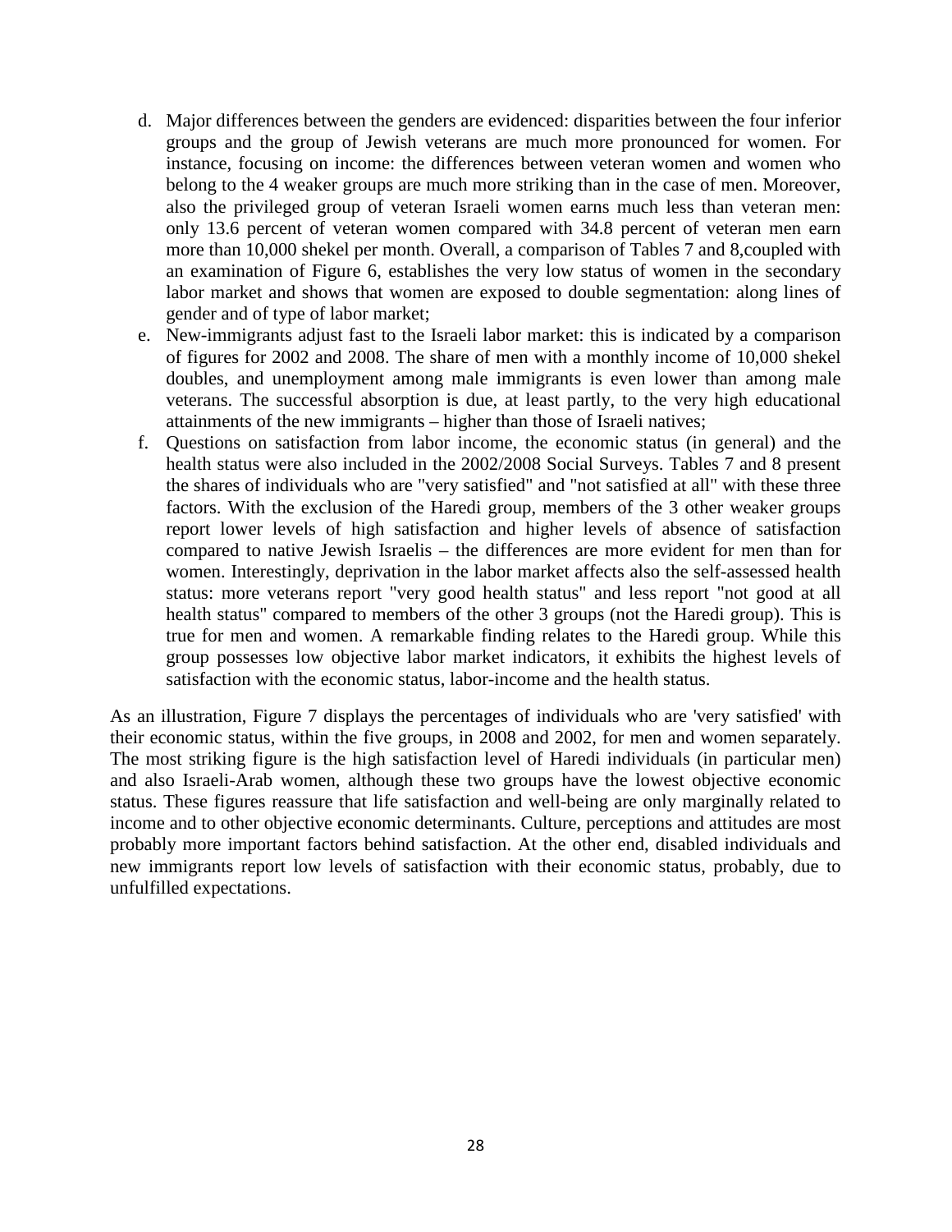d. Major differences between the genders are evidenced: disparities between the four inferior groups and the group of Jewish veterans are much more pronounced for women. For instance, focusing on income: the differences between veteran women and women who belong to the 4 weaker groups are much more striking than in the case of men. Moreover, also the privileged group of veteran Israeli women earns much less than veteran men: only 13.6 percent of veteran women compared with 34.8 percent of veteran men earn more than 10,000 shekel per month. Overall, a comparison of Tables 7 and 8,coupled with an examination of Figure 6, establishes the very low status of women in the secondary labor market and shows that women are exposed to double segmentation: along lines of gender and of type of labor market;

e. New-immigrants adjust fast to the Israeli labor market: this is indicated by a comparison of figures for 2002 and 2008. The share of men with a monthly income of 10,000 shekel doubles, and unemployment among male immigrants is even lower than among male veterans. The successful absorption is due, at least partly, to the very high educational attainments of the new immigrants – higher than those of Israeli natives;

f. Questions on satisfaction from labor income, the economic status (in general) and the health status were also included in the 2002/2008 Social Surveys. Tables 7 and 8 present the shares of individuals who are "very satisfied" and "not satisfied at all" with these three factors. With the exclusion of the Haredi group, members of the 3 other weaker groups report lower levels of high satisfaction and higher levels of absence of satisfaction compared to native Jewish Israelis – the differences are more evident for men than for women. Interestingly, deprivation in the labor market affects also the self-assessed health status: more veterans report "very good health status" and less report "not good at all health status" compared to members of the other 3 groups (not the Haredi group). This is true for men and women. A remarkable finding relates to the Haredi group. While this group possesses low objective labor market indicators, it exhibits the highest levels of satisfaction with the economic status, labor-income and the health status.

As an illustration, Figure 7 displays the percentages of individuals who are 'very satisfied' with their economic status, within the five groups, in 2008 and 2002, for men and women separately. The most striking figure is the high satisfaction level of Haredi individuals (in particular men) and also Israeli-Arab women, although these two groups have the lowest objective economic status. These figures reassure that life satisfaction and well-being are only marginally related to income and to other objective economic determinants. Culture, perceptions and attitudes are most probably more important factors behind satisfaction. At the other end, disabled individuals and new immigrants report low levels of satisfaction with their economic status, probably, due to unfulfilled expectations.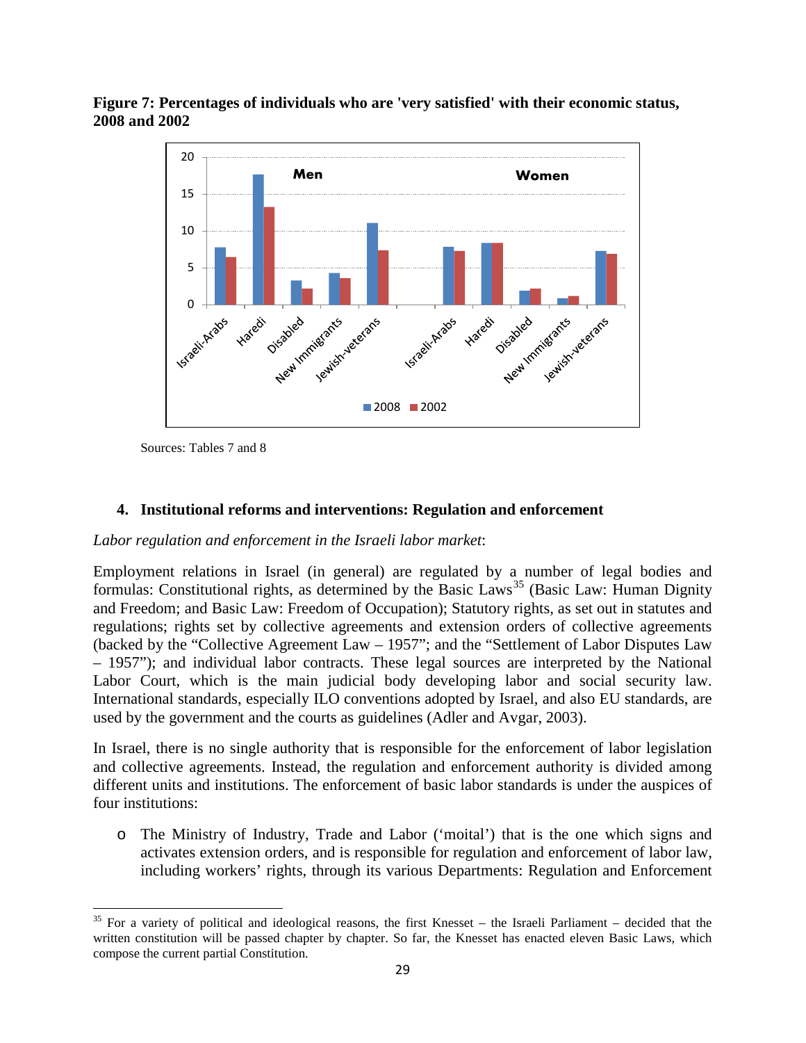**Figure 7: Percentages of individuals who are 'very satisfied' with their economic status, 2008 and 2002**

Sources: Tables 7 and 8

### 4. Institutional reforms and interventions: Regulation and enforcement

*Labor regulation and enforcement in the Israeli labor market*:

Employment relations in Israel (in general) are regulated by a number of legal bodies and formulas: Constitutional rights, as determined by the Basic Laws[35] (Basic Law: Human Dignity and Freedom; and Basic Law: Freedom of Occupation); Statutory rights, as set out in statutes and regulations; rights set by collective agreements and extension orders of collective agreements (backed by the "Collective Agreement Law – 1957"; and the "Settlement of Labor Disputes Law – 1957"); and individual labor contracts. These legal sources are interpreted by the National Labor Court, which is the main judicial body developing labor and social security law. International standards, especially ILO conventions adopted by Israel, and also EU standards, are used by the government and the courts as guidelines (Adler and Avgar, 2003).

In Israel, there is no single authority that is responsible for the enforcement of labor legislation and collective agreements. Instead, the regulation and enforcement authority is divided among different units and institutions. The enforcement of basic labor standards is under the auspices of four institutions:

- The Ministry of Industry, Trade and Labor ('moital') that is the one which signs and activates extension orders, and is responsible for regulation and enforcement of labor law, including workers' rights, through its various Departments: Regulation and Enforcement

[35] For a variety of political and ideological reasons, the first Knesset – the Israeli Parliament – decided that the written constitution will be passed chapter by chapter. So far, the Knesset has enacted eleven Basic Laws, which compose the current partial Constitution.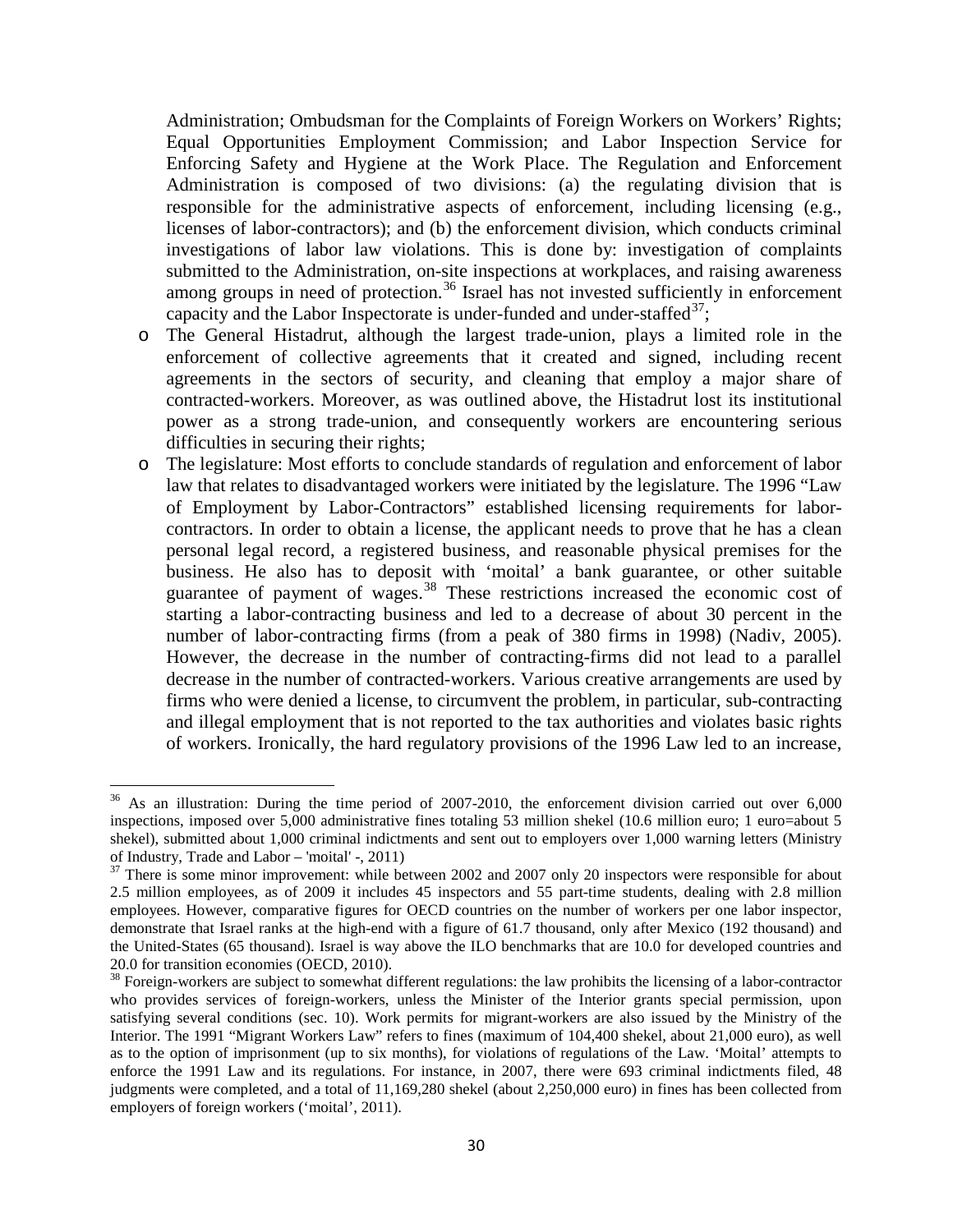Administration; Ombudsman for the Complaints of Foreign Workers on Workers' Rights; Equal Opportunities Employment Commission; and Labor Inspection Service for Enforcing Safety and Hygiene at the Work Place. The Regulation and Enforcement Administration is composed of two divisions: (a) the regulating division that is responsible for the administrative aspects of enforcement, including licensing (e.g., licenses of labor-contractors); and (b) the enforcement division, which conducts criminal investigations of labor law violations. This is done by: investigation of complaints submitted to the Administration, on-site inspections at workplaces, and raising awareness among groups in need of protection.[36] Israel has not invested sufficiently in enforcement capacity and the Labor Inspectorate is under-funded and under-staffed[37];

- The General Histadrut, although the largest trade-union, plays a limited role in the enforcement of collective agreements that it created and signed, including recent agreements in the sectors of security, and cleaning that employ a major share of contracted-workers. Moreover, as was outlined above, the Histadrut lost its institutional power as a strong trade-union, and consequently workers are encountering serious difficulties in securing their rights;
- The legislature: Most efforts to conclude standards of regulation and enforcement of labor law that relates to disadvantaged workers were initiated by the legislature. The 1996 "Law of Employment by Labor-Contractors" established licensing requirements for labor-contractors. In order to obtain a license, the applicant needs to prove that he has a clean personal legal record, a registered business, and reasonable physical premises for the business. He also has to deposit with 'moital' a bank guarantee, or other suitable guarantee of payment of wages.[38] These restrictions increased the economic cost of starting a labor-contracting business and led to a decrease of about 30 percent in the number of labor-contracting firms (from a peak of 380 firms in 1998) (Nadiv, 2005). However, the decrease in the number of contracting-firms did not lead to a parallel decrease in the number of contracted-workers. Various creative arrangements are used by firms who were denied a license, to circumvent the problem, in particular, sub-contracting and illegal employment that is not reported to the tax authorities and violates basic rights of workers. Ironically, the hard regulatory provisions of the 1996 Law led to an increase,

---

[36] As an illustration: During the time period of 2007-2010, the enforcement division carried out over 6,000 inspections, imposed over 5,000 administrative fines totaling 53 million shekel (10.6 million euro; 1 euro=about 5 shekel), submitted about 1,000 criminal indictments and sent out to employers over 1,000 warning letters (Ministry of Industry, Trade and Labor – 'moital' -, 2011)

[37] There is some minor improvement: while between 2002 and 2007 only 20 inspectors were responsible for about 2.5 million employees, as of 2009 it includes 45 inspectors and 55 part-time students, dealing with 2.8 million employees. However, comparative figures for OECD countries on the number of workers per one labor inspector, demonstrate that Israel ranks at the high-end with a figure of 61.7 thousand, only after Mexico (192 thousand) and the United-States (65 thousand). Israel is way above the ILO benchmarks that are 10.0 for developed countries and 20.0 for transition economies (OECD, 2010).

[38] Foreign-workers are subject to somewhat different regulations: the law prohibits the licensing of a labor-contractor who provides services of foreign-workers, unless the Minister of the Interior grants special permission, upon satisfying several conditions (sec. 10). Work permits for migrant-workers are also issued by the Ministry of the Interior. The 1991 "Migrant Workers Law" refers to fines (maximum of 104,400 shekel, about 21,000 euro), as well as to the option of imprisonment (up to six months), for violations of regulations of the Law. 'Moital' attempts to enforce the 1991 Law and its regulations. For instance, in 2007, there were 693 criminal indictments filed, 48 judgments were completed, and a total of 11,169,280 shekel (about 2,250,000 euro) in fines has been collected from employers of foreign workers ('moital', 2011).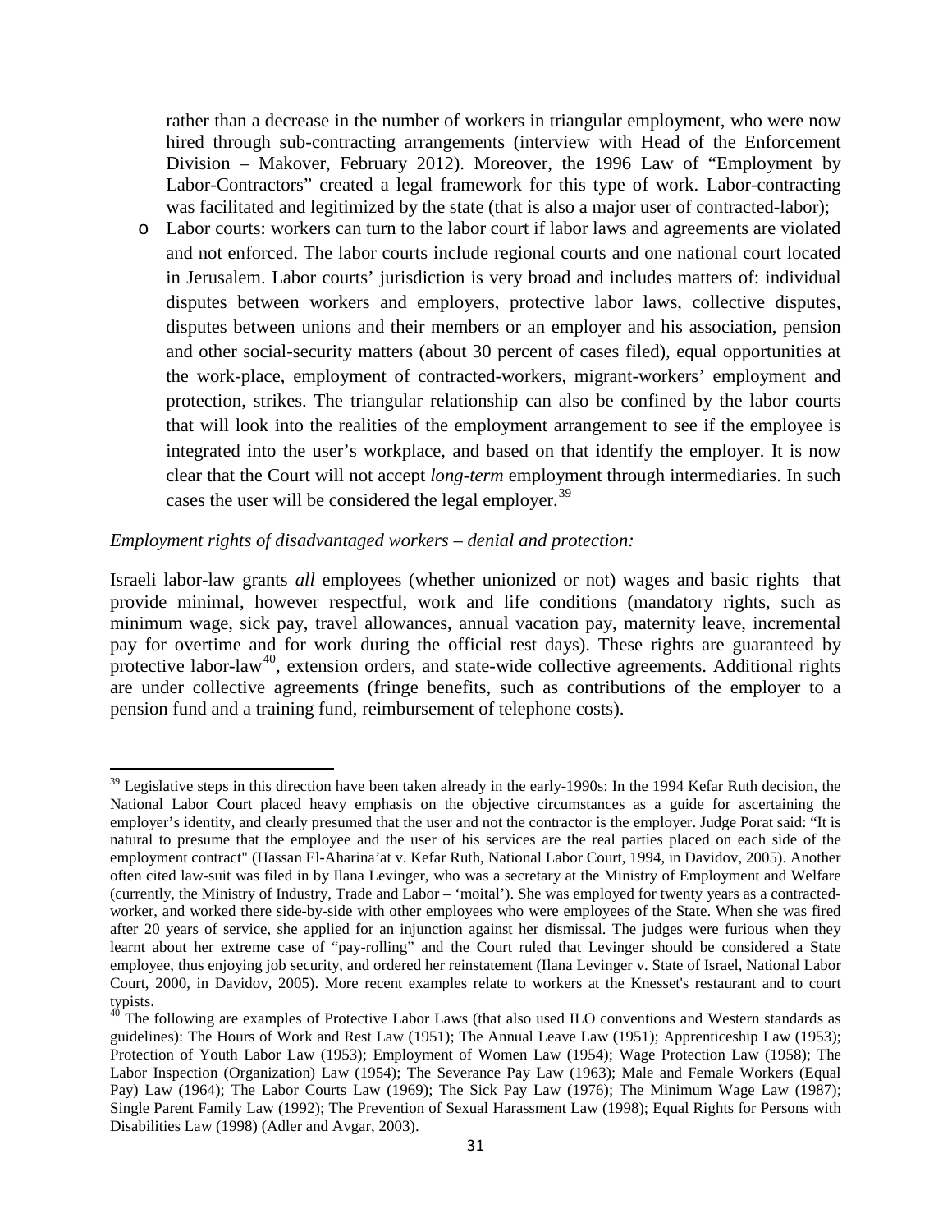rather than a decrease in the number of workers in triangular employment, who were now hired through sub-contracting arrangements (interview with Head of the Enforcement Division – Makover, February 2012). Moreover, the 1996 Law of "Employment by Labor-Contractors" created a legal framework for this type of work. Labor-contracting was facilitated and legitimized by the state (that is also a major user of contracted-labor);

- Labor courts: workers can turn to the labor court if labor laws and agreements are violated and not enforced. The labor courts include regional courts and one national court located in Jerusalem. Labor courts' jurisdiction is very broad and includes matters of: individual disputes between workers and employers, protective labor laws, collective disputes, disputes between unions and their members or an employer and his association, pension and other social-security matters (about 30 percent of cases filed), equal opportunities at the work-place, employment of contracted-workers, migrant-workers' employment and protection, strikes. The triangular relationship can also be confined by the labor courts that will look into the realities of the employment arrangement to see if the employee is integrated into the user's workplace, and based on that identify the employer. It is now clear that the Court will not accept *long-term* employment through intermediaries. In such cases the user will be considered the legal employer.[39]

*Employment rights of disadvantaged workers – denial and protection:*

Israeli labor-law grants *all* employees (whether unionized or not) wages and basic rights that provide minimal, however respectful, work and life conditions (mandatory rights, such as minimum wage, sick pay, travel allowances, annual vacation pay, maternity leave, incremental pay for overtime and for work during the official rest days). These rights are guaranteed by protective labor-law[40], extension orders, and state-wide collective agreements. Additional rights are under collective agreements (fringe benefits, such as contributions of the employer to a pension fund and a training fund, reimbursement of telephone costs).

---

[39] Legislative steps in this direction have been taken already in the early-1990s: In the 1994 Kefar Ruth decision, the National Labor Court placed heavy emphasis on the objective circumstances as a guide for ascertaining the employer's identity, and clearly presumed that the user and not the contractor is the employer. Judge Porat said: "It is natural to presume that the employee and the user of his services are the real parties placed on each side of the employment contract" (Hassan El-Aharina'at v. Kefar Ruth, National Labor Court, 1994, in Davidov, 2005). Another often cited law-suit was filed in by Ilana Levinger, who was a secretary at the Ministry of Employment and Welfare (currently, the Ministry of Industry, Trade and Labor – 'moital'). She was employed for twenty years as a contracted-worker, and worked there side-by-side with other employees who were employees of the State. When she was fired after 20 years of service, she applied for an injunction against her dismissal. The judges were furious when they learnt about her extreme case of "pay-rolling" and the Court ruled that Levinger should be considered a State employee, thus enjoying job security, and ordered her reinstatement (Ilana Levinger v. State of Israel, National Labor Court, 2000, in Davidov, 2005). More recent examples relate to workers at the Knesset's restaurant and to court typists.

[40] The following are examples of Protective Labor Laws (that also used ILO conventions and Western standards as guidelines): The Hours of Work and Rest Law (1951); The Annual Leave Law (1951); Apprenticeship Law (1953); Protection of Youth Labor Law (1953); Employment of Women Law (1954); Wage Protection Law (1958); The Labor Inspection (Organization) Law (1954); The Severance Pay Law (1963); Male and Female Workers (Equal Pay) Law (1964); The Labor Courts Law (1969); The Sick Pay Law (1976); The Minimum Wage Law (1987); Single Parent Family Law (1992); The Prevention of Sexual Harassment Law (1998); Equal Rights for Persons with Disabilities Law (1998) (Adler and Avgar, 2003).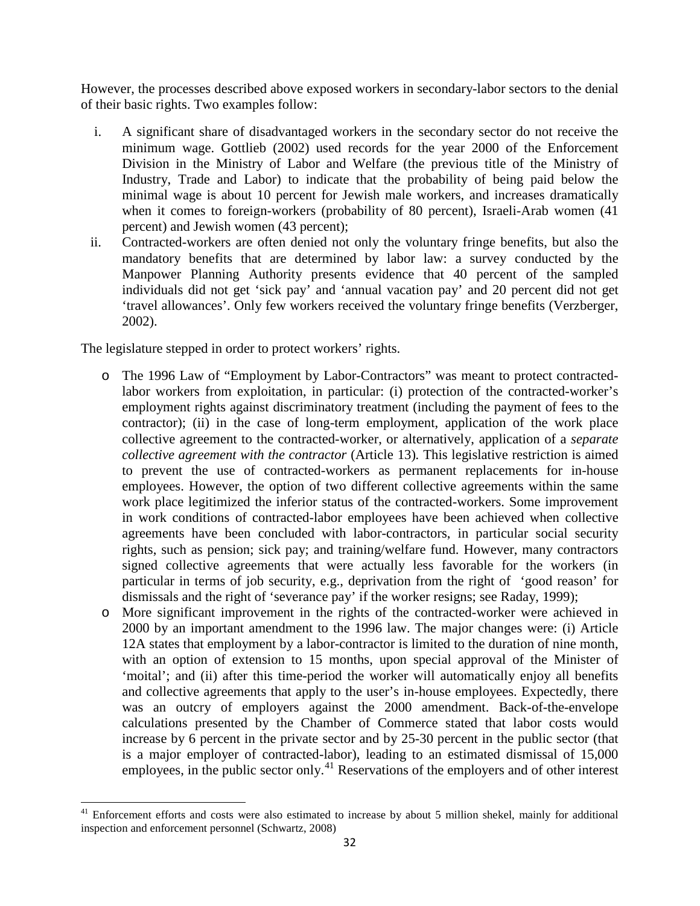However, the processes described above exposed workers in secondary-labor sectors to the denial of their basic rights. Two examples follow:

i. A significant share of disadvantaged workers in the secondary sector do not receive the minimum wage. Gottlieb (2002) used records for the year 2000 of the Enforcement Division in the Ministry of Labor and Welfare (the previous title of the Ministry of Industry, Trade and Labor) to indicate that the probability of being paid below the minimal wage is about 10 percent for Jewish male workers, and increases dramatically when it comes to foreign-workers (probability of 80 percent), Israeli-Arab women (41 percent) and Jewish women (43 percent);
ii. Contracted-workers are often denied not only the voluntary fringe benefits, but also the mandatory benefits that are determined by labor law: a survey conducted by the Manpower Planning Authority presents evidence that 40 percent of the sampled individuals did not get 'sick pay' and 'annual vacation pay' and 20 percent did not get 'travel allowances'. Only few workers received the voluntary fringe benefits (Verzberger, 2002).

The legislature stepped in order to protect workers' rights.

- The 1996 Law of "Employment by Labor-Contractors" was meant to protect contracted-labor workers from exploitation, in particular: (i) protection of the contracted-worker's employment rights against discriminatory treatment (including the payment of fees to the contractor); (ii) in the case of long-term employment, application of the work place collective agreement to the contracted-worker, or alternatively, application of a *separate collective agreement with the contractor* (Article 13). This legislative restriction is aimed to prevent the use of contracted-workers as permanent replacements for in-house employees. However, the option of two different collective agreements within the same work place legitimized the inferior status of the contracted-workers. Some improvement in work conditions of contracted-labor employees have been achieved when collective agreements have been concluded with labor-contractors, in particular social security rights, such as pension; sick pay; and training/welfare fund. However, many contractors signed collective agreements that were actually less favorable for the workers (in particular in terms of job security, e.g., deprivation from the right of 'good reason' for dismissals and the right of 'severance pay' if the worker resigns; see Raday, 1999);
- More significant improvement in the rights of the contracted-worker were achieved in 2000 by an important amendment to the 1996 law. The major changes were: (i) Article 12A states that employment by a labor-contractor is limited to the duration of nine month, with an option of extension to 15 months, upon special approval of the Minister of 'moital'; and (ii) after this time-period the worker will automatically enjoy all benefits and collective agreements that apply to the user's in-house employees. Expectedly, there was an outcry of employers against the 2000 amendment. Back-of-the-envelope calculations presented by the Chamber of Commerce stated that labor costs would increase by 6 percent in the private sector and by 25-30 percent in the public sector (that is a major employer of contracted-labor), leading to an estimated dismissal of 15,000 employees, in the public sector only.[41] Reservations of the employers and of other interest

[41] Enforcement efforts and costs were also estimated to increase by about 5 million shekel, mainly for additional inspection and enforcement personnel (Schwartz, 2008)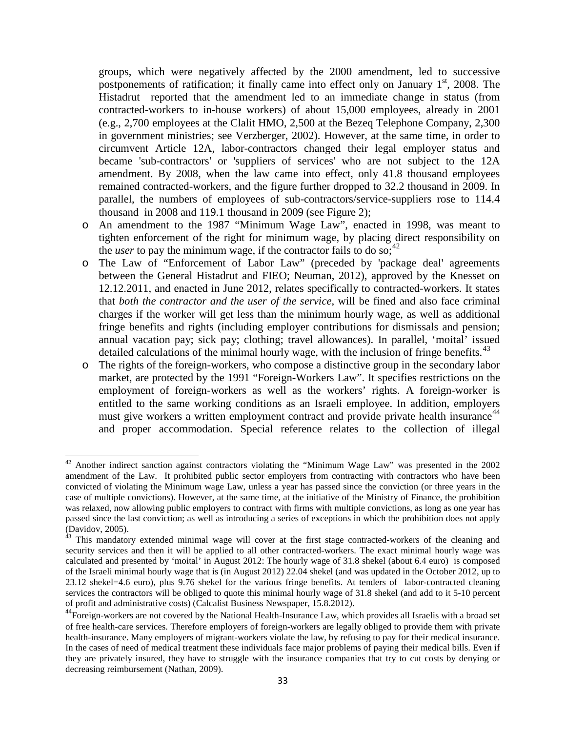groups, which were negatively affected by the 2000 amendment, led to successive postponements of ratification; it finally came into effect only on January 1st, 2008. The Histadrut reported that the amendment led to an immediate change in status (from contracted-workers to in-house workers) of about 15,000 employees, already in 2001 (e.g., 2,700 employees at the Clalit HMO, 2,500 at the Bezeq Telephone Company, 2,300 in government ministries; see Verzberger, 2002). However, at the same time, in order to circumvent Article 12A, labor-contractors changed their legal employer status and became 'sub-contractors' or 'suppliers of services' who are not subject to the 12A amendment. By 2008, when the law came into effect, only 41.8 thousand employees remained contracted-workers, and the figure further dropped to 32.2 thousand in 2009. In parallel, the numbers of employees of sub-contractors/service-suppliers rose to 114.4 thousand in 2008 and 119.1 thousand in 2009 (see Figure 2);

- An amendment to the 1987 "Minimum Wage Law", enacted in 1998, was meant to tighten enforcement of the right for minimum wage, by placing direct responsibility on the *user* to pay the minimum wage, if the contractor fails to do so;[42]
- The Law of "Enforcement of Labor Law" (preceded by 'package deal' agreements between the General Histadrut and FIEO; Neuman, 2012), approved by the Knesset on 12.12.2011, and enacted in June 2012, relates specifically to contracted-workers. It states that *both the contractor and the user of the service*, will be fined and also face criminal charges if the worker will get less than the minimum hourly wage, as well as additional fringe benefits and rights (including employer contributions for dismissals and pension; annual vacation pay; sick pay; clothing; travel allowances). In parallel, 'moital' issued detailed calculations of the minimal hourly wage, with the inclusion of fringe benefits.[43]
- The rights of the foreign-workers, who compose a distinctive group in the secondary labor market, are protected by the 1991 "Foreign-Workers Law". It specifies restrictions on the employment of foreign-workers as well as the workers' rights. A foreign-worker is entitled to the same working conditions as an Israeli employee. In addition, employers must give workers a written employment contract and provide private health insurance[44] and proper accommodation. Special reference relates to the collection of illegal

---

[42] Another indirect sanction against contractors violating the "Minimum Wage Law" was presented in the 2002 amendment of the Law. It prohibited public sector employers from contracting with contractors who have been convicted of violating the Minimum wage Law, unless a year has passed since the conviction (or three years in the case of multiple convictions). However, at the same time, at the initiative of the Ministry of Finance, the prohibition was relaxed, now allowing public employers to contract with firms with multiple convictions, as long as one year has passed since the last conviction; as well as introducing a series of exceptions in which the prohibition does not apply (Davidov, 2005).

[43] This mandatory extended minimal wage will cover at the first stage contracted-workers of the cleaning and security services and then it will be applied to all other contracted-workers. The exact minimal hourly wage was calculated and presented by 'moital' in August 2012: The hourly wage of 31.8 shekel (about 6.4 euro) is composed of the Israeli minimal hourly wage that is (in August 2012) 22.04 shekel (and was updated in the October 2012, up to 23.12 shekel=4.6 euro), plus 9.76 shekel for the various fringe benefits. At tenders of labor-contracted cleaning services the contractors will be obliged to quote this minimal hourly wage of 31.8 shekel (and add to it 5-10 percent of profit and administrative costs) (Calcalist Business Newspaper, 15.8.2012).

[44] Foreign-workers are not covered by the National Health-Insurance Law, which provides all Israelis with a broad set of free health-care services. Therefore employers of foreign-workers are legally obliged to provide them with private health-insurance. Many employers of migrant-workers violate the law, by refusing to pay for their medical insurance. In the cases of need of medical treatment these individuals face major problems of paying their medical bills. Even if they are privately insured, they have to struggle with the insurance companies that try to cut costs by denying or decreasing reimbursement (Nathan, 2009).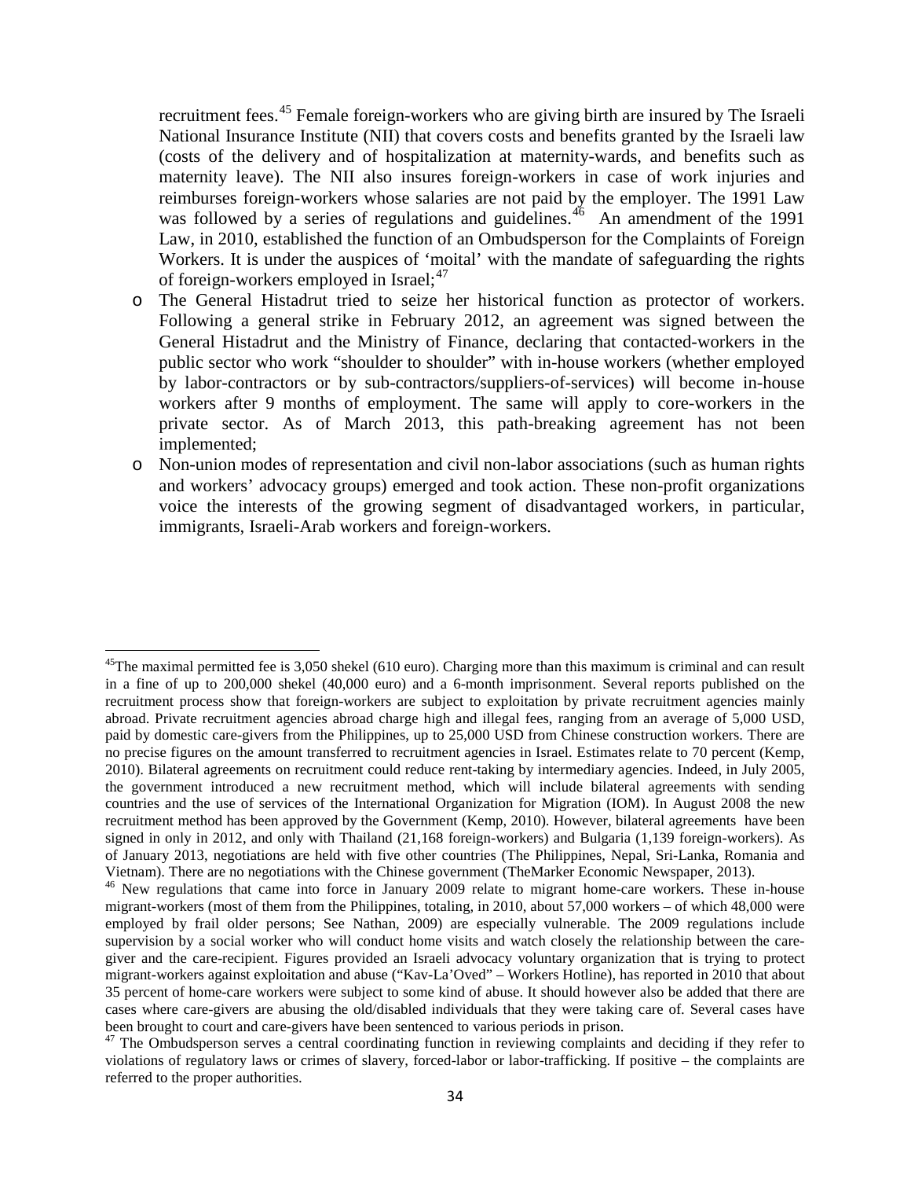recruitment fees.[45] Female foreign-workers who are giving birth are insured by The Israeli National Insurance Institute (NII) that covers costs and benefits granted by the Israeli law (costs of the delivery and of hospitalization at maternity-wards, and benefits such as maternity leave). The NII also insures foreign-workers in case of work injuries and reimburses foreign-workers whose salaries are not paid by the employer. The 1991 Law was followed by a series of regulations and guidelines.[46] An amendment of the 1991 Law, in 2010, established the function of an Ombudsperson for the Complaints of Foreign Workers. It is under the auspices of 'moital' with the mandate of safeguarding the rights of foreign-workers employed in Israel;[47]

- The General Histadrut tried to seize her historical function as protector of workers. Following a general strike in February 2012, an agreement was signed between the General Histadrut and the Ministry of Finance, declaring that contacted-workers in the public sector who work "shoulder to shoulder" with in-house workers (whether employed by labor-contractors or by sub-contractors/suppliers-of-services) will become in-house workers after 9 months of employment. The same will apply to core-workers in the private sector. As of March 2013, this path-breaking agreement has not been implemented;
- Non-union modes of representation and civil non-labor associations (such as human rights and workers' advocacy groups) emerged and took action. These non-profit organizations voice the interests of the growing segment of disadvantaged workers, in particular, immigrants, Israeli-Arab workers and foreign-workers.

---

[45] The maximal permitted fee is 3,050 shekel (610 euro). Charging more than this maximum is criminal and can result in a fine of up to 200,000 shekel (40,000 euro) and a 6-month imprisonment. Several reports published on the recruitment process show that foreign-workers are subject to exploitation by private recruitment agencies mainly abroad. Private recruitment agencies abroad charge high and illegal fees, ranging from an average of 5,000 USD, paid by domestic care-givers from the Philippines, up to 25,000 USD from Chinese construction workers. There are no precise figures on the amount transferred to recruitment agencies in Israel. Estimates relate to 70 percent (Kemp, 2010). Bilateral agreements on recruitment could reduce rent-taking by intermediary agencies. Indeed, in July 2005, the government introduced a new recruitment method, which will include bilateral agreements with sending countries and the use of services of the International Organization for Migration (IOM). In August 2008 the new recruitment method has been approved by the Government (Kemp, 2010). However, bilateral agreements have been signed in only in 2012, and only with Thailand (21,168 foreign-workers) and Bulgaria (1,139 foreign-workers). As of January 2013, negotiations are held with five other countries (The Philippines, Nepal, Sri-Lanka, Romania and Vietnam). There are no negotiations with the Chinese government (TheMarker Economic Newspaper, 2013).

[46] New regulations that came into force in January 2009 relate to migrant home-care workers. These in-house migrant-workers (most of them from the Philippines, totaling, in 2010, about 57,000 workers – of which 48,000 were employed by frail older persons; See Nathan, 2009) are especially vulnerable. The 2009 regulations include supervision by a social worker who will conduct home visits and watch closely the relationship between the care-giver and the care-recipient. Figures provided an Israeli advocacy voluntary organization that is trying to protect migrant-workers against exploitation and abuse ("Kav-La'Oved" – Workers Hotline), has reported in 2010 that about 35 percent of home-care workers were subject to some kind of abuse. It should however also be added that there are cases where care-givers are abusing the old/disabled individuals that they were taking care of. Several cases have been brought to court and care-givers have been sentenced to various periods in prison.

[47] The Ombudsperson serves a central coordinating function in reviewing complaints and deciding if they refer to violations of regulatory laws or crimes of slavery, forced-labor or labor-trafficking. If positive – the complaints are referred to the proper authorities.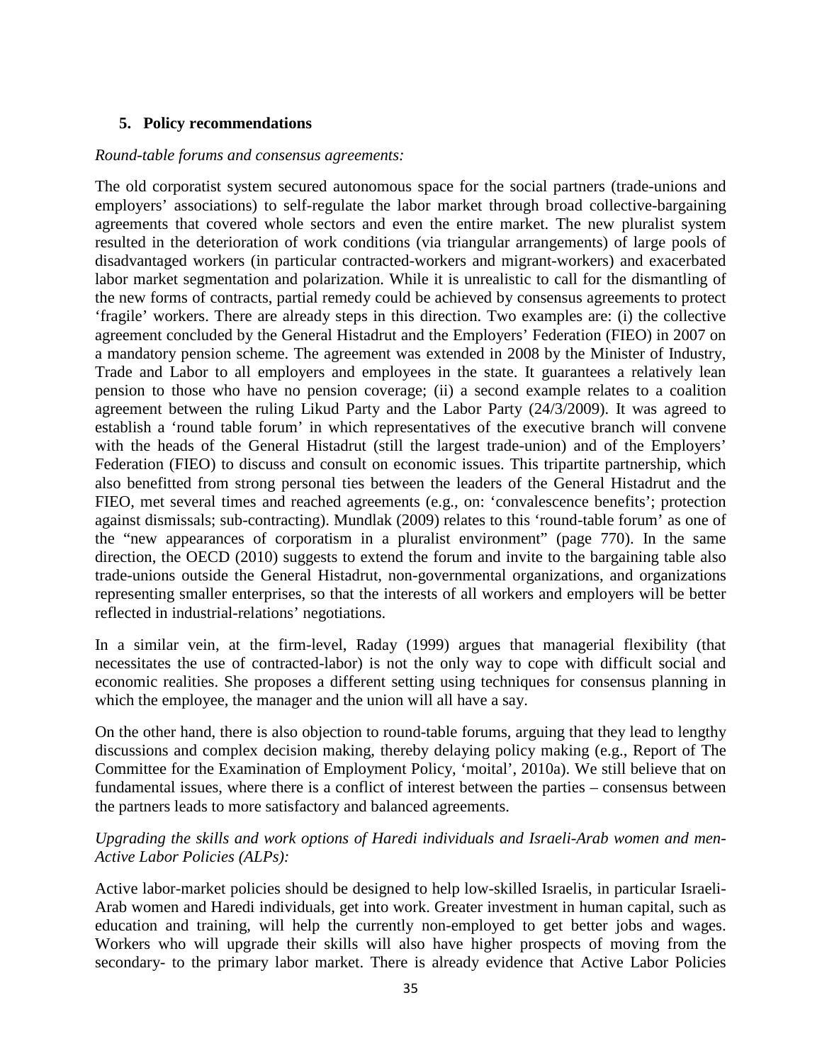## 5. Policy recommendations

*Round-table forums and consensus agreements:*

The old corporatist system secured autonomous space for the social partners (trade-unions and employers' associations) to self-regulate the labor market through broad collective-bargaining agreements that covered whole sectors and even the entire market. The new pluralist system resulted in the deterioration of work conditions (via triangular arrangements) of large pools of disadvantaged workers (in particular contracted-workers and migrant-workers) and exacerbated labor market segmentation and polarization. While it is unrealistic to call for the dismantling of the new forms of contracts, partial remedy could be achieved by consensus agreements to protect 'fragile' workers. There are already steps in this direction. Two examples are: (i) the collective agreement concluded by the General Histadrut and the Employers' Federation (FIEO) in 2007 on a mandatory pension scheme. The agreement was extended in 2008 by the Minister of Industry, Trade and Labor to all employers and employees in the state. It guarantees a relatively lean pension to those who have no pension coverage; (ii) a second example relates to a coalition agreement between the ruling Likud Party and the Labor Party (24/3/2009). It was agreed to establish a 'round table forum' in which representatives of the executive branch will convene with the heads of the General Histadrut (still the largest trade-union) and of the Employers' Federation (FIEO) to discuss and consult on economic issues. This tripartite partnership, which also benefitted from strong personal ties between the leaders of the General Histadrut and the FIEO, met several times and reached agreements (e.g., on: 'convalescence benefits'; protection against dismissals; sub-contracting). Mundlak (2009) relates to this 'round-table forum' as one of the "new appearances of corporatism in a pluralist environment" (page 770). In the same direction, the OECD (2010) suggests to extend the forum and invite to the bargaining table also trade-unions outside the General Histadrut, non-governmental organizations, and organizations representing smaller enterprises, so that the interests of all workers and employers will be better reflected in industrial-relations' negotiations.

In a similar vein, at the firm-level, Raday (1999) argues that managerial flexibility (that necessitates the use of contracted-labor) is not the only way to cope with difficult social and economic realities. She proposes a different setting using techniques for consensus planning in which the employee, the manager and the union will all have a say.

On the other hand, there is also objection to round-table forums, arguing that they lead to lengthy discussions and complex decision making, thereby delaying policy making (e.g., Report of The Committee for the Examination of Employment Policy, 'moital', 2010a). We still believe that on fundamental issues, where there is a conflict of interest between the parties – consensus between the partners leads to more satisfactory and balanced agreements.

*Upgrading the skills and work options of Haredi individuals and Israeli-Arab women and men-Active Labor Policies (ALPs):*

Active labor-market policies should be designed to help low-skilled Israelis, in particular Israeli-Arab women and Haredi individuals, get into work. Greater investment in human capital, such as education and training, will help the currently non-employed to get better jobs and wages. Workers who will upgrade their skills will also have higher prospects of moving from the secondary- to the primary labor market. There is already evidence that Active Labor Policies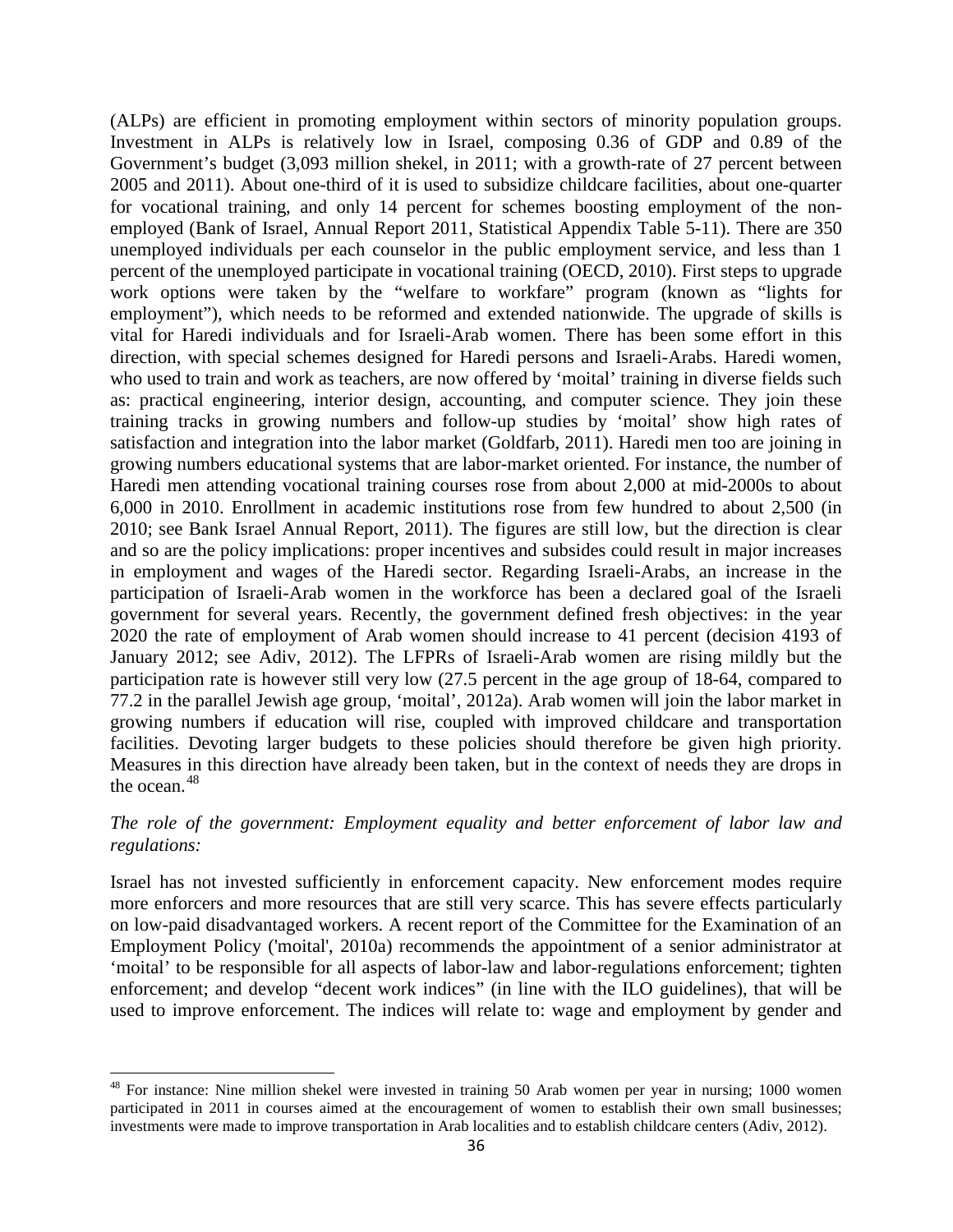(ALPs) are efficient in promoting employment within sectors of minority population groups. Investment in ALPs is relatively low in Israel, composing 0.36 of GDP and 0.89 of the Government's budget (3,093 million shekel, in 2011; with a growth-rate of 27 percent between 2005 and 2011). About one-third of it is used to subsidize childcare facilities, about one-quarter for vocational training, and only 14 percent for schemes boosting employment of the non-employed (Bank of Israel, Annual Report 2011, Statistical Appendix Table 5-11). There are 350 unemployed individuals per each counselor in the public employment service, and less than 1 percent of the unemployed participate in vocational training (OECD, 2010). First steps to upgrade work options were taken by the "welfare to workfare" program (known as "lights for employment"), which needs to be reformed and extended nationwide. The upgrade of skills is vital for Haredi individuals and for Israeli-Arab women. There has been some effort in this direction, with special schemes designed for Haredi persons and Israeli-Arabs. Haredi women, who used to train and work as teachers, are now offered by 'moital' training in diverse fields such as: practical engineering, interior design, accounting, and computer science. They join these training tracks in growing numbers and follow-up studies by 'moital' show high rates of satisfaction and integration into the labor market (Goldfarb, 2011). Haredi men too are joining in growing numbers educational systems that are labor-market oriented. For instance, the number of Haredi men attending vocational training courses rose from about 2,000 at mid-2000s to about 6,000 in 2010. Enrollment in academic institutions rose from few hundred to about 2,500 (in 2010; see Bank Israel Annual Report, 2011). The figures are still low, but the direction is clear and so are the policy implications: proper incentives and subsides could result in major increases in employment and wages of the Haredi sector. Regarding Israeli-Arabs, an increase in the participation of Israeli-Arab women in the workforce has been a declared goal of the Israeli government for several years. Recently, the government defined fresh objectives: in the year 2020 the rate of employment of Arab women should increase to 41 percent (decision 4193 of January 2012; see Adiv, 2012). The LFPRs of Israeli-Arab women are rising mildly but the participation rate is however still very low (27.5 percent in the age group of 18-64, compared to 77.2 in the parallel Jewish age group, 'moital', 2012a). Arab women will join the labor market in growing numbers if education will rise, coupled with improved childcare and transportation facilities. Devoting larger budgets to these policies should therefore be given high priority. Measures in this direction have already been taken, but in the context of needs they are drops in the ocean.[48]

*The role of the government: Employment equality and better enforcement of labor law and regulations:*

Israel has not invested sufficiently in enforcement capacity. New enforcement modes require more enforcers and more resources that are still very scarce. This has severe effects particularly on low-paid disadvantaged workers. A recent report of the Committee for the Examination of an Employment Policy ('moital', 2010a) recommends the appointment of a senior administrator at 'moital' to be responsible for all aspects of labor-law and labor-regulations enforcement; tighten enforcement; and develop "decent work indices" (in line with the ILO guidelines), that will be used to improve enforcement. The indices will relate to: wage and employment by gender and

[48] For instance: Nine million shekel were invested in training 50 Arab women per year in nursing; 1000 women participated in 2011 in courses aimed at the encouragement of women to establish their own small businesses; investments were made to improve transportation in Arab localities and to establish childcare centers (Adiv, 2012).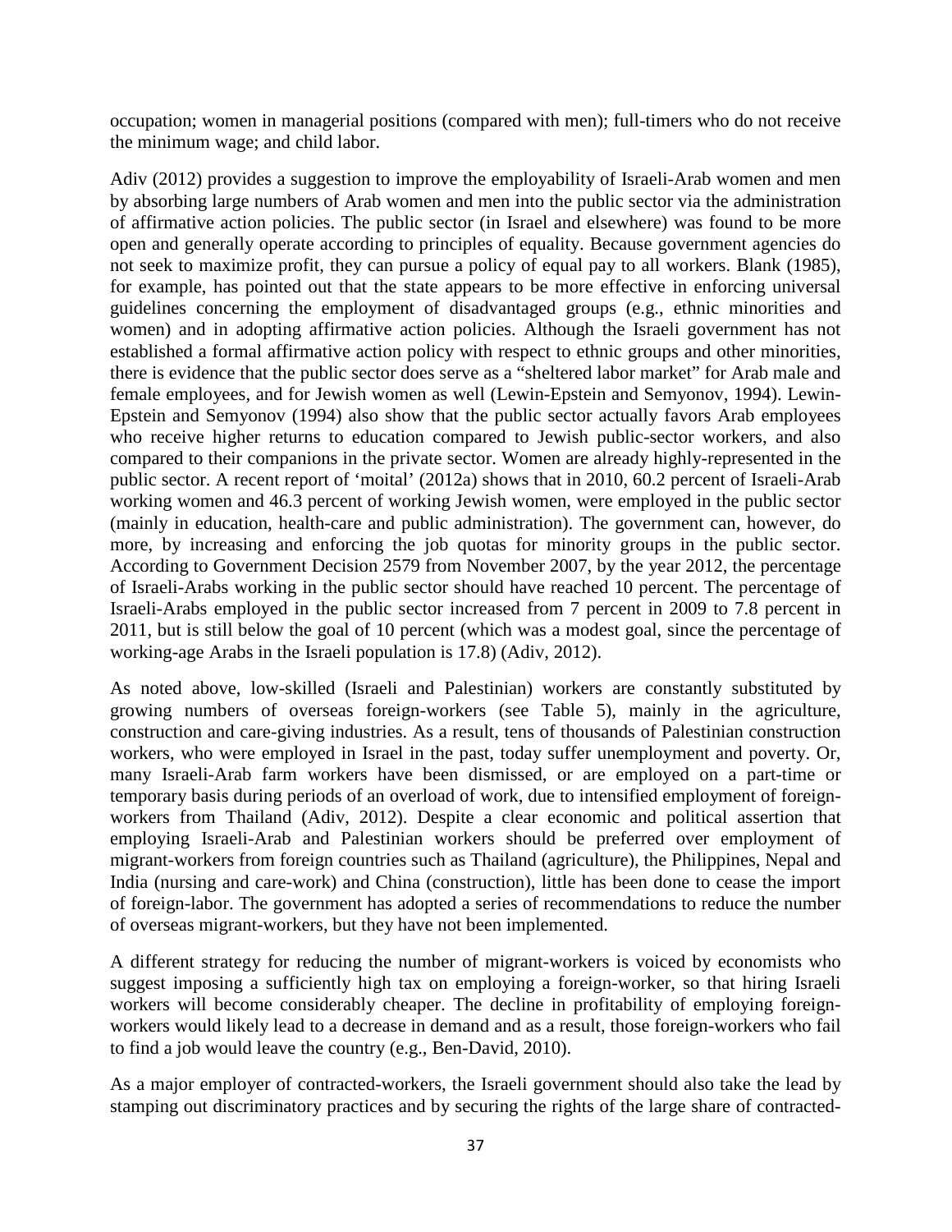occupation; women in managerial positions (compared with men); full-timers who do not receive the minimum wage; and child labor.

Adiv (2012) provides a suggestion to improve the employability of Israeli-Arab women and men by absorbing large numbers of Arab women and men into the public sector via the administration of affirmative action policies. The public sector (in Israel and elsewhere) was found to be more open and generally operate according to principles of equality. Because government agencies do not seek to maximize profit, they can pursue a policy of equal pay to all workers. Blank (1985), for example, has pointed out that the state appears to be more effective in enforcing universal guidelines concerning the employment of disadvantaged groups (e.g., ethnic minorities and women) and in adopting affirmative action policies. Although the Israeli government has not established a formal affirmative action policy with respect to ethnic groups and other minorities, there is evidence that the public sector does serve as a "sheltered labor market" for Arab male and female employees, and for Jewish women as well (Lewin-Epstein and Semyonov, 1994). Lewin-Epstein and Semyonov (1994) also show that the public sector actually favors Arab employees who receive higher returns to education compared to Jewish public-sector workers, and also compared to their companions in the private sector. Women are already highly-represented in the public sector. A recent report of 'moital' (2012a) shows that in 2010, 60.2 percent of Israeli-Arab working women and 46.3 percent of working Jewish women, were employed in the public sector (mainly in education, health-care and public administration). The government can, however, do more, by increasing and enforcing the job quotas for minority groups in the public sector. According to Government Decision 2579 from November 2007, by the year 2012, the percentage of Israeli-Arabs working in the public sector should have reached 10 percent. The percentage of Israeli-Arabs employed in the public sector increased from 7 percent in 2009 to 7.8 percent in 2011, but is still below the goal of 10 percent (which was a modest goal, since the percentage of working-age Arabs in the Israeli population is 17.8) (Adiv, 2012).

As noted above, low-skilled (Israeli and Palestinian) workers are constantly substituted by growing numbers of overseas foreign-workers (see Table 5), mainly in the agriculture, construction and care-giving industries. As a result, tens of thousands of Palestinian construction workers, who were employed in Israel in the past, today suffer unemployment and poverty. Or, many Israeli-Arab farm workers have been dismissed, or are employed on a part-time or temporary basis during periods of an overload of work, due to intensified employment of foreign-workers from Thailand (Adiv, 2012). Despite a clear economic and political assertion that employing Israeli-Arab and Palestinian workers should be preferred over employment of migrant-workers from foreign countries such as Thailand (agriculture), the Philippines, Nepal and India (nursing and care-work) and China (construction), little has been done to cease the import of foreign-labor. The government has adopted a series of recommendations to reduce the number of overseas migrant-workers, but they have not been implemented.

A different strategy for reducing the number of migrant-workers is voiced by economists who suggest imposing a sufficiently high tax on employing a foreign-worker, so that hiring Israeli workers will become considerably cheaper. The decline in profitability of employing foreign-workers would likely lead to a decrease in demand and as a result, those foreign-workers who fail to find a job would leave the country (e.g., Ben-David, 2010).

As a major employer of contracted-workers, the Israeli government should also take the lead by stamping out discriminatory practices and by securing the rights of the large share of contracted-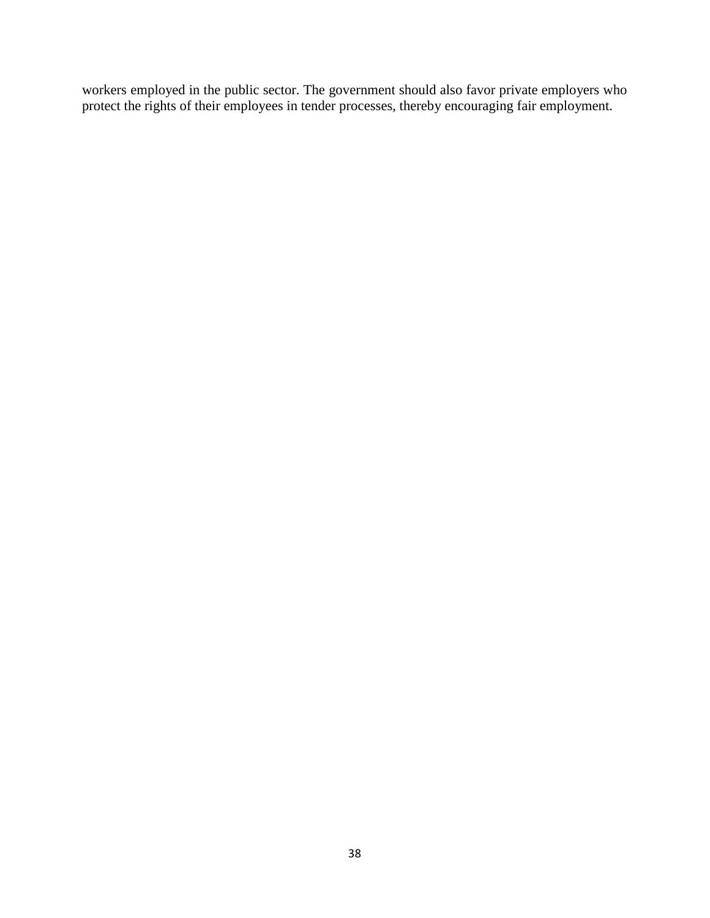workers employed in the public sector. The government should also favor private employers who protect the rights of their employees in tender processes, thereby encouraging fair employment.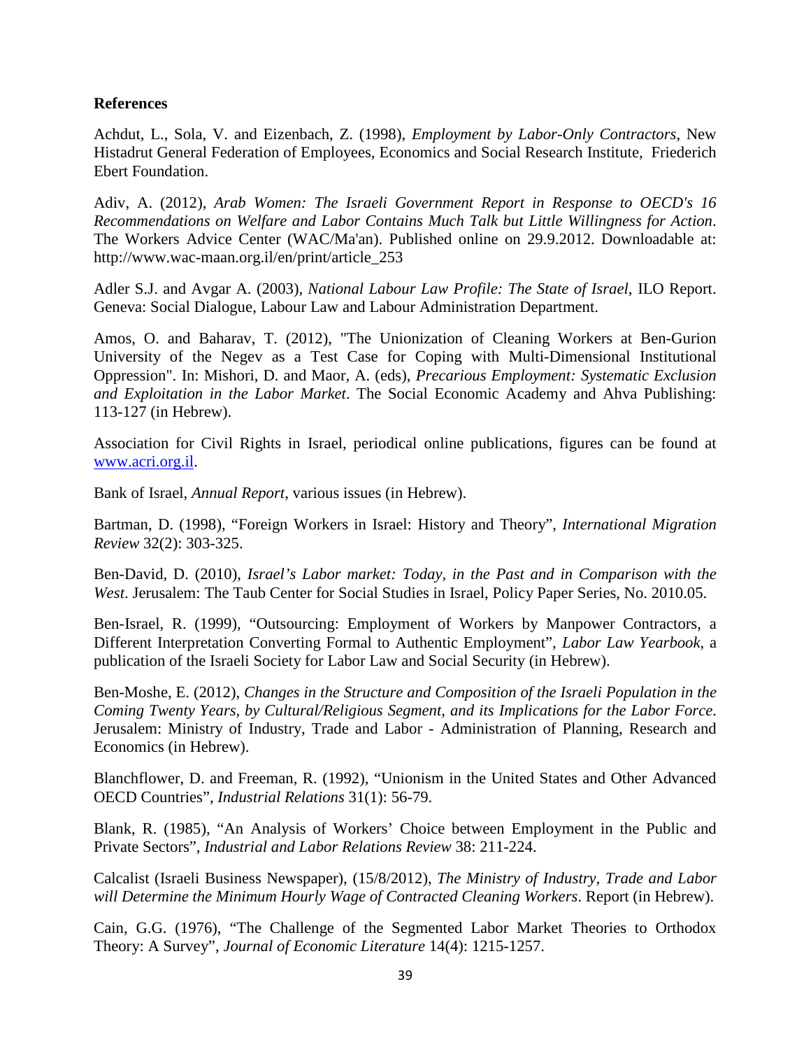**References**

Achdut, L., Sola, V. and Eizenbach, Z. (1998), *Employment by Labor-Only Contractors*, New Histadrut General Federation of Employees, Economics and Social Research Institute, Friederich Ebert Foundation.

Adiv, A. (2012), *Arab Women: The Israeli Government Report in Response to OECD's 16 Recommendations on Welfare and Labor Contains Much Talk but Little Willingness for Action*. The Workers Advice Center (WAC/Ma'an). Published online on 29.9.2012. Downloadable at: http://www.wac-maan.org.il/en/print/article_253

Adler S.J. and Avgar A. (2003), *National Labour Law Profile: The State of Israel*, ILO Report. Geneva: Social Dialogue, Labour Law and Labour Administration Department.

Amos, O. and Baharav, T. (2012), "The Unionization of Cleaning Workers at Ben-Gurion University of the Negev as a Test Case for Coping with Multi-Dimensional Institutional Oppression". In: Mishori, D. and Maor, A. (eds), *Precarious Employment: Systematic Exclusion and Exploitation in the Labor Market*. The Social Economic Academy and Ahva Publishing: 113-127 (in Hebrew).

Association for Civil Rights in Israel, periodical online publications, figures can be found at www.acri.org.il.

Bank of Israel, *Annual Report*, various issues (in Hebrew).

Bartman, D. (1998), "Foreign Workers in Israel: History and Theory", *International Migration Review* 32(2): 303-325.

Ben-David, D. (2010), *Israel's Labor market: Today, in the Past and in Comparison with the West*. Jerusalem: The Taub Center for Social Studies in Israel, Policy Paper Series, No. 2010.05.

Ben-Israel, R. (1999), "Outsourcing: Employment of Workers by Manpower Contractors, a Different Interpretation Converting Formal to Authentic Employment", *Labor Law Yearbook*, a publication of the Israeli Society for Labor Law and Social Security (in Hebrew).

Ben-Moshe, E. (2012), *Changes in the Structure and Composition of the Israeli Population in the Coming Twenty Years, by Cultural/Religious Segment, and its Implications for the Labor Force*. Jerusalem: Ministry of Industry, Trade and Labor - Administration of Planning, Research and Economics (in Hebrew).

Blanchflower, D. and Freeman, R. (1992), "Unionism in the United States and Other Advanced OECD Countries", *Industrial Relations* 31(1): 56-79.

Blank, R. (1985), "An Analysis of Workers' Choice between Employment in the Public and Private Sectors", *Industrial and Labor Relations Review* 38: 211-224.

Calcalist (Israeli Business Newspaper), (15/8/2012), *The Ministry of Industry, Trade and Labor will Determine the Minimum Hourly Wage of Contracted Cleaning Workers*. Report (in Hebrew).

Cain, G.G. (1976), "The Challenge of the Segmented Labor Market Theories to Orthodox Theory: A Survey", *Journal of Economic Literature* 14(4): 1215-1257.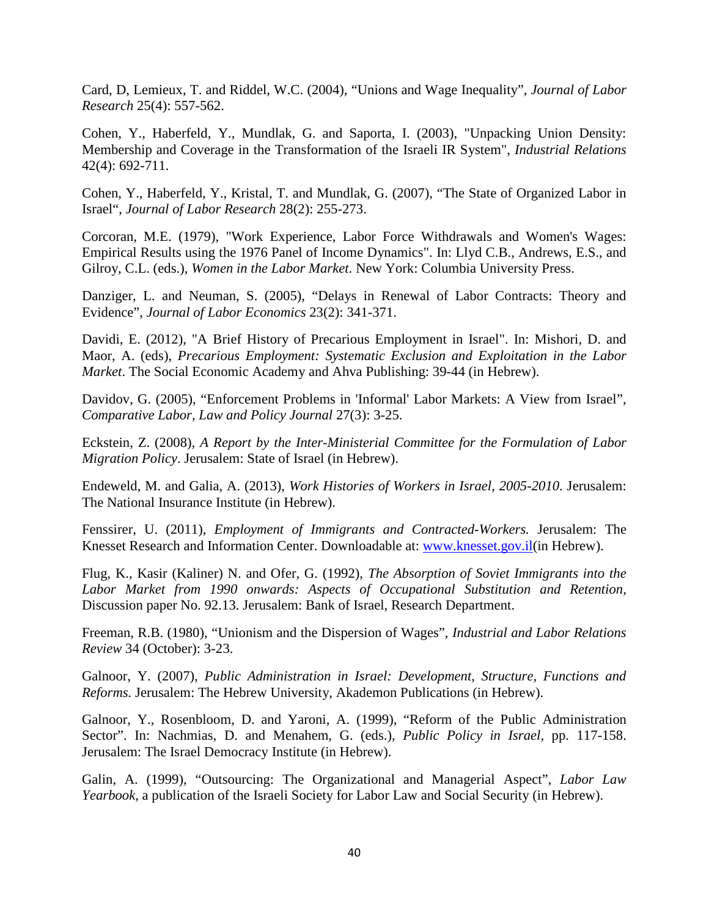Card, D, Lemieux, T. and Riddel, W.C. (2004), "Unions and Wage Inequality", *Journal of Labor Research* 25(4): 557-562.

Cohen, Y., Haberfeld, Y., Mundlak, G. and Saporta, I. (2003), "Unpacking Union Density: Membership and Coverage in the Transformation of the Israeli IR System", *Industrial Relations* 42(4): 692-711.

Cohen, Y., Haberfeld, Y., Kristal, T. and Mundlak, G. (2007), "The State of Organized Labor in Israel", *Journal of Labor Research* 28(2): 255-273.

Corcoran, M.E. (1979), "Work Experience, Labor Force Withdrawals and Women's Wages: Empirical Results using the 1976 Panel of Income Dynamics". In: Llyd C.B., Andrews, E.S., and Gilroy, C.L. (eds.), *Women in the Labor Market*. New York: Columbia University Press.

Danziger, L. and Neuman, S. (2005), "Delays in Renewal of Labor Contracts: Theory and Evidence", *Journal of Labor Economics* 23(2): 341-371.

Davidi, E. (2012), "A Brief History of Precarious Employment in Israel". In: Mishori, D. and Maor, A. (eds), *Precarious Employment: Systematic Exclusion and Exploitation in the Labor Market*. The Social Economic Academy and Ahva Publishing: 39-44 (in Hebrew).

Davidov, G. (2005), "Enforcement Problems in 'Informal' Labor Markets: A View from Israel", *Comparative Labor, Law and Policy Journal* 27(3): 3-25.

Eckstein, Z. (2008), *A Report by the Inter-Ministerial Committee for the Formulation of Labor Migration Policy*. Jerusalem: State of Israel (in Hebrew).

Endeweld, M. and Galia, A. (2013), *Work Histories of Workers in Israel, 2005-2010*. Jerusalem: The National Insurance Institute (in Hebrew).

Fenssirer, U. (2011), *Employment of Immigrants and Contracted-Workers.* Jerusalem: The Knesset Research and Information Center. Downloadable at: www.knesset.gov.il(in Hebrew).

Flug, K., Kasir (Kaliner) N. and Ofer, G. (1992), *The Absorption of Soviet Immigrants into the Labor Market from 1990 onwards: Aspects of Occupational Substitution and Retention*, Discussion paper No. 92.13. Jerusalem: Bank of Israel, Research Department.

Freeman, R.B. (1980), "Unionism and the Dispersion of Wages", *Industrial and Labor Relations Review* 34 (October): 3-23.

Galnoor, Y. (2007), *Public Administration in Israel: Development, Structure, Functions and Reforms.* Jerusalem: The Hebrew University, Akademon Publications (in Hebrew).

Galnoor, Y., Rosenbloom, D. and Yaroni, A. (1999), "Reform of the Public Administration Sector". In: Nachmias, D. and Menahem, G. (eds.), *Public Policy in Israel*, pp. 117-158. Jerusalem: The Israel Democracy Institute (in Hebrew).

Galin, A. (1999), "Outsourcing: The Organizational and Managerial Aspect", *Labor Law Yearbook*, a publication of the Israeli Society for Labor Law and Social Security (in Hebrew).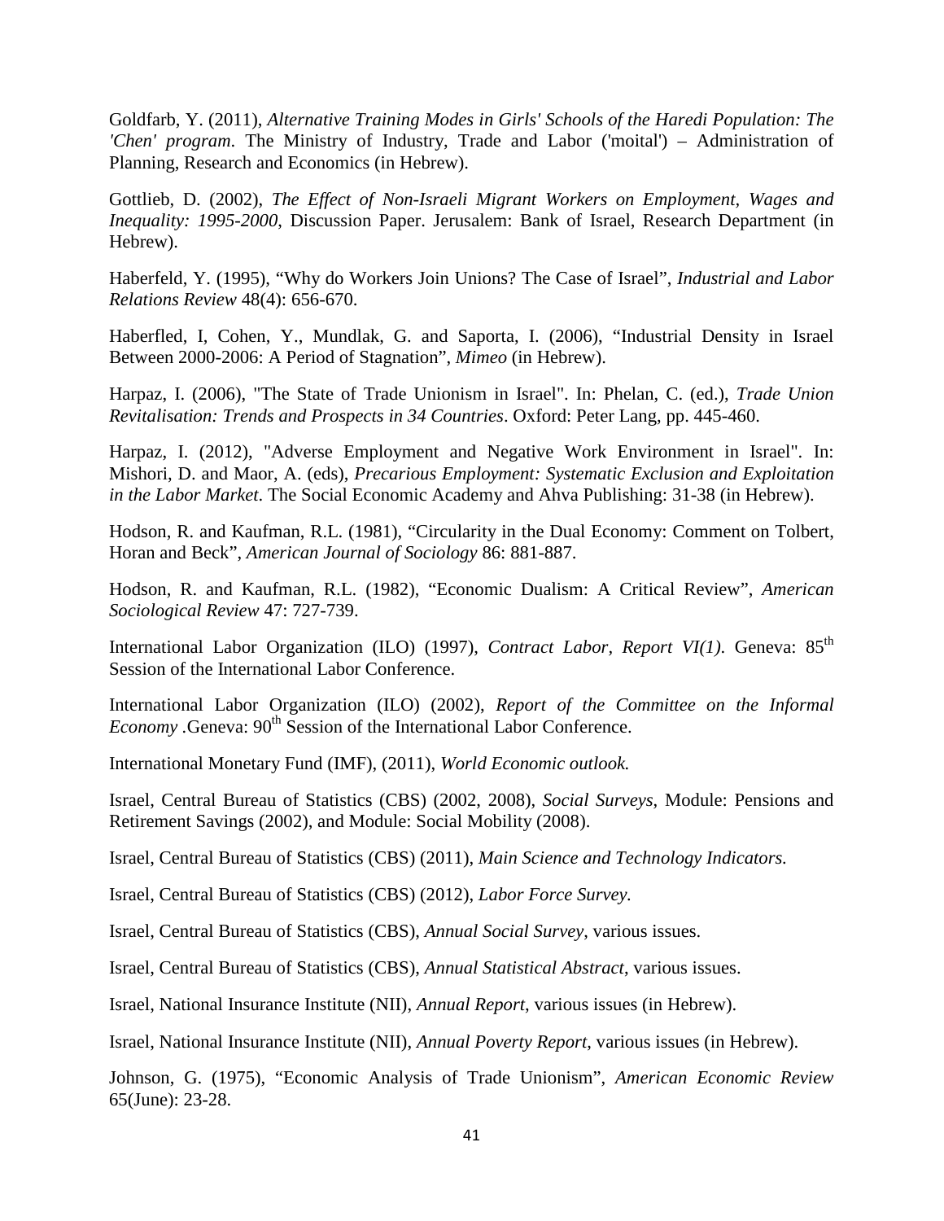Goldfarb, Y. (2011), *Alternative Training Modes in Girls' Schools of the Haredi Population: The 'Chen' program*. The Ministry of Industry, Trade and Labor ('moital') – Administration of Planning, Research and Economics (in Hebrew).

Gottlieb, D. (2002), *The Effect of Non-Israeli Migrant Workers on Employment, Wages and Inequality: 1995-2000*, Discussion Paper. Jerusalem: Bank of Israel, Research Department (in Hebrew).

Haberfeld, Y. (1995), "Why do Workers Join Unions? The Case of Israel", *Industrial and Labor Relations Review* 48(4): 656-670.

Haberfled, I, Cohen, Y., Mundlak, G. and Saporta, I. (2006), "Industrial Density in Israel Between 2000-2006: A Period of Stagnation", *Mimeo* (in Hebrew).

Harpaz, I. (2006), "The State of Trade Unionism in Israel". In: Phelan, C. (ed.), *Trade Union Revitalisation: Trends and Prospects in 34 Countries*. Oxford: Peter Lang, pp. 445-460.

Harpaz, I. (2012), "Adverse Employment and Negative Work Environment in Israel". In: Mishori, D. and Maor, A. (eds), *Precarious Employment: Systematic Exclusion and Exploitation in the Labor Market*. The Social Economic Academy and Ahva Publishing: 31-38 (in Hebrew).

Hodson, R. and Kaufman, R.L. (1981), "Circularity in the Dual Economy: Comment on Tolbert, Horan and Beck", *American Journal of Sociology* 86: 881-887.

Hodson, R. and Kaufman, R.L. (1982), "Economic Dualism: A Critical Review", *American Sociological Review* 47: 727-739.

International Labor Organization (ILO) (1997), *Contract Labor, Report VI(1)*. Geneva: 85th Session of the International Labor Conference.

International Labor Organization (ILO) (2002), *Report of the Committee on the Informal Economy* .Geneva: 90th Session of the International Labor Conference.

International Monetary Fund (IMF), (2011), *World Economic outlook.*

Israel, Central Bureau of Statistics (CBS) (2002, 2008), *Social Surveys*, Module: Pensions and Retirement Savings (2002), and Module: Social Mobility (2008).

Israel, Central Bureau of Statistics (CBS) (2011), *Main Science and Technology Indicators.*

Israel, Central Bureau of Statistics (CBS) (2012), *Labor Force Survey.*

Israel, Central Bureau of Statistics (CBS), *Annual Social Survey*, various issues.

Israel, Central Bureau of Statistics (CBS), *Annual Statistical Abstract*, various issues.

Israel, National Insurance Institute (NII), *Annual Report*, various issues (in Hebrew).

Israel, National Insurance Institute (NII), *Annual Poverty Report*, various issues (in Hebrew).

Johnson, G. (1975), "Economic Analysis of Trade Unionism", *American Economic Review* 65(June): 23-28.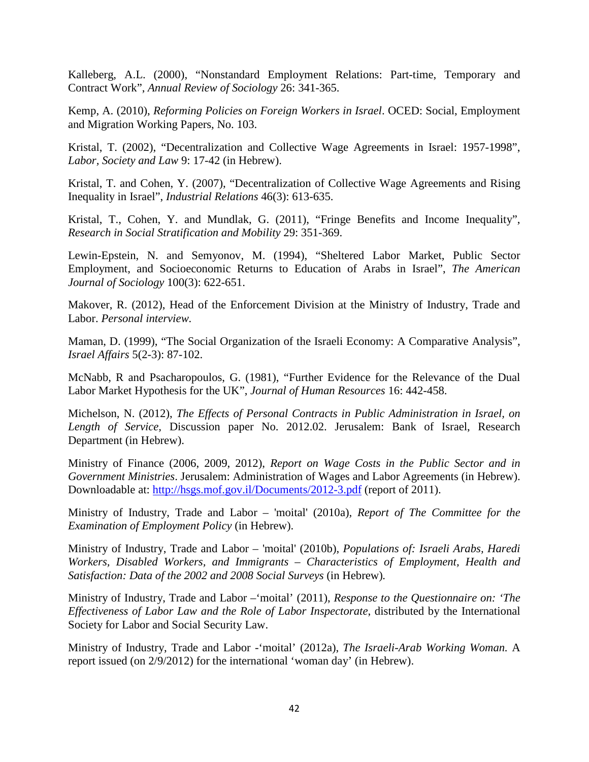Kalleberg, A.L. (2000), "Nonstandard Employment Relations: Part-time, Temporary and Contract Work", *Annual Review of Sociology* 26: 341-365.

Kemp, A. (2010), *Reforming Policies on Foreign Workers in Israel*. OCED: Social, Employment and Migration Working Papers, No. 103.

Kristal, T. (2002), "Decentralization and Collective Wage Agreements in Israel: 1957-1998", *Labor, Society and Law* 9: 17-42 (in Hebrew).

Kristal, T. and Cohen, Y. (2007), "Decentralization of Collective Wage Agreements and Rising Inequality in Israel", *Industrial Relations* 46(3): 613-635.

Kristal, T., Cohen, Y. and Mundlak, G. (2011), "Fringe Benefits and Income Inequality", *Research in Social Stratification and Mobility* 29: 351-369.

Lewin-Epstein, N. and Semyonov, M. (1994), "Sheltered Labor Market, Public Sector Employment, and Socioeconomic Returns to Education of Arabs in Israel", *The American Journal of Sociology* 100(3): 622-651.

Makover, R. (2012), Head of the Enforcement Division at the Ministry of Industry, Trade and Labor. *Personal interview.*

Maman, D. (1999), "The Social Organization of the Israeli Economy: A Comparative Analysis", *Israel Affairs* 5(2-3): 87-102.

McNabb, R and Psacharopoulos, G. (1981), "Further Evidence for the Relevance of the Dual Labor Market Hypothesis for the UK", *Journal of Human Resources* 16: 442-458.

Michelson, N. (2012), *The Effects of Personal Contracts in Public Administration in Israel, on Length of Service,* Discussion paper No. 2012.02. Jerusalem: Bank of Israel, Research Department (in Hebrew).

Ministry of Finance (2006, 2009, 2012), *Report on Wage Costs in the Public Sector and in Government Ministries*. Jerusalem: Administration of Wages and Labor Agreements (in Hebrew). Downloadable at: http://hsgs.mof.gov.il/Documents/2012-3.pdf (report of 2011).

Ministry of Industry, Trade and Labor – 'moital' (2010a), *Report of The Committee for the Examination of Employment Policy* (in Hebrew).

Ministry of Industry, Trade and Labor – 'moital' (2010b), *Populations of: Israeli Arabs, Haredi Workers, Disabled Workers, and Immigrants – Characteristics of Employment, Health and Satisfaction: Data of the 2002 and 2008 Social Surveys* (in Hebrew).

Ministry of Industry, Trade and Labor –'moital' (2011), *Response to the Questionnaire on: 'The Effectiveness of Labor Law and the Role of Labor Inspectorate*, distributed by the International Society for Labor and Social Security Law.

Ministry of Industry, Trade and Labor -'moital' (2012a), *The Israeli-Arab Working Woman.* A report issued (on 2/9/2012) for the international 'woman day' (in Hebrew).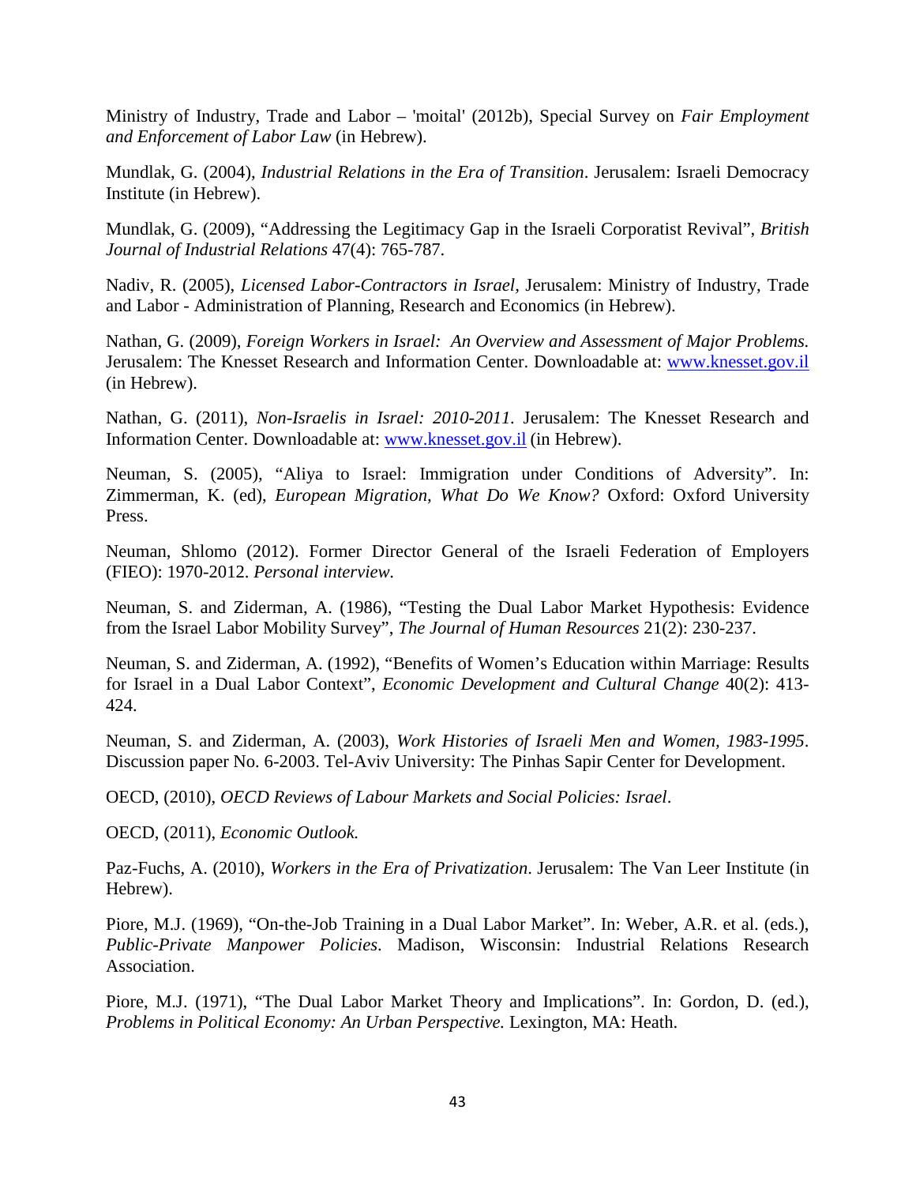Ministry of Industry, Trade and Labor – 'moital' (2012b), Special Survey on *Fair Employment and Enforcement of Labor Law* (in Hebrew).

Mundlak, G. (2004), *Industrial Relations in the Era of Transition*. Jerusalem: Israeli Democracy Institute (in Hebrew).

Mundlak, G. (2009), "Addressing the Legitimacy Gap in the Israeli Corporatist Revival", *British Journal of Industrial Relations* 47(4): 765-787.

Nadiv, R. (2005), *Licensed Labor-Contractors in Israel*, Jerusalem: Ministry of Industry, Trade and Labor - Administration of Planning, Research and Economics (in Hebrew).

Nathan, G. (2009), *Foreign Workers in Israel: An Overview and Assessment of Major Problems.* Jerusalem: The Knesset Research and Information Center. Downloadable at: www.knesset.gov.il (in Hebrew).

Nathan, G. (2011), *Non-Israelis in Israel: 2010-2011.* Jerusalem: The Knesset Research and Information Center. Downloadable at: www.knesset.gov.il (in Hebrew).

Neuman, S. (2005), "Aliya to Israel: Immigration under Conditions of Adversity". In: Zimmerman, K. (ed), *European Migration, What Do We Know?* Oxford: Oxford University Press.

Neuman, Shlomo (2012). Former Director General of the Israeli Federation of Employers (FIEO): 1970-2012. *Personal interview.*

Neuman, S. and Ziderman, A. (1986), "Testing the Dual Labor Market Hypothesis: Evidence from the Israel Labor Mobility Survey", *The Journal of Human Resources* 21(2): 230-237.

Neuman, S. and Ziderman, A. (1992), "Benefits of Women's Education within Marriage: Results for Israel in a Dual Labor Context", *Economic Development and Cultural Change* 40(2): 413-424.

Neuman, S. and Ziderman, A. (2003), *Work Histories of Israeli Men and Women, 1983-1995*. Discussion paper No. 6-2003. Tel-Aviv University: The Pinhas Sapir Center for Development.

OECD, (2010), *OECD Reviews of Labour Markets and Social Policies: Israel*.

OECD, (2011), *Economic Outlook.*

Paz-Fuchs, A. (2010), *Workers in the Era of Privatization*. Jerusalem: The Van Leer Institute (in Hebrew).

Piore, M.J. (1969), "On-the-Job Training in a Dual Labor Market". In: Weber, A.R. et al. (eds.), *Public-Private Manpower Policies*. Madison, Wisconsin: Industrial Relations Research Association.

Piore, M.J. (1971), "The Dual Labor Market Theory and Implications". In: Gordon, D. (ed.), *Problems in Political Economy: An Urban Perspective.* Lexington, MA: Heath.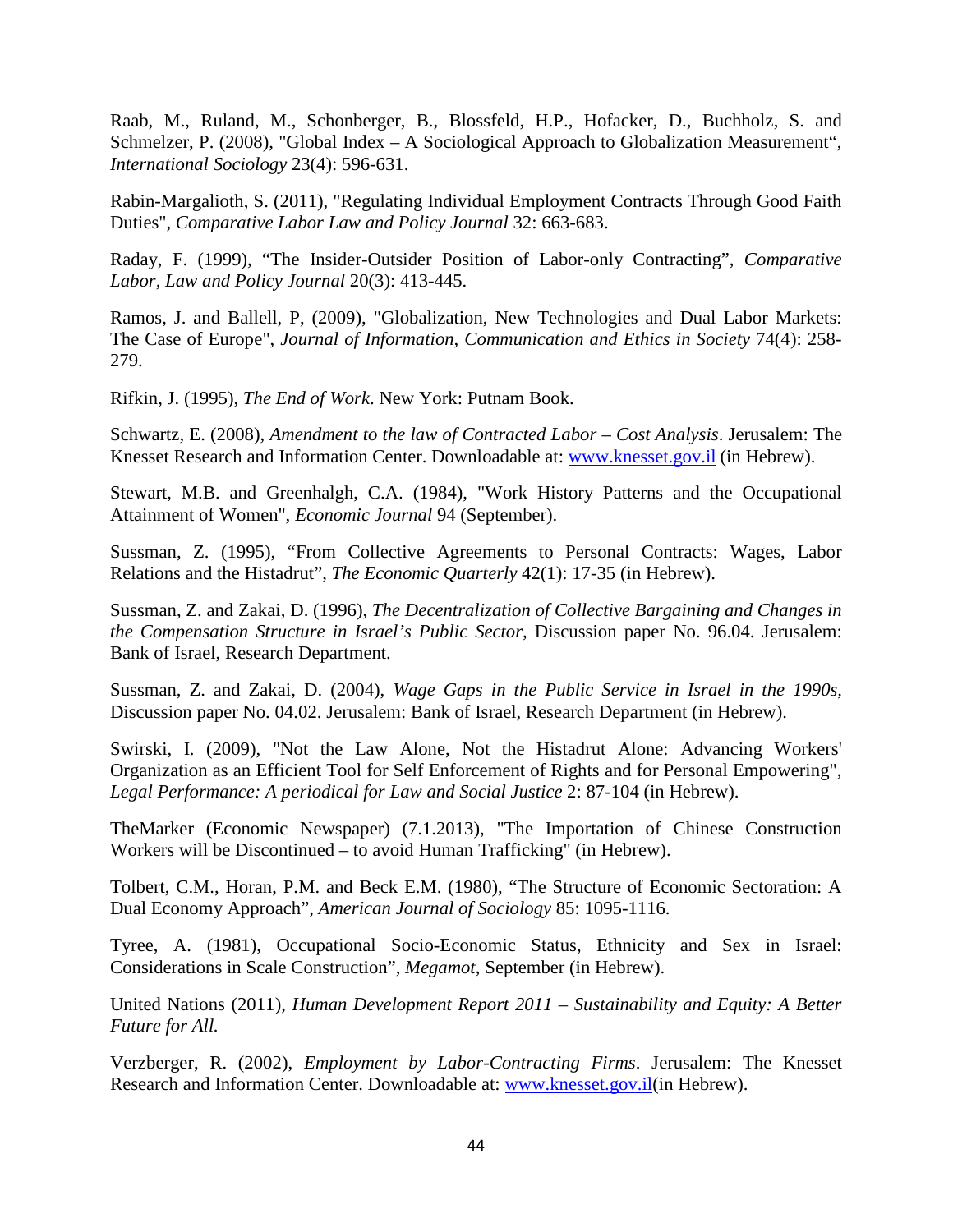Raab, M., Ruland, M., Schonberger, B., Blossfeld, H.P., Hofacker, D., Buchholz, S. and Schmelzer, P. (2008), "Global Index – A Sociological Approach to Globalization Measurement", *International Sociology* 23(4): 596-631.

Rabin-Margalioth, S. (2011), "Regulating Individual Employment Contracts Through Good Faith Duties", *Comparative Labor Law and Policy Journal* 32: 663-683.

Raday, F. (1999), "The Insider-Outsider Position of Labor-only Contracting", *Comparative Labor, Law and Policy Journal* 20(3): 413-445.

Ramos, J. and Ballell, P, (2009), "Globalization, New Technologies and Dual Labor Markets: The Case of Europe", *Journal of Information, Communication and Ethics in Society* 74(4): 258-279.

Rifkin, J. (1995), *The End of Work*. New York: Putnam Book.

Schwartz, E. (2008), *Amendment to the law of Contracted Labor – Cost Analysis*. Jerusalem: The Knesset Research and Information Center. Downloadable at: www.knesset.gov.il (in Hebrew).

Stewart, M.B. and Greenhalgh, C.A. (1984), "Work History Patterns and the Occupational Attainment of Women", *Economic Journal* 94 (September).

Sussman, Z. (1995), "From Collective Agreements to Personal Contracts: Wages, Labor Relations and the Histadrut", *The Economic Quarterly* 42(1): 17-35 (in Hebrew).

Sussman, Z. and Zakai, D. (1996), *The Decentralization of Collective Bargaining and Changes in the Compensation Structure in Israel's Public Sector*, Discussion paper No. 96.04. Jerusalem: Bank of Israel, Research Department.

Sussman, Z. and Zakai, D. (2004), *Wage Gaps in the Public Service in Israel in the 1990s*, Discussion paper No. 04.02. Jerusalem: Bank of Israel, Research Department (in Hebrew).

Swirski, I. (2009), "Not the Law Alone, Not the Histadrut Alone: Advancing Workers' Organization as an Efficient Tool for Self Enforcement of Rights and for Personal Empowering", *Legal Performance: A periodical for Law and Social Justice* 2: 87-104 (in Hebrew).

TheMarker (Economic Newspaper) (7.1.2013), "The Importation of Chinese Construction Workers will be Discontinued – to avoid Human Trafficking" (in Hebrew).

Tolbert, C.M., Horan, P.M. and Beck E.M. (1980), "The Structure of Economic Sectoration: A Dual Economy Approach", *American Journal of Sociology* 85: 1095-1116.

Tyree, A. (1981), Occupational Socio-Economic Status, Ethnicity and Sex in Israel: Considerations in Scale Construction", *Megamot*, September (in Hebrew).

United Nations (2011), *Human Development Report 2011 – Sustainability and Equity: A Better Future for All.*

Verzberger, R. (2002), *Employment by Labor-Contracting Firms*. Jerusalem: The Knesset Research and Information Center. Downloadable at: www.knesset.gov.il(in Hebrew).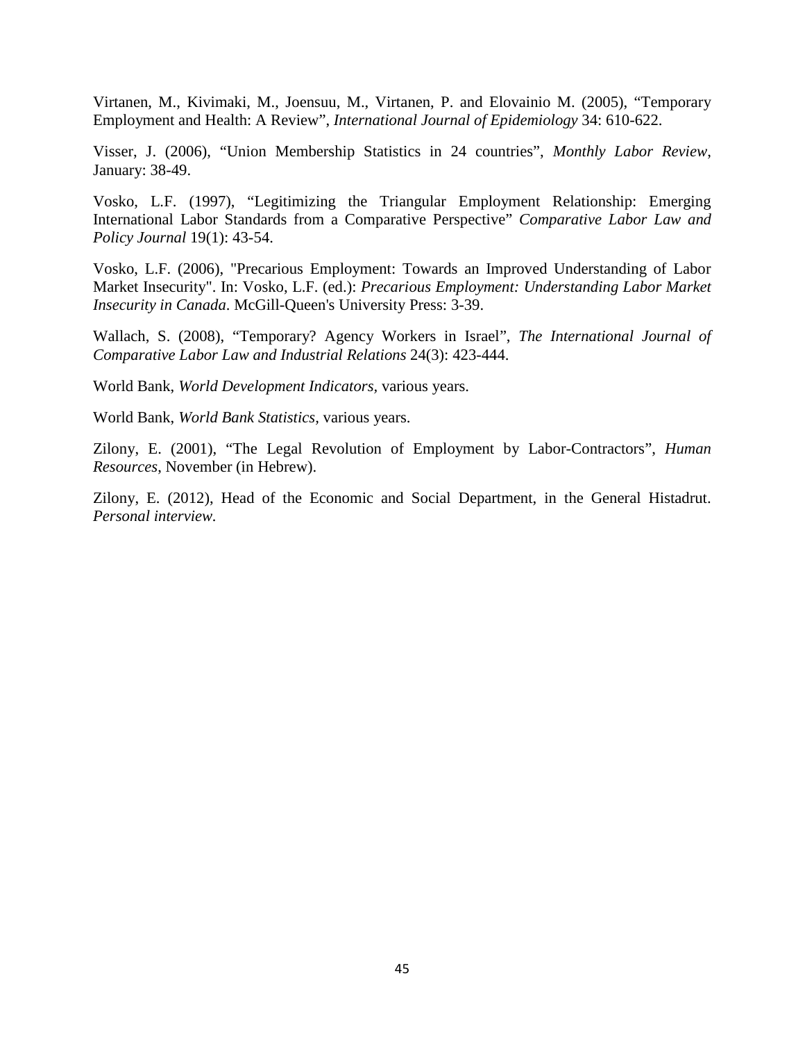Virtanen, M., Kivimaki, M., Joensuu, M., Virtanen, P. and Elovainio M. (2005), "Temporary Employment and Health: A Review", *International Journal of Epidemiology* 34: 610-622.

Visser, J. (2006), "Union Membership Statistics in 24 countries", *Monthly Labor Review*, January: 38-49.

Vosko, L.F. (1997), "Legitimizing the Triangular Employment Relationship: Emerging International Labor Standards from a Comparative Perspective" *Comparative Labor Law and Policy Journal* 19(1): 43-54.

Vosko, L.F. (2006), "Precarious Employment: Towards an Improved Understanding of Labor Market Insecurity". In: Vosko, L.F. (ed.): *Precarious Employment: Understanding Labor Market Insecurity in Canada*. McGill-Queen's University Press: 3-39.

Wallach, S. (2008), "Temporary? Agency Workers in Israel", *The International Journal of Comparative Labor Law and Industrial Relations* 24(3): 423-444.

World Bank, *World Development Indicators,* various years.

World Bank, *World Bank Statistics,* various years.

Zilony, E. (2001), "The Legal Revolution of Employment by Labor-Contractors", *Human Resources*, November (in Hebrew).

Zilony, E. (2012), Head of the Economic and Social Department, in the General Histadrut. *Personal interview.*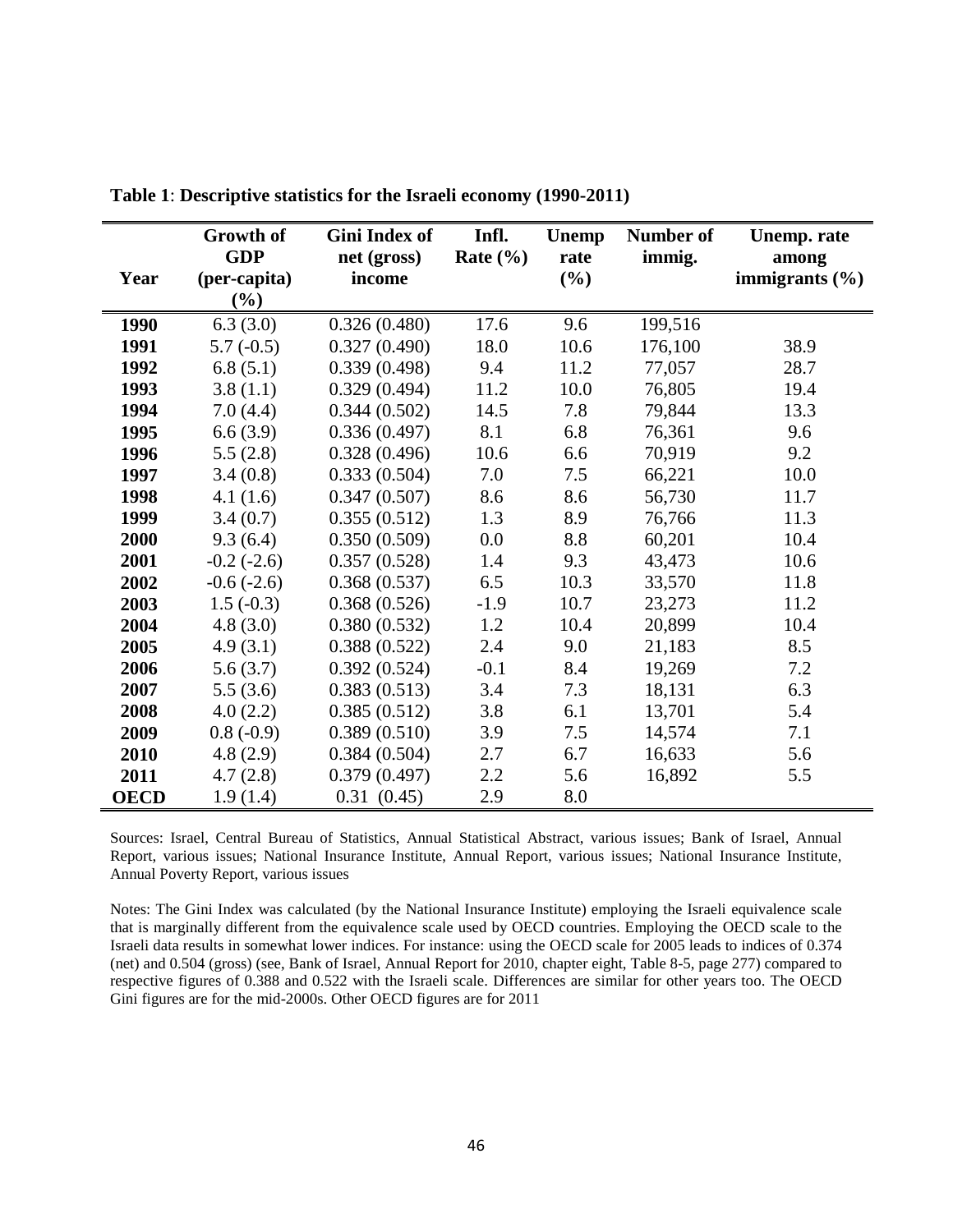**Table 1**: **Descriptive statistics for the Israeli economy (1990-2011)**

| Year | Growth of GDP (per-capita) (%) | Gini Index of net (gross) income | Infl. Rate (%) | Unemp rate (%) | Number of immig. | Unemp. rate among immigrants (%) |
|---|---|---|---|---|---|---|
| **1990** | 6.3 (3.0) | 0.326 (0.480) | 17.6 | 9.6 | 199,516 | |
| **1991** | 5.7 (-0.5) | 0.327 (0.490) | 18.0 | 10.6 | 176,100 | 38.9 |
| **1992** | 6.8 (5.1) | 0.339 (0.498) | 9.4 | 11.2 | 77,057 | 28.7 |
| **1993** | 3.8 (1.1) | 0.329 (0.494) | 11.2 | 10.0 | 76,805 | 19.4 |
| **1994** | 7.0 (4.4) | 0.344 (0.502) | 14.5 | 7.8 | 79,844 | 13.3 |
| **1995** | 6.6 (3.9) | 0.336 (0.497) | 8.1 | 6.8 | 76,361 | 9.6 |
| **1996** | 5.5 (2.8) | 0.328 (0.496) | 10.6 | 6.6 | 70,919 | 9.2 |
| **1997** | 3.4 (0.8) | 0.333 (0.504) | 7.0 | 7.5 | 66,221 | 10.0 |
| **1998** | 4.1 (1.6) | 0.347 (0.507) | 8.6 | 8.6 | 56,730 | 11.7 |
| **1999** | 3.4 (0.7) | 0.355 (0.512) | 1.3 | 8.9 | 76,766 | 11.3 |
| **2000** | 9.3 (6.4) | 0.350 (0.509) | 0.0 | 8.8 | 60,201 | 10.4 |
| **2001** | -0.2 (-2.6) | 0.357 (0.528) | 1.4 | 9.3 | 43,473 | 10.6 |
| **2002** | -0.6 (-2.6) | 0.368 (0.537) | 6.5 | 10.3 | 33,570 | 11.8 |
| **2003** | 1.5 (-0.3) | 0.368 (0.526) | -1.9 | 10.7 | 23,273 | 11.2 |
| **2004** | 4.8 (3.0) | 0.380 (0.532) | 1.2 | 10.4 | 20,899 | 10.4 |
| **2005** | 4.9 (3.1) | 0.388 (0.522) | 2.4 | 9.0 | 21,183 | 8.5 |
| **2006** | 5.6 (3.7) | 0.392 (0.524) | -0.1 | 8.4 | 19,269 | 7.2 |
| **2007** | 5.5 (3.6) | 0.383 (0.513) | 3.4 | 7.3 | 18,131 | 6.3 |
| **2008** | 4.0 (2.2) | 0.385 (0.512) | 3.8 | 6.1 | 13,701 | 5.4 |
| **2009** | 0.8 (-0.9) | 0.389 (0.510) | 3.9 | 7.5 | 14,574 | 7.1 |
| **2010** | 4.8 (2.9) | 0.384 (0.504) | 2.7 | 6.7 | 16,633 | 5.6 |
| **2011** | 4.7 (2.8) | 0.379 (0.497) | 2.2 | 5.6 | 16,892 | 5.5 |
| **OECD** | 1.9 (1.4) | 0.31 (0.45) | 2.9 | 8.0 | | |

Sources: Israel, Central Bureau of Statistics, Annual Statistical Abstract, various issues; Bank of Israel, Annual Report, various issues; National Insurance Institute, Annual Report, various issues; National Insurance Institute, Annual Poverty Report, various issues

Notes: The Gini Index was calculated (by the National Insurance Institute) employing the Israeli equivalence scale that is marginally different from the equivalence scale used by OECD countries. Employing the OECD scale to the Israeli data results in somewhat lower indices. For instance: using the OECD scale for 2005 leads to indices of 0.374 (net) and 0.504 (gross) (see, Bank of Israel, Annual Report for 2010, chapter eight, Table 8-5, page 277) compared to respective figures of 0.388 and 0.522 with the Israeli scale. Differences are similar for other years too. The OECD Gini figures are for the mid-2000s. Other OECD figures are for 2011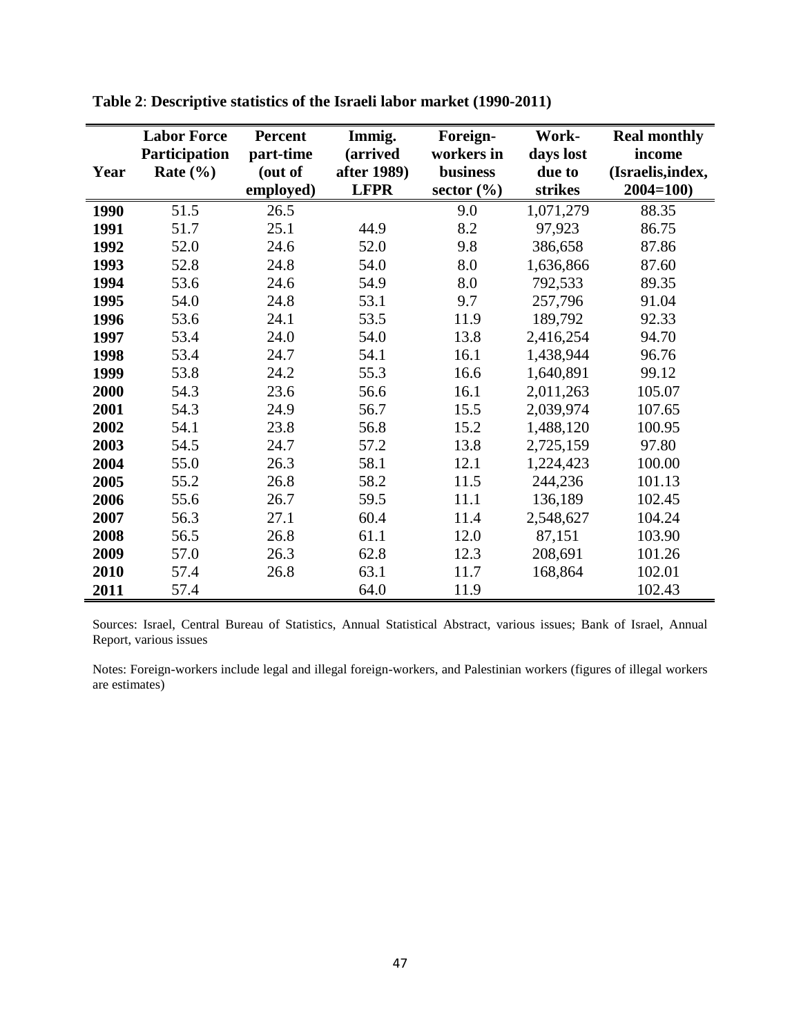**Table 2**: **Descriptive statistics of the Israeli labor market (1990-2011)**

| Year | Labor Force Participation Rate (%) | Percent part-time (out of employed) | Immig. (arrived after 1989) LFPR | Foreign-workers in business sector (%) | Work-days lost due to strikes | Real monthly income (Israelis,index, 2004=100) |
|---|---|---|---|---|---|---|
| **1990** | 51.5 | 26.5 | | 9.0 | 1,071,279 | 88.35 |
| **1991** | 51.7 | 25.1 | 44.9 | 8.2 | 97,923 | 86.75 |
| **1992** | 52.0 | 24.6 | 52.0 | 9.8 | 386,658 | 87.86 |
| **1993** | 52.8 | 24.8 | 54.0 | 8.0 | 1,636,866 | 87.60 |
| **1994** | 53.6 | 24.6 | 54.9 | 8.0 | 792,533 | 89.35 |
| **1995** | 54.0 | 24.8 | 53.1 | 9.7 | 257,796 | 91.04 |
| **1996** | 53.6 | 24.1 | 53.5 | 11.9 | 189,792 | 92.33 |
| **1997** | 53.4 | 24.0 | 54.0 | 13.8 | 2,416,254 | 94.70 |
| **1998** | 53.4 | 24.7 | 54.1 | 16.1 | 1,438,944 | 96.76 |
| **1999** | 53.8 | 24.2 | 55.3 | 16.6 | 1,640,891 | 99.12 |
| **2000** | 54.3 | 23.6 | 56.6 | 16.1 | 2,011,263 | 105.07 |
| **2001** | 54.3 | 24.9 | 56.7 | 15.5 | 2,039,974 | 107.65 |
| **2002** | 54.1 | 23.8 | 56.8 | 15.2 | 1,488,120 | 100.95 |
| **2003** | 54.5 | 24.7 | 57.2 | 13.8 | 2,725,159 | 97.80 |
| **2004** | 55.0 | 26.3 | 58.1 | 12.1 | 1,224,423 | 100.00 |
| **2005** | 55.2 | 26.8 | 58.2 | 11.5 | 244,236 | 101.13 |
| **2006** | 55.6 | 26.7 | 59.5 | 11.1 | 136,189 | 102.45 |
| **2007** | 56.3 | 27.1 | 60.4 | 11.4 | 2,548,627 | 104.24 |
| **2008** | 56.5 | 26.8 | 61.1 | 12.0 | 87,151 | 103.90 |
| **2009** | 57.0 | 26.3 | 62.8 | 12.3 | 208,691 | 101.26 |
| **2010** | 57.4 | 26.8 | 63.1 | 11.7 | 168,864 | 102.01 |
| **2011** | 57.4 | | 64.0 | 11.9 | | 102.43 |

Sources: Israel, Central Bureau of Statistics, Annual Statistical Abstract, various issues; Bank of Israel, Annual Report, various issues

Notes: Foreign-workers include legal and illegal foreign-workers, and Palestinian workers (figures of illegal workers are estimates)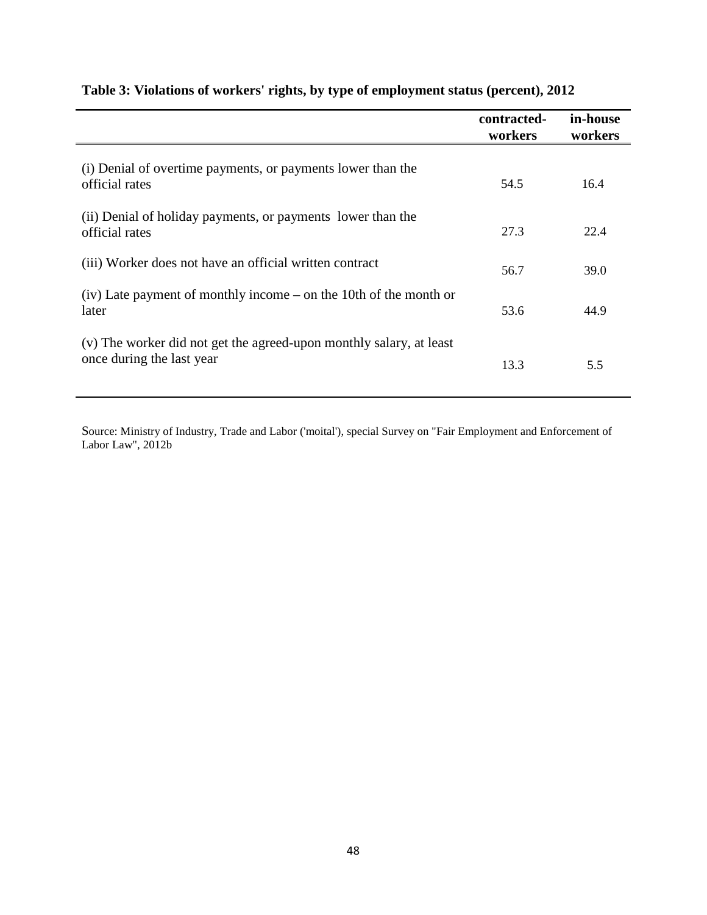**Table 3: Violations of workers' rights, by type of employment status (percent), 2012**

| | contracted-workers | in-house workers |
|---|---|---|
| (i) Denial of overtime payments, or payments lower than the official rates | 54.5 | 16.4 |
| (ii) Denial of holiday payments, or payments lower than the official rates | 27.3 | 22.4 |
| (iii) Worker does not have an official written contract | 56.7 | 39.0 |
| (iv) Late payment of monthly income – on the 10th of the month or later | 53.6 | 44.9 |
| (v) The worker did not get the agreed-upon monthly salary, at least once during the last year | 13.3 | 5.5 |

Source: Ministry of Industry, Trade and Labor ('moital'), special Survey on "Fair Employment and Enforcement of Labor Law", 2012b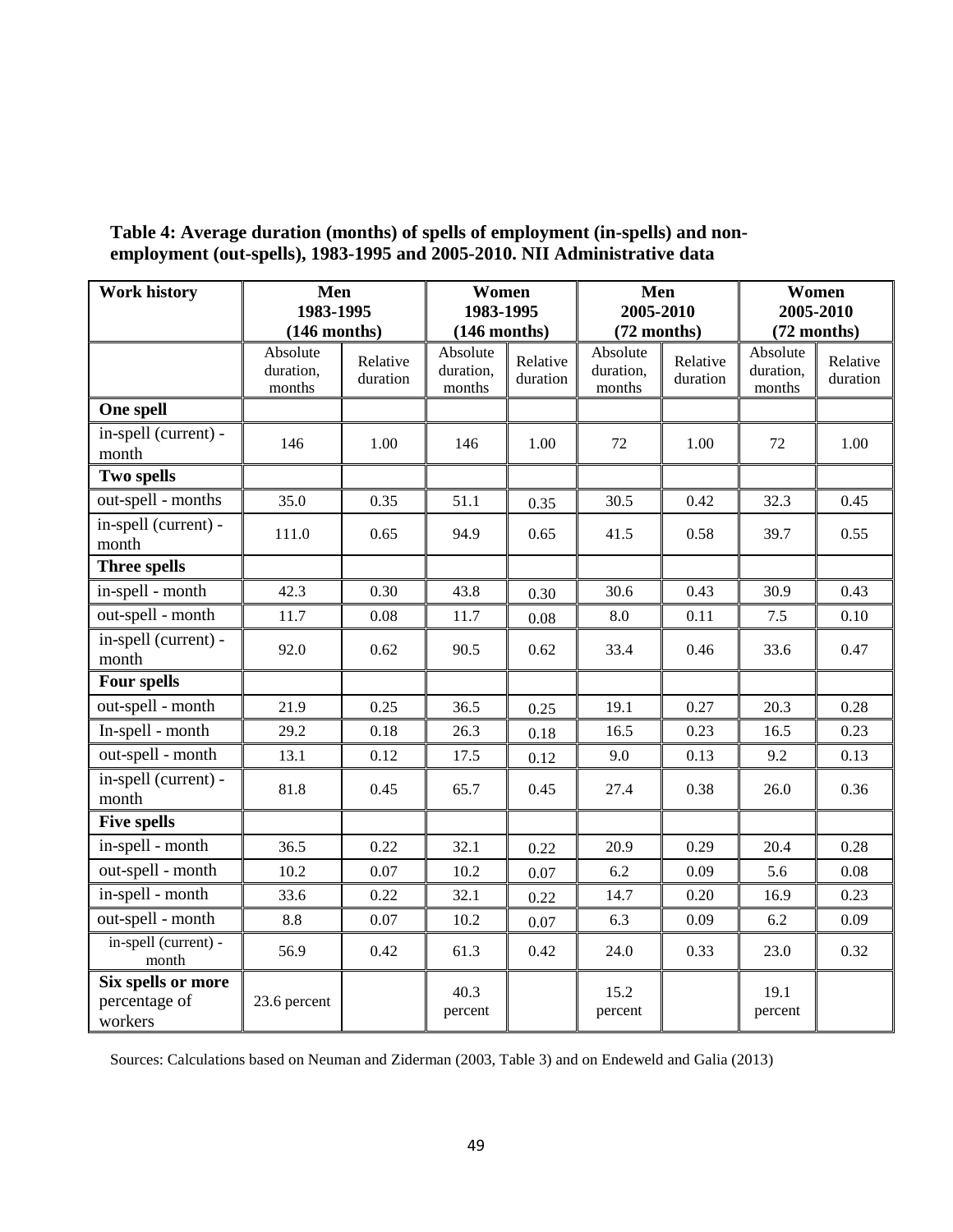**Table 4: Average duration (months) of spells of employment (in-spells) and non-employment (out-spells), 1983-1995 and 2005-2010. NII Administrative data**

| Work history | Men 1983-1995 (146 months) | | Women 1983-1995 (146 months) | | Men 2005-2010 (72 months) | | Women 2005-2010 (72 months) | |
|---|---|---|---|---|---|---|---|---|
| | Absolute duration, months | Relative duration | Absolute duration, months | Relative duration | Absolute duration, months | Relative duration | Absolute duration, months | Relative duration |
| **One spell** | | | | | | | | |
| in-spell (current) - month | 146 | 1.00 | 146 | 1.00 | 72 | 1.00 | 72 | 1.00 |
| **Two spells** | | | | | | | | |
| out-spell - months | 35.0 | 0.35 | 51.1 | 0.35 | 30.5 | 0.42 | 32.3 | 0.45 |
| in-spell (current) - month | 111.0 | 0.65 | 94.9 | 0.65 | 41.5 | 0.58 | 39.7 | 0.55 |
| **Three spells** | | | | | | | | |
| in-spell - month | 42.3 | 0.30 | 43.8 | 0.30 | 30.6 | 0.43 | 30.9 | 0.43 |
| out-spell - month | 11.7 | 0.08 | 11.7 | 0.08 | 8.0 | 0.11 | 7.5 | 0.10 |
| in-spell (current) - month | 92.0 | 0.62 | 90.5 | 0.62 | 33.4 | 0.46 | 33.6 | 0.47 |
| **Four spells** | | | | | | | | |
| out-spell - month | 21.9 | 0.25 | 36.5 | 0.25 | 19.1 | 0.27 | 20.3 | 0.28 |
| In-spell - month | 29.2 | 0.18 | 26.3 | 0.18 | 16.5 | 0.23 | 16.5 | 0.23 |
| out-spell - month | 13.1 | 0.12 | 17.5 | 0.12 | 9.0 | 0.13 | 9.2 | 0.13 |
| in-spell (current) - month | 81.8 | 0.45 | 65.7 | 0.45 | 27.4 | 0.38 | 26.0 | 0.36 |
| **Five spells** | | | | | | | | |
| in-spell - month | 36.5 | 0.22 | 32.1 | 0.22 | 20.9 | 0.29 | 20.4 | 0.28 |
| out-spell - month | 10.2 | 0.07 | 10.2 | 0.07 | 6.2 | 0.09 | 5.6 | 0.08 |
| in-spell - month | 33.6 | 0.22 | 32.1 | 0.22 | 14.7 | 0.20 | 16.9 | 0.23 |
| out-spell - month | 8.8 | 0.07 | 10.2 | 0.07 | 6.3 | 0.09 | 6.2 | 0.09 |
| in-spell (current) - month | 56.9 | 0.42 | 61.3 | 0.42 | 24.0 | 0.33 | 23.0 | 0.32 |
| **Six spells or more percentage of workers** | 23.6 percent | | 40.3 percent | | 15.2 percent | | 19.1 percent | |

Sources: Calculations based on Neuman and Ziderman (2003, Table 3) and on Endeweld and Galia (2013)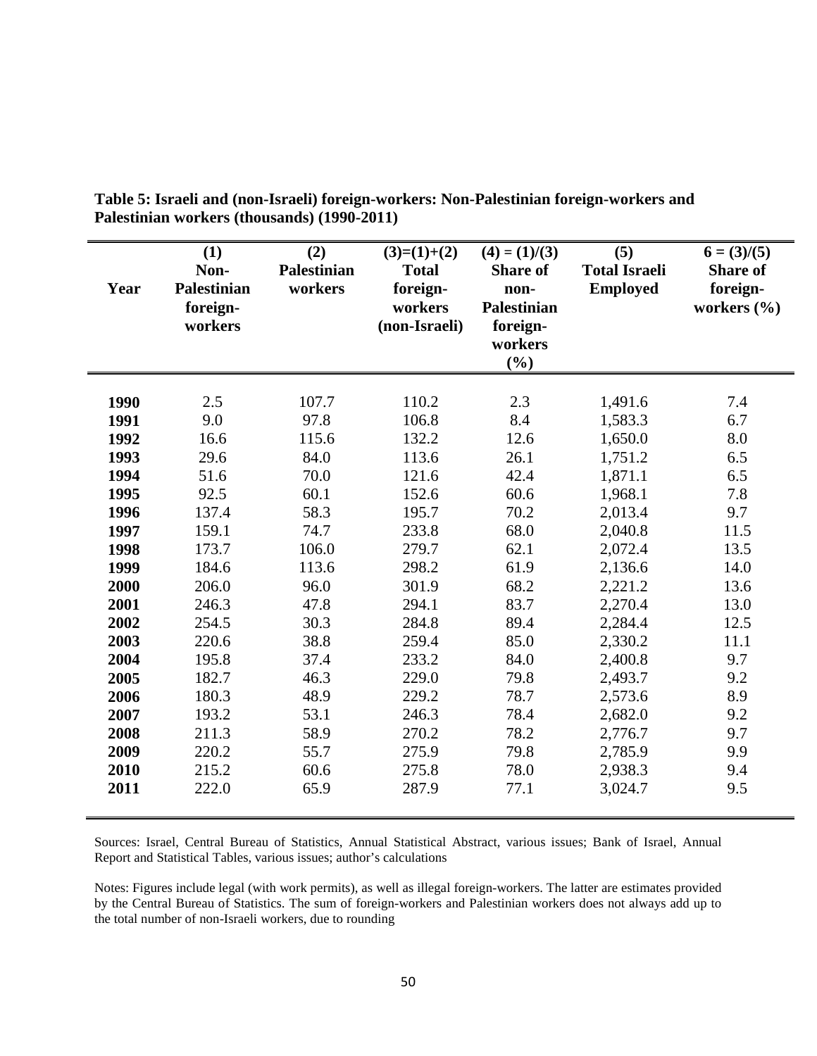**Table 5: Israeli and (non-Israeli) foreign-workers: Non-Palestinian foreign-workers and Palestinian workers (thousands) (1990-2011)**

| Year | (1) Non-Palestinian foreign-workers | (2) Palestinian workers | (3)=(1)+(2) Total foreign-workers (non-Israeli) | (4) = (1)/(3) Share of non-Palestinian foreign-workers (%) | (5) Total Israeli Employed | 6 = (3)/(5) Share of foreign-workers (%) |
|---|---|---|---|---|---|---|
| **1990** | 2.5 | 107.7 | 110.2 | 2.3 | 1,491.6 | 7.4 |
| **1991** | 9.0 | 97.8 | 106.8 | 8.4 | 1,583.3 | 6.7 |
| **1992** | 16.6 | 115.6 | 132.2 | 12.6 | 1,650.0 | 8.0 |
| **1993** | 29.6 | 84.0 | 113.6 | 26.1 | 1,751.2 | 6.5 |
| **1994** | 51.6 | 70.0 | 121.6 | 42.4 | 1,871.1 | 6.5 |
| **1995** | 92.5 | 60.1 | 152.6 | 60.6 | 1,968.1 | 7.8 |
| **1996** | 137.4 | 58.3 | 195.7 | 70.2 | 2,013.4 | 9.7 |
| **1997** | 159.1 | 74.7 | 233.8 | 68.0 | 2,040.8 | 11.5 |
| **1998** | 173.7 | 106.0 | 279.7 | 62.1 | 2,072.4 | 13.5 |
| **1999** | 184.6 | 113.6 | 298.2 | 61.9 | 2,136.6 | 14.0 |
| **2000** | 206.0 | 96.0 | 301.9 | 68.2 | 2,221.2 | 13.6 |
| **2001** | 246.3 | 47.8 | 294.1 | 83.7 | 2,270.4 | 13.0 |
| **2002** | 254.5 | 30.3 | 284.8 | 89.4 | 2,284.4 | 12.5 |
| **2003** | 220.6 | 38.8 | 259.4 | 85.0 | 2,330.2 | 11.1 |
| **2004** | 195.8 | 37.4 | 233.2 | 84.0 | 2,400.8 | 9.7 |
| **2005** | 182.7 | 46.3 | 229.0 | 79.8 | 2,493.7 | 9.2 |
| **2006** | 180.3 | 48.9 | 229.2 | 78.7 | 2,573.6 | 8.9 |
| **2007** | 193.2 | 53.1 | 246.3 | 78.4 | 2,682.0 | 9.2 |
| **2008** | 211.3 | 58.9 | 270.2 | 78.2 | 2,776.7 | 9.7 |
| **2009** | 220.2 | 55.7 | 275.9 | 79.8 | 2,785.9 | 9.9 |
| **2010** | 215.2 | 60.6 | 275.8 | 78.0 | 2,938.3 | 9.4 |
| **2011** | 222.0 | 65.9 | 287.9 | 77.1 | 3,024.7 | 9.5 |

Sources: Israel, Central Bureau of Statistics, Annual Statistical Abstract, various issues; Bank of Israel, Annual Report and Statistical Tables, various issues; author's calculations

Notes: Figures include legal (with work permits), as well as illegal foreign-workers. The latter are estimates provided by the Central Bureau of Statistics. The sum of foreign-workers and Palestinian workers does not always add up to the total number of non-Israeli workers, due to rounding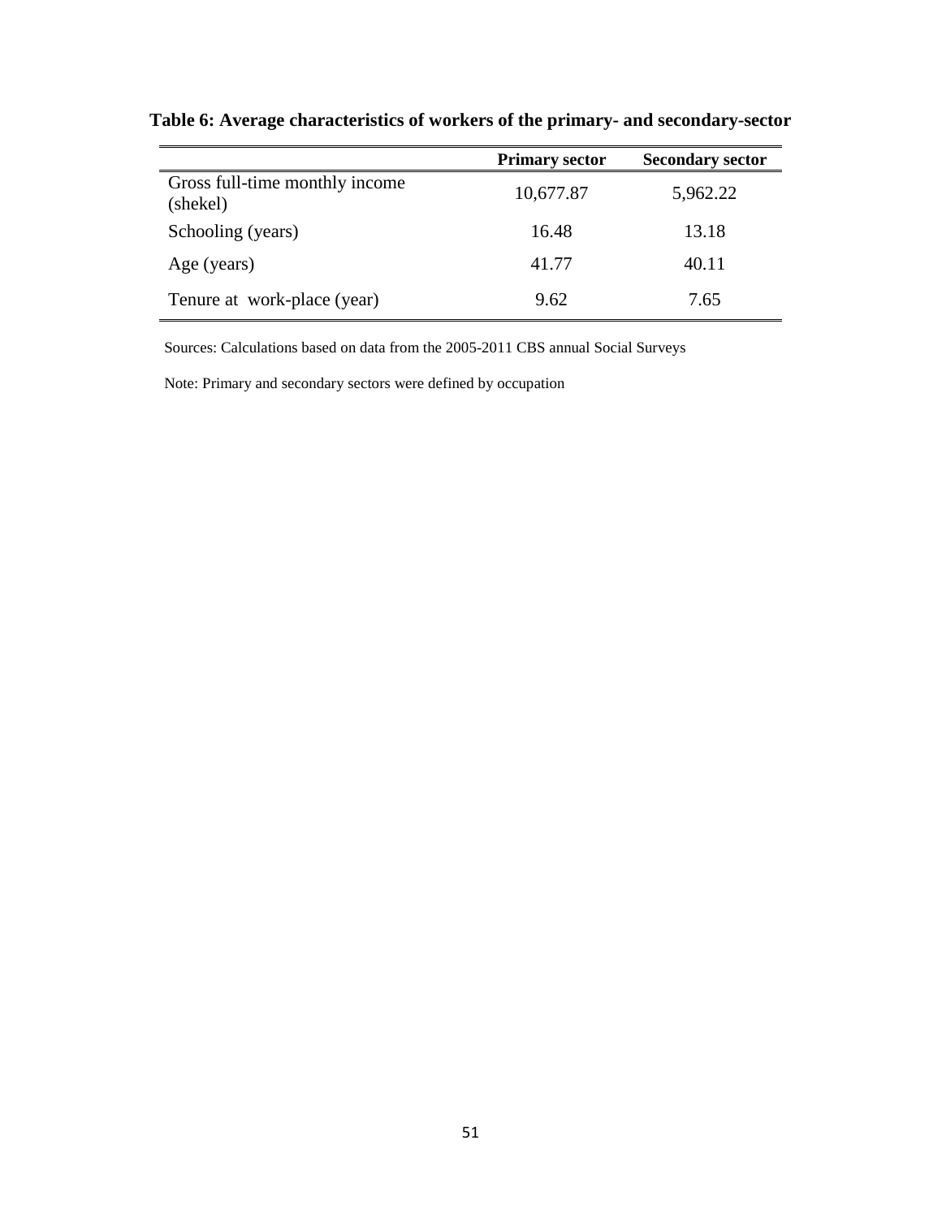**Table 6: Average characteristics of workers of the primary- and secondary-sector**

| | **Primary sector** | **Secondary sector** |
|---|---|---|
| Gross full-time monthly income (shekel) | 10,677.87 | 5,962.22 |
| Schooling (years) | 16.48 | 13.18 |
| Age (years) | 41.77 | 40.11 |
| Tenure at work-place (year) | 9.62 | 7.65 |

Sources: Calculations based on data from the 2005-2011 CBS annual Social Surveys

Note: Primary and secondary sectors were defined by occupation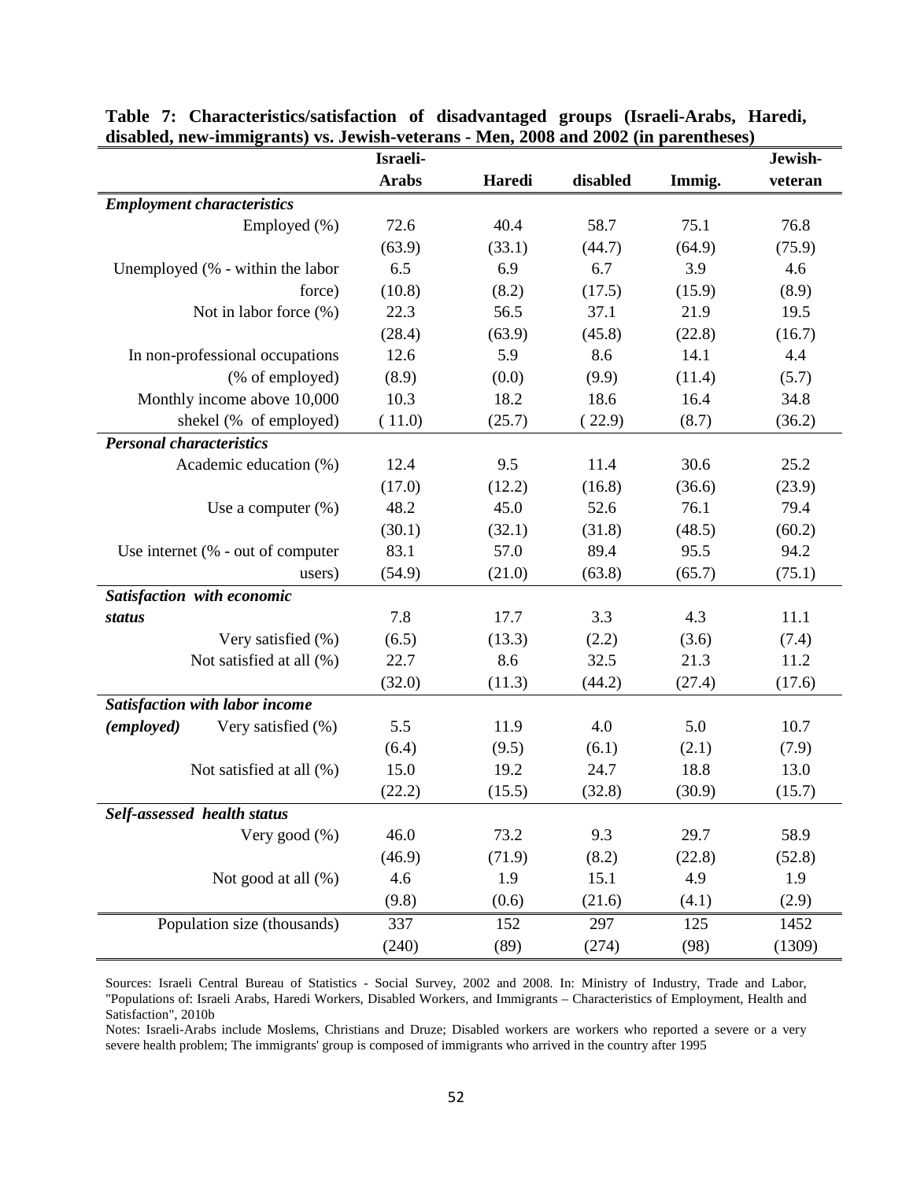**Table 7: Characteristics/satisfaction of disadvantaged groups (Israeli-Arabs, Haredi, disabled, new-immigrants) vs. Jewish-veterans - Men, 2008 and 2002 (in parentheses)**

| | Israeli-Arabs | Haredi | disabled | Immig. | Jewish-veteran |
|---|---|---|---|---|---|
| ***Employment characteristics*** | | | | | |
| Employed (%) | 72.6 | 40.4 | 58.7 | 75.1 | 76.8 |
| | (63.9) | (33.1) | (44.7) | (64.9) | (75.9) |
| Unemployed (% - within the labor force) | 6.5 | 6.9 | 6.7 | 3.9 | 4.6 |
| | (10.8) | (8.2) | (17.5) | (15.9) | (8.9) |
| Not in labor force (%) | 22.3 | 56.5 | 37.1 | 21.9 | 19.5 |
| | (28.4) | (63.9) | (45.8) | (22.8) | (16.7) |
| In non-professional occupations (% of employed) | 12.6 | 5.9 | 8.6 | 14.1 | 4.4 |
| | (8.9) | (0.0) | (9.9) | (11.4) | (5.7) |
| Monthly income above 10,000 shekel (% of employed) | 10.3 | 18.2 | 18.6 | 16.4 | 34.8 |
| | ( 11.0) | (25.7) | ( 22.9) | (8.7) | (36.2) |
| ***Personal characteristics*** | | | | | |
| Academic education (%) | 12.4 | 9.5 | 11.4 | 30.6 | 25.2 |
| | (17.0) | (12.2) | (16.8) | (36.6) | (23.9) |
| Use a computer (%) | 48.2 | 45.0 | 52.6 | 76.1 | 79.4 |
| | (30.1) | (32.1) | (31.8) | (48.5) | (60.2) |
| Use internet (% - out of computer users) | 83.1 | 57.0 | 89.4 | 95.5 | 94.2 |
| | (54.9) | (21.0) | (63.8) | (65.7) | (75.1) |
| ***Satisfaction with economic status*** | | | | | |
| Very satisfied (%) | 7.8 | 17.7 | 3.3 | 4.3 | 11.1 |
| | (6.5) | (13.3) | (2.2) | (3.6) | (7.4) |
| Not satisfied at all (%) | 22.7 | 8.6 | 32.5 | 21.3 | 11.2 |
| | (32.0) | (11.3) | (44.2) | (27.4) | (17.6) |
| ***Satisfaction with labor income (employed)*** | | | | | |
| Very satisfied (%) | 5.5 | 11.9 | 4.0 | 5.0 | 10.7 |
| | (6.4) | (9.5) | (6.1) | (2.1) | (7.9) |
| Not satisfied at all (%) | 15.0 | 19.2 | 24.7 | 18.8 | 13.0 |
| | (22.2) | (15.5) | (32.8) | (30.9) | (15.7) |
| ***Self-assessed health status*** | | | | | |
| Very good (%) | 46.0 | 73.2 | 9.3 | 29.7 | 58.9 |
| | (46.9) | (71.9) | (8.2) | (22.8) | (52.8) |
| Not good at all (%) | 4.6 | 1.9 | 15.1 | 4.9 | 1.9 |
| | (9.8) | (0.6) | (21.6) | (4.1) | (2.9) |
| Population size (thousands) | 337 | 152 | 297 | 125 | 1452 |
| | (240) | (89) | (274) | (98) | (1309) |

Sources: Israeli Central Bureau of Statistics - Social Survey, 2002 and 2008. In: Ministry of Industry, Trade and Labor, "Populations of: Israeli Arabs, Haredi Workers, Disabled Workers, and Immigrants – Characteristics of Employment, Health and Satisfaction", 2010b

Notes: Israeli-Arabs include Moslems, Christians and Druze; Disabled workers are workers who reported a severe or a very severe health problem; The immigrants' group is composed of immigrants who arrived in the country after 1995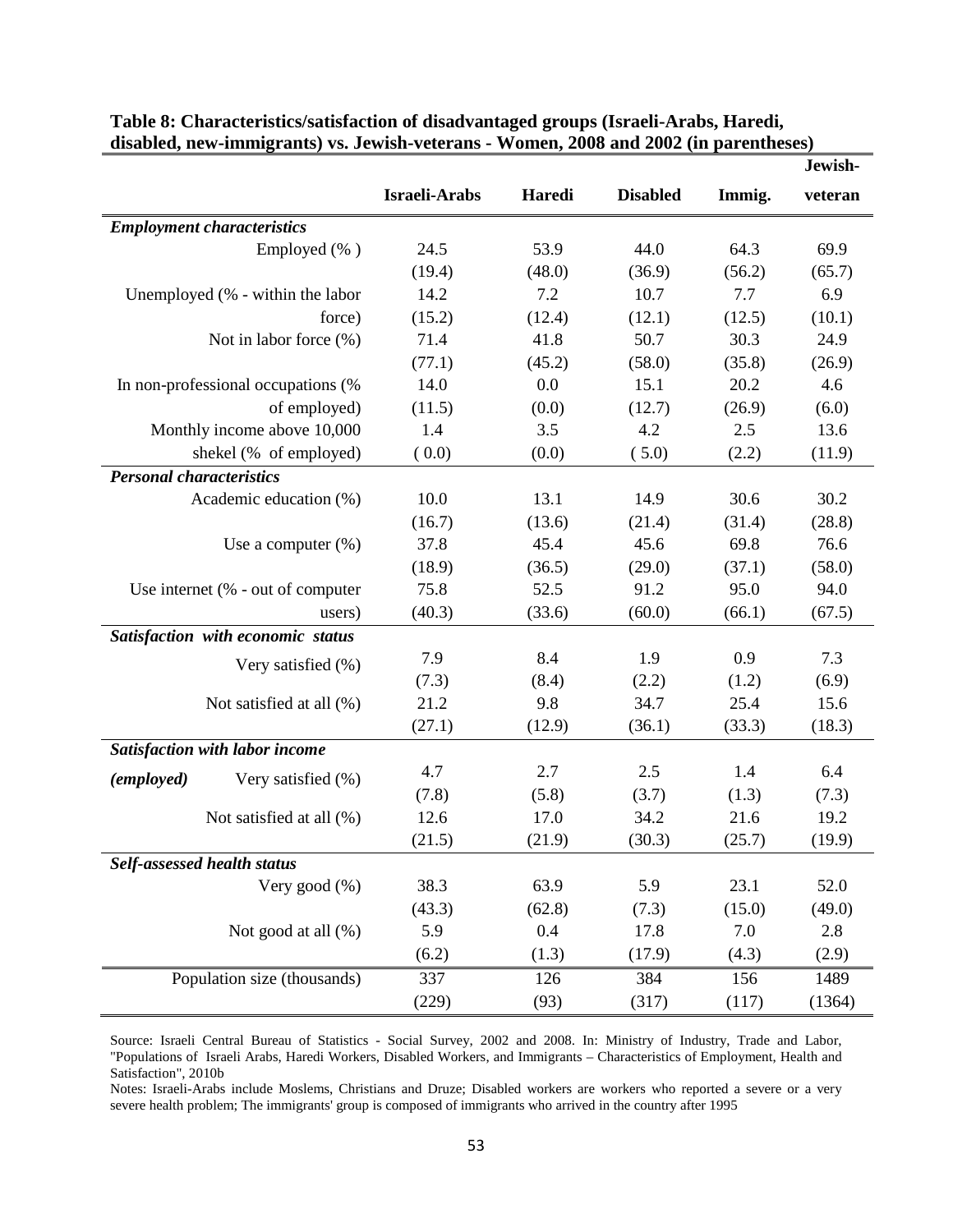**Table 8: Characteristics/satisfaction of disadvantaged groups (Israeli-Arabs, Haredi, disabled, new-immigrants) vs. Jewish-veterans - Women, 2008 and 2002 (in parentheses)**

| | Israeli-Arabs | Haredi | Disabled | Immig. | Jewish-veteran |
|---|---|---|---|---|---|
| ***Employment characteristics*** | | | | | |
| Employed (% ) | 24.5 | 53.9 | 44.0 | 64.3 | 69.9 |
| | (19.4) | (48.0) | (36.9) | (56.2) | (65.7) |
| Unemployed (% - within the labor force) | 14.2 | 7.2 | 10.7 | 7.7 | 6.9 |
| | (15.2) | (12.4) | (12.1) | (12.5) | (10.1) |
| Not in labor force (%) | 71.4 | 41.8 | 50.7 | 30.3 | 24.9 |
| | (77.1) | (45.2) | (58.0) | (35.8) | (26.9) |
| In non-professional occupations (% of employed) | 14.0 | 0.0 | 15.1 | 20.2 | 4.6 |
| | (11.5) | (0.0) | (12.7) | (26.9) | (6.0) |
| Monthly income above 10,000 shekel (% of employed) | 1.4 | 3.5 | 4.2 | 2.5 | 13.6 |
| | ( 0.0) | (0.0) | ( 5.0) | (2.2) | (11.9) |
| ***Personal characteristics*** | | | | | |
| Academic education (%) | 10.0 | 13.1 | 14.9 | 30.6 | 30.2 |
| | (16.7) | (13.6) | (21.4) | (31.4) | (28.8) |
| Use a computer (%) | 37.8 | 45.4 | 45.6 | 69.8 | 76.6 |
| | (18.9) | (36.5) | (29.0) | (37.1) | (58.0) |
| Use internet (% - out of computer users) | 75.8 | 52.5 | 91.2 | 95.0 | 94.0 |
| | (40.3) | (33.6) | (60.0) | (66.1) | (67.5) |
| ***Satisfaction with economic status*** | | | | | |
| Very satisfied (%) | 7.9 | 8.4 | 1.9 | 0.9 | 7.3 |
| | (7.3) | (8.4) | (2.2) | (1.2) | (6.9) |
| Not satisfied at all (%) | 21.2 | 9.8 | 34.7 | 25.4 | 15.6 |
| | (27.1) | (12.9) | (36.1) | (33.3) | (18.3) |
| ***Satisfaction with labor income*** | | | | | |
| ***(employed)*** Very satisfied (%) | 4.7 | 2.7 | 2.5 | 1.4 | 6.4 |
| | (7.8) | (5.8) | (3.7) | (1.3) | (7.3) |
| Not satisfied at all (%) | 12.6 | 17.0 | 34.2 | 21.6 | 19.2 |
| | (21.5) | (21.9) | (30.3) | (25.7) | (19.9) |
| ***Self-assessed health status*** | | | | | |
| Very good (%) | 38.3 | 63.9 | 5.9 | 23.1 | 52.0 |
| | (43.3) | (62.8) | (7.3) | (15.0) | (49.0) |
| Not good at all (%) | 5.9 | 0.4 | 17.8 | 7.0 | 2.8 |
| | (6.2) | (1.3) | (17.9) | (4.3) | (2.9) |
| Population size (thousands) | 337 | 126 | 384 | 156 | 1489 |
| | (229) | (93) | (317) | (117) | (1364) |

Source: Israeli Central Bureau of Statistics - Social Survey, 2002 and 2008. In: Ministry of Industry, Trade and Labor, "Populations of Israeli Arabs, Haredi Workers, Disabled Workers, and Immigrants – Characteristics of Employment, Health and Satisfaction", 2010b

Notes: Israeli-Arabs include Moslems, Christians and Druze; Disabled workers are workers who reported a severe or a very severe health problem; The immigrants' group is composed of immigrants who arrived in the country after 1995